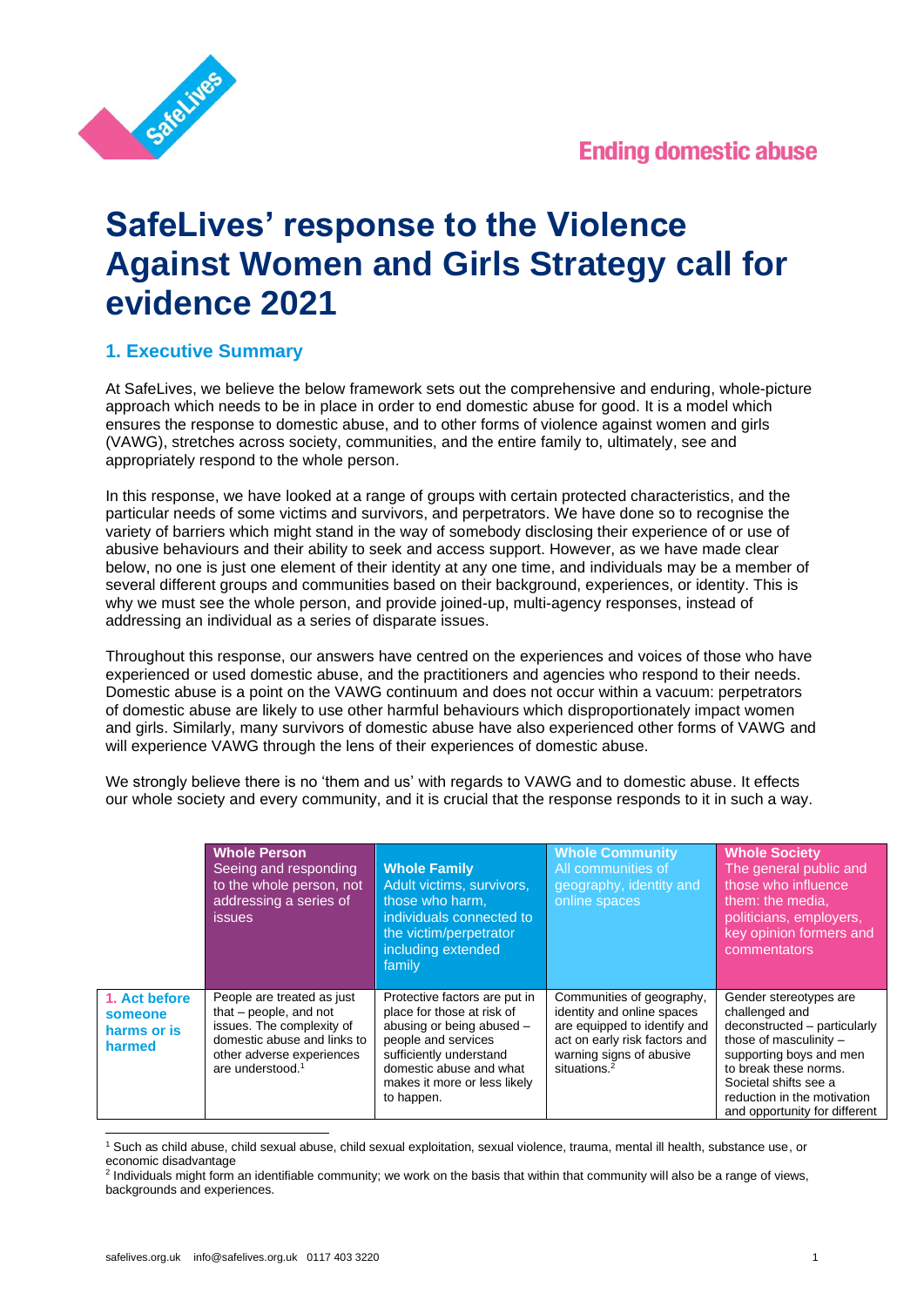Ending domestic abuse

# SafeLives' response to the Violence Against Women and Girls Strategy call for evidence 2021

## 1. Executive Summary

At SafeLives, we believe the below framework sets out the comprehensive and enduring, whole-picture approach which needs to be in place in order to end domestic abuse for good. It is a model which ensures the response to domestic abuse, and to other forms of violence against women and girls (VAWG), stretches across society, communities, and the entire family to, ultimately, see and appropriately respond to the whole person.

In this response, we have looked at a range of groups with certain protected characteristics, and the particular needs of some victims and survivors, and perpetrators. We have done so to recognise the variety of barriers which might stand in the way of somebody disclosing their experience of or use of abusive behaviours and their ability to seek and access support. However, as we have made clear below, no one is just one element of their identity at any one time, and individuals may be a member of several different groups and communities based on their background, experiences, or identity. This is why we must see the whole person, and provide joined-up, multi-agency responses, instead of addressing an individual as a series of disparate issues.

Throughout this response, our answers have centred on the experiences and voices of those who have experienced or used domestic abuse, and the practitioners and agencies who respond to their needs. Domestic abuse is a point on the VAWG continuum and does not occur within a vacuum: perpetrators of domestic abuse are likely to use other harmful behaviours which disproportionately impact women and girls. Similarly, many survivors of domestic abuse have also experienced other forms of VAWG and will experience VAWG through the lens of their experiences of domestic abuse.

We strongly believe there is no 'them and us' with regards to VAWG and to domestic abuse. It effects our whole society and every community, and it is crucial that the response responds to it in such a way.

| | **Whole Person** Seeing and responding to the whole person, not addressing a series of issues | **Whole Family** Adult victims, survivors, those who harm, individuals connected to the victim/perpetrator including extended family | **Whole Community** All communities of geography, identity and online spaces | **Whole Society** The general public and those who influence them: the media, politicians, employers, key opinion formers and commentators |
|---|---|---|---|---|
| **1. Act before someone harms or is harmed** | People are treated as just that – people, and not issues. The complexity of domestic abuse and links to other adverse experiences are understood.[1] | Protective factors are put in place for those at risk of abusing or being abused – people and services sufficiently understand domestic abuse and what makes it more or less likely to happen. | Communities of geography, identity and online spaces are equipped to identify and act on early risk factors and warning signs of abusive situations.[2] | Gender stereotypes are challenged and deconstructed – particularly those of masculinity – supporting boys and men to break these norms. Societal shifts see a reduction in the motivation and opportunity for different |

[1] Such as child abuse, child sexual abuse, child sexual exploitation, sexual violence, trauma, mental ill health, substance use, or economic disadvantage

[2] Individuals might form an identifiable community; we work on the basis that within that community will also be a range of views, backgrounds and experiences.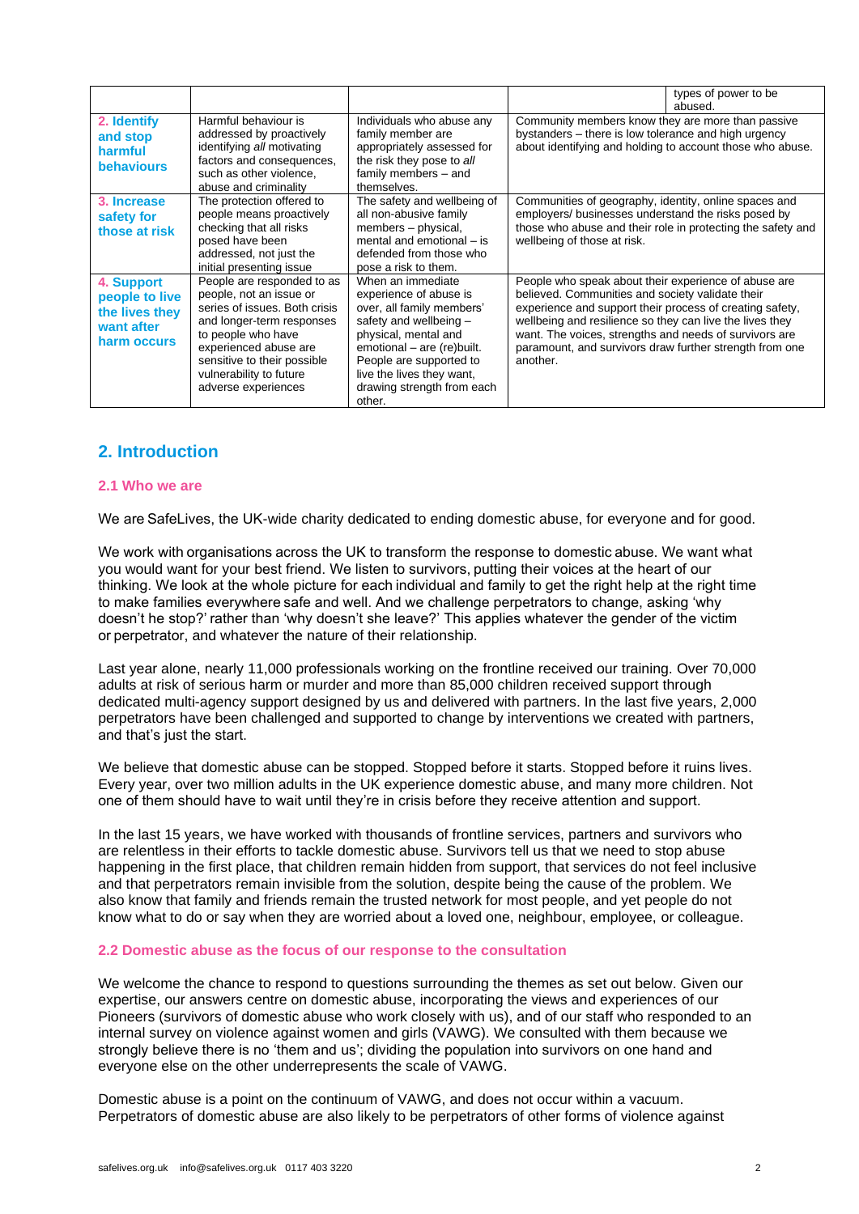| | | | | types of power to be abused. |
|---|---|---|---|---|
| **2. Identify and stop harmful behaviours** | Harmful behaviour is addressed by proactively identifying *all* motivating factors and consequences, such as other violence, abuse and criminality | Individuals who abuse any family member are appropriately assessed for the risk they pose to *all* family members – and themselves. | Community members know they are more than passive bystanders – there is low tolerance and high urgency about identifying and holding to account those who abuse. | |
| **3. Increase safety for those at risk** | The protection offered to people means proactively checking that all risks posed have been addressed, not just the initial presenting issue | The safety and wellbeing of all non-abusive family members – physical, mental and emotional – is defended from those who pose a risk to them. | Communities of geography, identity, online spaces and employers/ businesses understand the risks posed by those who abuse and their role in protecting the safety and wellbeing of those at risk. | |
| **4. Support people to live the lives they want after harm occurs** | People are responded to as people, not an issue or series of issues. Both crisis and longer-term responses to people who have experienced abuse are sensitive to their possible vulnerability to future adverse experiences | When an immediate experience of abuse is over, all family members' safety and wellbeing – physical, mental and emotional – are (re)built. People are supported to live the lives they want, drawing strength from each other. | People who speak about their experience of abuse are believed. Communities and society validate their experience and support their process of creating safety, wellbeing and resilience so they can live the lives they want. The voices, strengths and needs of survivors are paramount, and survivors draw further strength from one another. | |

## 2. Introduction

### 2.1 Who we are

We are SafeLives, the UK-wide charity dedicated to ending domestic abuse, for everyone and for good.

We work with organisations across the UK to transform the response to domestic abuse. We want what you would want for your best friend. We listen to survivors, putting their voices at the heart of our thinking. We look at the whole picture for each individual and family to get the right help at the right time to make families everywhere safe and well. And we challenge perpetrators to change, asking 'why doesn't he stop?' rather than 'why doesn't she leave?' This applies whatever the gender of the victim or perpetrator, and whatever the nature of their relationship.

Last year alone, nearly 11,000 professionals working on the frontline received our training. Over 70,000 adults at risk of serious harm or murder and more than 85,000 children received support through dedicated multi-agency support designed by us and delivered with partners. In the last five years, 2,000 perpetrators have been challenged and supported to change by interventions we created with partners, and that's just the start.

We believe that domestic abuse can be stopped. Stopped before it starts. Stopped before it ruins lives. Every year, over two million adults in the UK experience domestic abuse, and many more children. Not one of them should have to wait until they're in crisis before they receive attention and support.

In the last 15 years, we have worked with thousands of frontline services, partners and survivors who are relentless in their efforts to tackle domestic abuse. Survivors tell us that we need to stop abuse happening in the first place, that children remain hidden from support, that services do not feel inclusive and that perpetrators remain invisible from the solution, despite being the cause of the problem. We also know that family and friends remain the trusted network for most people, and yet people do not know what to do or say when they are worried about a loved one, neighbour, employee, or colleague.

### 2.2 Domestic abuse as the focus of our response to the consultation

We welcome the chance to respond to questions surrounding the themes as set out below. Given our expertise, our answers centre on domestic abuse, incorporating the views and experiences of our Pioneers (survivors of domestic abuse who work closely with us), and of our staff who responded to an internal survey on violence against women and girls (VAWG). We consulted with them because we strongly believe there is no 'them and us'; dividing the population into survivors on one hand and everyone else on the other underrepresents the scale of VAWG.

Domestic abuse is a point on the continuum of VAWG, and does not occur within a vacuum. Perpetrators of domestic abuse are also likely to be perpetrators of other forms of violence against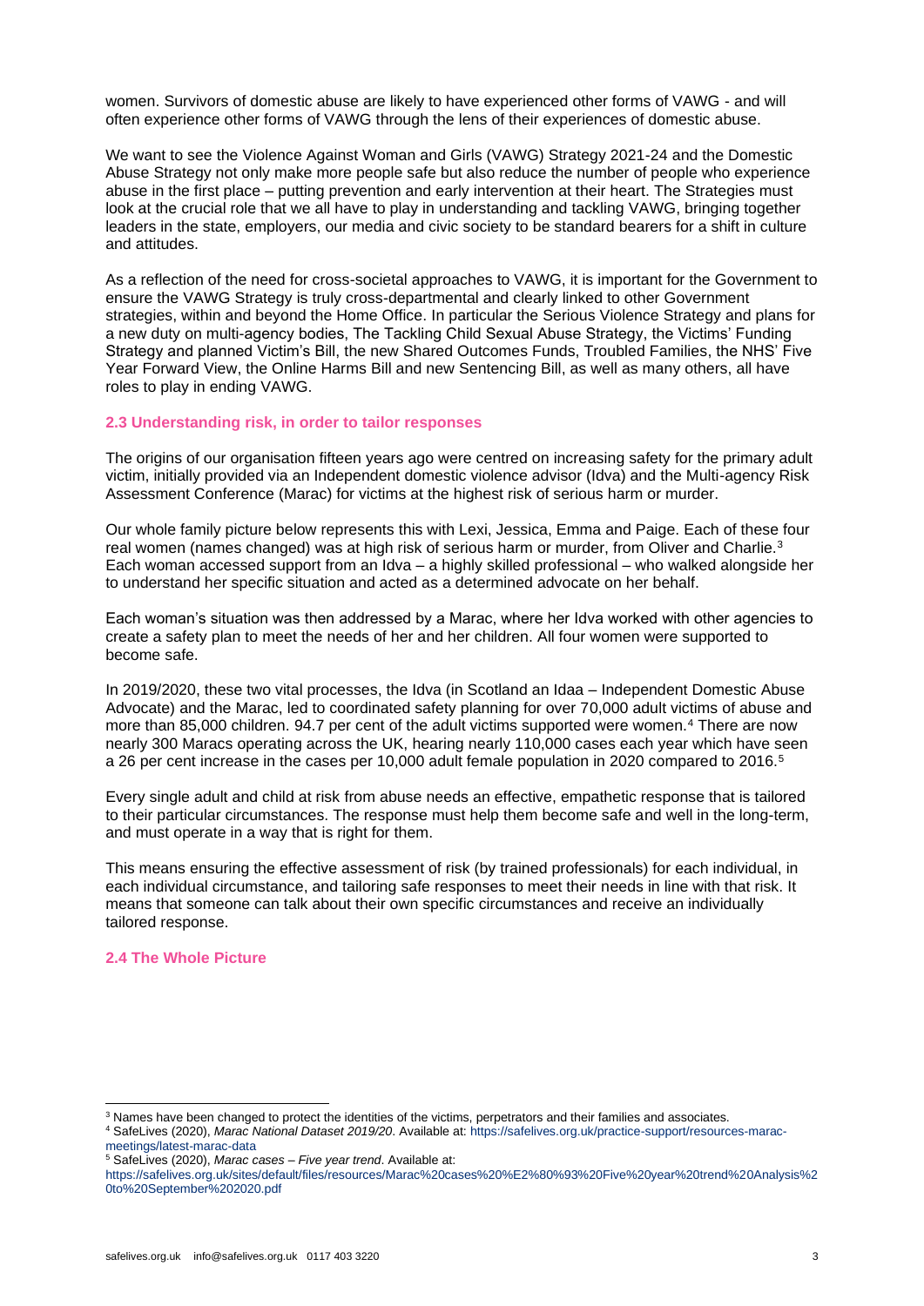women. Survivors of domestic abuse are likely to have experienced other forms of VAWG - and will often experience other forms of VAWG through the lens of their experiences of domestic abuse.

We want to see the Violence Against Woman and Girls (VAWG) Strategy 2021-24 and the Domestic Abuse Strategy not only make more people safe but also reduce the number of people who experience abuse in the first place – putting prevention and early intervention at their heart. The Strategies must look at the crucial role that we all have to play in understanding and tackling VAWG, bringing together leaders in the state, employers, our media and civic society to be standard bearers for a shift in culture and attitudes.

As a reflection of the need for cross-societal approaches to VAWG, it is important for the Government to ensure the VAWG Strategy is truly cross-departmental and clearly linked to other Government strategies, within and beyond the Home Office. In particular the Serious Violence Strategy and plans for a new duty on multi-agency bodies, The Tackling Child Sexual Abuse Strategy, the Victims' Funding Strategy and planned Victim's Bill, the new Shared Outcomes Funds, Troubled Families, the NHS' Five Year Forward View, the Online Harms Bill and new Sentencing Bill, as well as many others, all have roles to play in ending VAWG.

### 2.3 Understanding risk, in order to tailor responses

The origins of our organisation fifteen years ago were centred on increasing safety for the primary adult victim, initially provided via an Independent domestic violence advisor (Idva) and the Multi-agency Risk Assessment Conference (Marac) for victims at the highest risk of serious harm or murder.

Our whole family picture below represents this with Lexi, Jessica, Emma and Paige. Each of these four real women (names changed) was at high risk of serious harm or murder, from Oliver and Charlie.[3] Each woman accessed support from an Idva – a highly skilled professional – who walked alongside her to understand her specific situation and acted as a determined advocate on her behalf.

Each woman's situation was then addressed by a Marac, where her Idva worked with other agencies to create a safety plan to meet the needs of her and her children. All four women were supported to become safe.

In 2019/2020, these two vital processes, the Idva (in Scotland an Idaa – Independent Domestic Abuse Advocate) and the Marac, led to coordinated safety planning for over 70,000 adult victims of abuse and more than 85,000 children. 94.7 per cent of the adult victims supported were women.[4] There are now nearly 300 Maracs operating across the UK, hearing nearly 110,000 cases each year which have seen a 26 per cent increase in the cases per 10,000 adult female population in 2020 compared to 2016.[5]

Every single adult and child at risk from abuse needs an effective, empathetic response that is tailored to their particular circumstances. The response must help them become safe and well in the long-term, and must operate in a way that is right for them.

This means ensuring the effective assessment of risk (by trained professionals) for each individual, in each individual circumstance, and tailoring safe responses to meet their needs in line with that risk. It means that someone can talk about their own specific circumstances and receive an individually tailored response.

### 2.4 The Whole Picture

---

[3] Names have been changed to protect the identities of the victims, perpetrators and their families and associates.

[4] SafeLives (2020), *Marac National Dataset 2019/20*. Available at: https://safelives.org.uk/practice-support/resources-marac-meetings/latest-marac-data

[5] SafeLives (2020), *Marac cases – Five year trend*. Available at: https://safelives.org.uk/sites/default/files/resources/Marac%20cases%20%E2%80%93%20Five%20year%20trend%20Analysis%20to%20September%202020.pdf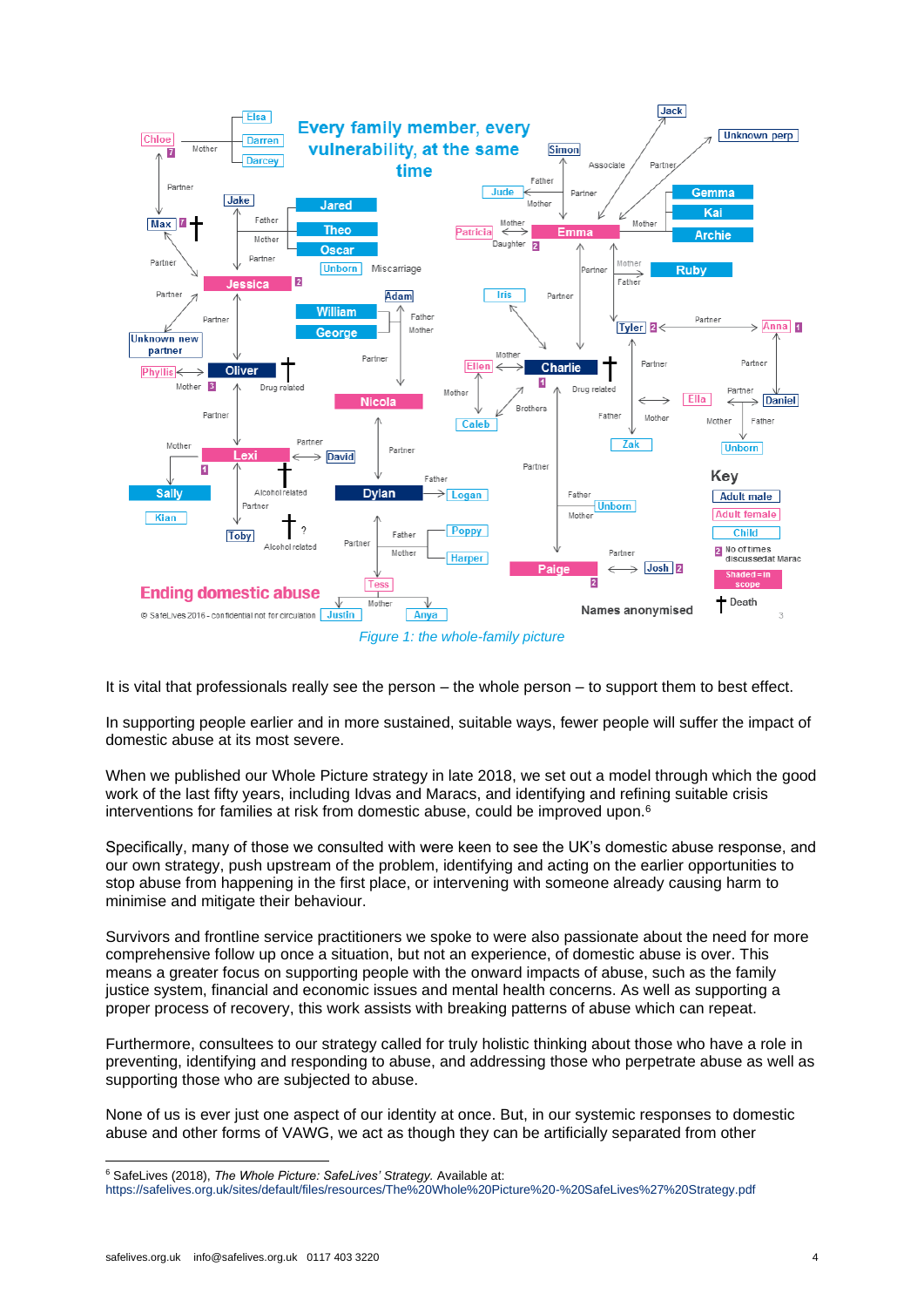*Figure 1: the whole-family picture*

It is vital that professionals really see the person – the whole person – to support them to best effect.

In supporting people earlier and in more sustained, suitable ways, fewer people will suffer the impact of domestic abuse at its most severe.

When we published our Whole Picture strategy in late 2018, we set out a model through which the good work of the last fifty years, including Idvas and Maracs, and identifying and refining suitable crisis interventions for families at risk from domestic abuse, could be improved upon.[6]

Specifically, many of those we consulted with were keen to see the UK's domestic abuse response, and our own strategy, push upstream of the problem, identifying and acting on the earlier opportunities to stop abuse from happening in the first place, or intervening with someone already causing harm to minimise and mitigate their behaviour.

Survivors and frontline service practitioners we spoke to were also passionate about the need for more comprehensive follow up once a situation, but not an experience, of domestic abuse is over. This means a greater focus on supporting people with the onward impacts of abuse, such as the family justice system, financial and economic issues and mental health concerns. As well as supporting a proper process of recovery, this work assists with breaking patterns of abuse which can repeat.

Furthermore, consultees to our strategy called for truly holistic thinking about those who have a role in preventing, identifying and responding to abuse, and addressing those who perpetrate abuse as well as supporting those who are subjected to abuse.

None of us is ever just one aspect of our identity at once. But, in our systemic responses to domestic abuse and other forms of VAWG, we act as though they can be artificially separated from other

---

[6] SafeLives (2018), *The Whole Picture: SafeLives' Strategy.* Available at: https://safelives.org.uk/sites/default/files/resources/The%20Whole%20Picture%20-%20SafeLives%27%20Strategy.pdf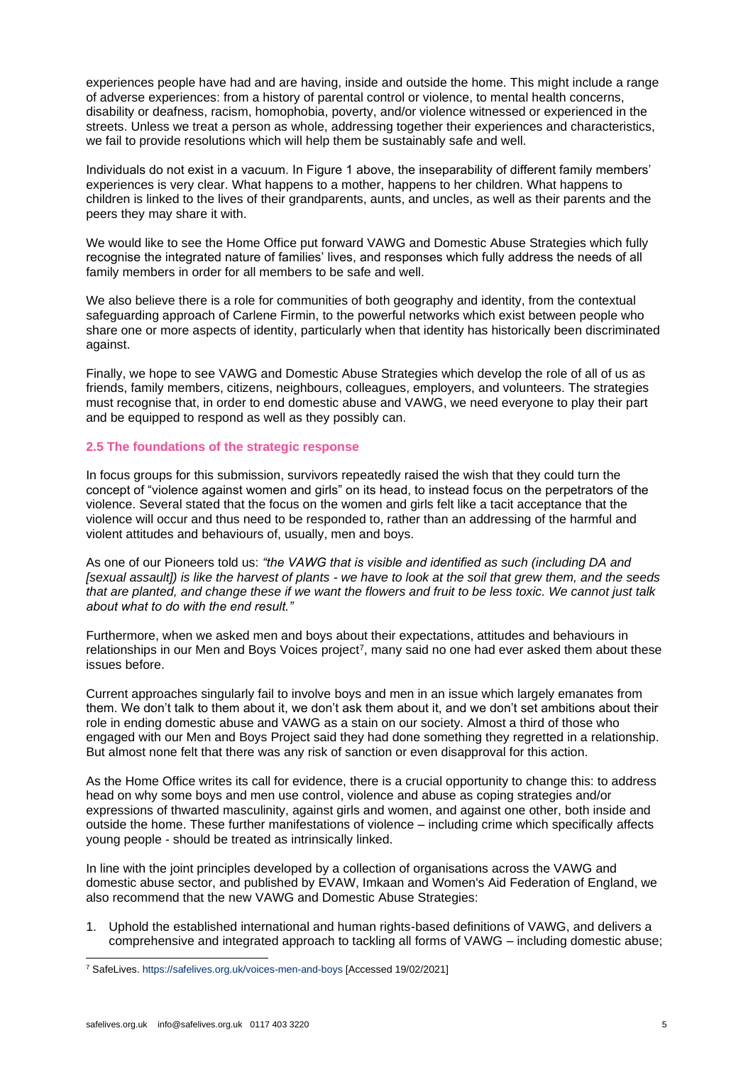experiences people have had and are having, inside and outside the home. This might include a range of adverse experiences: from a history of parental control or violence, to mental health concerns, disability or deafness, racism, homophobia, poverty, and/or violence witnessed or experienced in the streets. Unless we treat a person as whole, addressing together their experiences and characteristics, we fail to provide resolutions which will help them be sustainably safe and well.

Individuals do not exist in a vacuum. In Figure 1 above, the inseparability of different family members' experiences is very clear. What happens to a mother, happens to her children. What happens to children is linked to the lives of their grandparents, aunts, and uncles, as well as their parents and the peers they may share it with.

We would like to see the Home Office put forward VAWG and Domestic Abuse Strategies which fully recognise the integrated nature of families' lives, and responses which fully address the needs of all family members in order for all members to be safe and well.

We also believe there is a role for communities of both geography and identity, from the contextual safeguarding approach of Carlene Firmin, to the powerful networks which exist between people who share one or more aspects of identity, particularly when that identity has historically been discriminated against.

Finally, we hope to see VAWG and Domestic Abuse Strategies which develop the role of all of us as friends, family members, citizens, neighbours, colleagues, employers, and volunteers. The strategies must recognise that, in order to end domestic abuse and VAWG, we need everyone to play their part and be equipped to respond as well as they possibly can.

### 2.5 The foundations of the strategic response

In focus groups for this submission, survivors repeatedly raised the wish that they could turn the concept of "violence against women and girls" on its head, to instead focus on the perpetrators of the violence. Several stated that the focus on the women and girls felt like a tacit acceptance that the violence will occur and thus need to be responded to, rather than an addressing of the harmful and violent attitudes and behaviours of, usually, men and boys.

As one of our Pioneers told us: *"the VAWG that is visible and identified as such (including DA and [sexual assault]) is like the harvest of plants - we have to look at the soil that grew them, and the seeds that are planted, and change these if we want the flowers and fruit to be less toxic. We cannot just talk about what to do with the end result."*

Furthermore, when we asked men and boys about their expectations, attitudes and behaviours in relationships in our Men and Boys Voices project[7], many said no one had ever asked them about these issues before.

Current approaches singularly fail to involve boys and men in an issue which largely emanates from them. We don't talk to them about it, we don't ask them about it, and we don't set ambitions about their role in ending domestic abuse and VAWG as a stain on our society. Almost a third of those who engaged with our Men and Boys Project said they had done something they regretted in a relationship. But almost none felt that there was any risk of sanction or even disapproval for this action.

As the Home Office writes its call for evidence, there is a crucial opportunity to change this: to address head on why some boys and men use control, violence and abuse as coping strategies and/or expressions of thwarted masculinity, against girls and women, and against one other, both inside and outside the home. These further manifestations of violence – including crime which specifically affects young people - should be treated as intrinsically linked.

In line with the joint principles developed by a collection of organisations across the VAWG and domestic abuse sector, and published by EVAW, Imkaan and Women's Aid Federation of England, we also recommend that the new VAWG and Domestic Abuse Strategies:

1. Uphold the established international and human rights-based definitions of VAWG, and delivers a comprehensive and integrated approach to tackling all forms of VAWG – including domestic abuse;

[7] SafeLives. https://safelives.org.uk/voices-men-and-boys [Accessed 19/02/2021]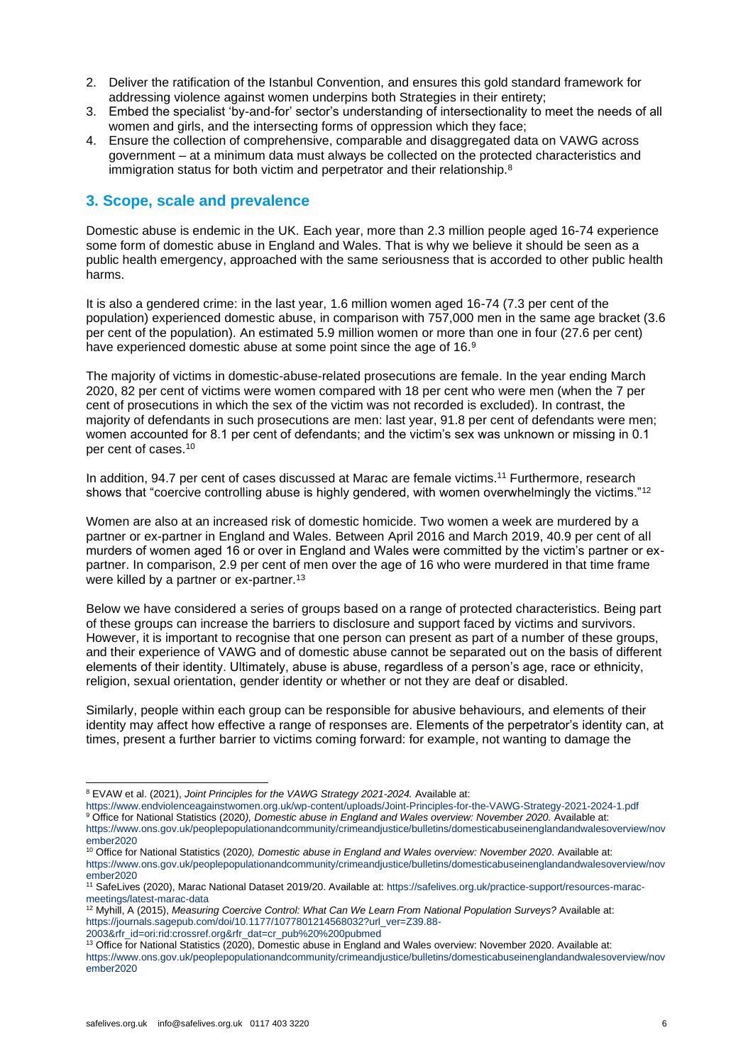2. Deliver the ratification of the Istanbul Convention, and ensures this gold standard framework for addressing violence against women underpins both Strategies in their entirety;
3. Embed the specialist 'by-and-for' sector's understanding of intersectionality to meet the needs of all women and girls, and the intersecting forms of oppression which they face;
4. Ensure the collection of comprehensive, comparable and disaggregated data on VAWG across government – at a minimum data must always be collected on the protected characteristics and immigration status for both victim and perpetrator and their relationship.[8]

## 3. Scope, scale and prevalence

Domestic abuse is endemic in the UK. Each year, more than 2.3 million people aged 16-74 experience some form of domestic abuse in England and Wales. That is why we believe it should be seen as a public health emergency, approached with the same seriousness that is accorded to other public health harms.

It is also a gendered crime: in the last year, 1.6 million women aged 16-74 (7.3 per cent of the population) experienced domestic abuse, in comparison with 757,000 men in the same age bracket (3.6 per cent of the population). An estimated 5.9 million women or more than one in four (27.6 per cent) have experienced domestic abuse at some point since the age of 16.[9]

The majority of victims in domestic-abuse-related prosecutions are female. In the year ending March 2020, 82 per cent of victims were women compared with 18 per cent who were men (when the 7 per cent of prosecutions in which the sex of the victim was not recorded is excluded). In contrast, the majority of defendants in such prosecutions are men: last year, 91.8 per cent of defendants were men; women accounted for 8.1 per cent of defendants; and the victim's sex was unknown or missing in 0.1 per cent of cases.[10]

In addition, 94.7 per cent of cases discussed at Marac are female victims.[11] Furthermore, research shows that "coercive controlling abuse is highly gendered, with women overwhelmingly the victims."[12]

Women are also at an increased risk of domestic homicide. Two women a week are murdered by a partner or ex-partner in England and Wales. Between April 2016 and March 2019, 40.9 per cent of all murders of women aged 16 or over in England and Wales were committed by the victim's partner or ex-partner. In comparison, 2.9 per cent of men over the age of 16 who were murdered in that time frame were killed by a partner or ex-partner.[13]

Below we have considered a series of groups based on a range of protected characteristics. Being part of these groups can increase the barriers to disclosure and support faced by victims and survivors. However, it is important to recognise that one person can present as part of a number of these groups, and their experience of VAWG and of domestic abuse cannot be separated out on the basis of different elements of their identity. Ultimately, abuse is abuse, regardless of a person's age, race or ethnicity, religion, sexual orientation, gender identity or whether or not they are deaf or disabled.

Similarly, people within each group can be responsible for abusive behaviours, and elements of their identity may affect how effective a range of responses are. Elements of the perpetrator's identity can, at times, present a further barrier to victims coming forward: for example, not wanting to damage the

---

[8] EVAW et al. (2021), *Joint Principles for the VAWG Strategy 2021-2024.* Available at: https://www.endviolenceagainstwomen.org.uk/wp-content/uploads/Joint-Principles-for-the-VAWG-Strategy-2021-2024-1.pdf

[9] Office for National Statistics (2020*), Domestic abuse in England and Wales overview: November 2020.* Available at: https://www.ons.gov.uk/peoplepopulationandcommunity/crimeandjustice/bulletins/domesticabuseinenglandandwalesoverview/november2020

[10] Office for National Statistics (2020*), Domestic abuse in England and Wales overview: November 2020.* Available at: https://www.ons.gov.uk/peoplepopulationandcommunity/crimeandjustice/bulletins/domesticabuseinenglandandwalesoverview/november2020

[11] SafeLives (2020), Marac National Dataset 2019/20. Available at: https://safelives.org.uk/practice-support/resources-marac-meetings/latest-marac-data

[12] Myhill, A (2015), *Measuring Coercive Control: What Can We Learn From National Population Surveys?* Available at: https://journals.sagepub.com/doi/10.1177/1077801214568032?url_ver=Z39.88-2003&rfr_id=ori:rid:crossref.org&rfr_dat=cr_pub%20%200pubmed

[13] Office for National Statistics (2020), Domestic abuse in England and Wales overview: November 2020. Available at: https://www.ons.gov.uk/peoplepopulationandcommunity/crimeandjustice/bulletins/domesticabuseinenglandandwalesoverview/november2020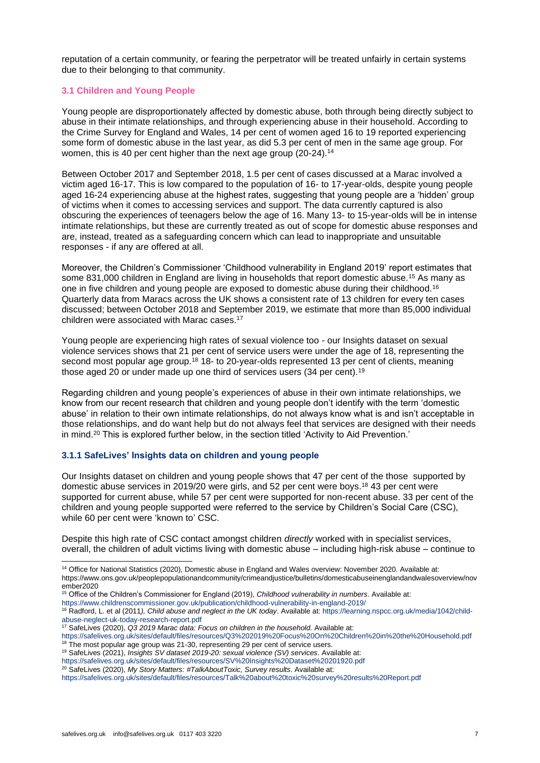reputation of a certain community, or fearing the perpetrator will be treated unfairly in certain systems due to their belonging to that community.

### 3.1 Children and Young People

Young people are disproportionately affected by domestic abuse, both through being directly subject to abuse in their intimate relationships, and through experiencing abuse in their household. According to the Crime Survey for England and Wales, 14 per cent of women aged 16 to 19 reported experiencing some form of domestic abuse in the last year, as did 5.3 per cent of men in the same age group. For women, this is 40 per cent higher than the next age group (20-24).[14]

Between October 2017 and September 2018, 1.5 per cent of cases discussed at a Marac involved a victim aged 16-17. This is low compared to the population of 16- to 17-year-olds, despite young people aged 16-24 experiencing abuse at the highest rates, suggesting that young people are a 'hidden' group of victims when it comes to accessing services and support. The data currently captured is also obscuring the experiences of teenagers below the age of 16. Many 13- to 15-year-olds will be in intense intimate relationships, but these are currently treated as out of scope for domestic abuse responses and are, instead, treated as a safeguarding concern which can lead to inappropriate and unsuitable responses - if any are offered at all.

Moreover, the Children's Commissioner 'Childhood vulnerability in England 2019' report estimates that some 831,000 children in England are living in households that report domestic abuse.[15] As many as one in five children and young people are exposed to domestic abuse during their childhood.[16] Quarterly data from Maracs across the UK shows a consistent rate of 13 children for every ten cases discussed; between October 2018 and September 2019, we estimate that more than 85,000 individual children were associated with Marac cases.[17]

Young people are experiencing high rates of sexual violence too - our Insights dataset on sexual violence services shows that 21 per cent of service users were under the age of 18, representing the second most popular age group.[18] 18- to 20-year-olds represented 13 per cent of clients, meaning those aged 20 or under made up one third of services users (34 per cent).[19]

Regarding children and young people's experiences of abuse in their own intimate relationships, we know from our recent research that children and young people don't identify with the term 'domestic abuse' in relation to their own intimate relationships, do not always know what is and isn't acceptable in those relationships, and do want help but do not always feel that services are designed with their needs in mind.[20] This is explored further below, in the section titled 'Activity to Aid Prevention.'

#### 3.1.1 SafeLives' Insights data on children and young people

Our Insights dataset on children and young people shows that 47 per cent of the those supported by domestic abuse services in 2019/20 were girls, and 52 per cent were boys.[18] 43 per cent were supported for current abuse, while 57 per cent were supported for non-recent abuse. 33 per cent of the children and young people supported were referred to the service by Children's Social Care (CSC), while 60 per cent were 'known to' CSC.

Despite this high rate of CSC contact amongst children *directly* worked with in specialist services, overall, the children of adult victims living with domestic abuse – including high-risk abuse – continue to

---

[14] Office for National Statistics (2020), Domestic abuse in England and Wales overview: November 2020. Available at: https://www.ons.gov.uk/peoplepopulationandcommunity/crimeandjustice/bulletins/domesticabuseinenglandandwalesoverview/november2020

[15] Office of the Children's Commissioner for England (2019), *Childhood vulnerability in numbers*. Available at: https://www.childrenscommissioner.gov.uk/publication/childhood-vulnerability-in-england-2019/

[16] Radford, L. et al (2011*), Child abuse and neglect in the UK today*. Available at: https://learning.nspcc.org.uk/media/1042/child-abuse-neglect-uk-today-research-report.pdf

[17] SafeLives (2020), *Q3 2019 Marac data: Focus on children in the household.* Available at: https://safelives.org.uk/sites/default/files/resources/Q3%202019%20Focus%20On%20Children%20in%20the%20Household.pdf

[18] The most popular age group was 21-30, representing 29 per cent of service users.

[19] SafeLives (2021), *Insights SV dataset 2019-20: sexual violence (SV) services*. Available at: https://safelives.org.uk/sites/default/files/resources/SV%20Insights%20Dataset%20201920.pdf

[20] SafeLives (2020), *My Story Matters: #TalkAboutToxic, Survey results*. Available at: https://safelives.org.uk/sites/default/files/resources/Talk%20about%20toxic%20survey%20results%20Report.pdf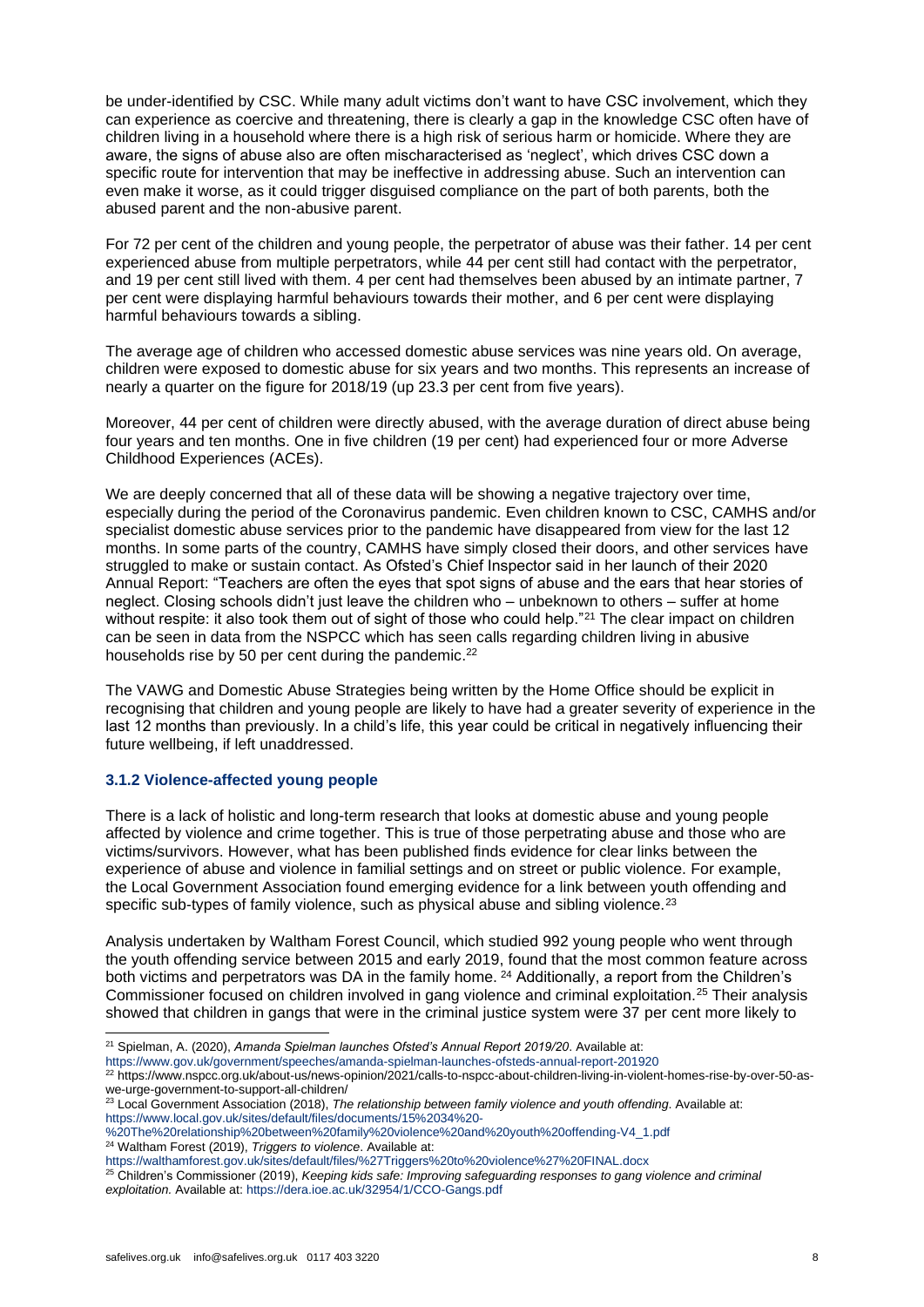be under-identified by CSC. While many adult victims don't want to have CSC involvement, which they can experience as coercive and threatening, there is clearly a gap in the knowledge CSC often have of children living in a household where there is a high risk of serious harm or homicide. Where they are aware, the signs of abuse also are often mischaracterised as 'neglect', which drives CSC down a specific route for intervention that may be ineffective in addressing abuse. Such an intervention can even make it worse, as it could trigger disguised compliance on the part of both parents, both the abused parent and the non-abusive parent.

For 72 per cent of the children and young people, the perpetrator of abuse was their father. 14 per cent experienced abuse from multiple perpetrators, while 44 per cent still had contact with the perpetrator, and 19 per cent still lived with them. 4 per cent had themselves been abused by an intimate partner, 7 per cent were displaying harmful behaviours towards their mother, and 6 per cent were displaying harmful behaviours towards a sibling.

The average age of children who accessed domestic abuse services was nine years old. On average, children were exposed to domestic abuse for six years and two months. This represents an increase of nearly a quarter on the figure for 2018/19 (up 23.3 per cent from five years).

Moreover, 44 per cent of children were directly abused, with the average duration of direct abuse being four years and ten months. One in five children (19 per cent) had experienced four or more Adverse Childhood Experiences (ACEs).

We are deeply concerned that all of these data will be showing a negative trajectory over time, especially during the period of the Coronavirus pandemic. Even children known to CSC, CAMHS and/or specialist domestic abuse services prior to the pandemic have disappeared from view for the last 12 months. In some parts of the country, CAMHS have simply closed their doors, and other services have struggled to make or sustain contact. As Ofsted's Chief Inspector said in her launch of their 2020 Annual Report: "Teachers are often the eyes that spot signs of abuse and the ears that hear stories of neglect. Closing schools didn't just leave the children who – unbeknown to others – suffer at home without respite: it also took them out of sight of those who could help."[21] The clear impact on children can be seen in data from the NSPCC which has seen calls regarding children living in abusive households rise by 50 per cent during the pandemic.[22]

The VAWG and Domestic Abuse Strategies being written by the Home Office should be explicit in recognising that children and young people are likely to have had a greater severity of experience in the last 12 months than previously. In a child's life, this year could be critical in negatively influencing their future wellbeing, if left unaddressed.

### 3.1.2 Violence-affected young people

There is a lack of holistic and long-term research that looks at domestic abuse and young people affected by violence and crime together. This is true of those perpetrating abuse and those who are victims/survivors. However, what has been published finds evidence for clear links between the experience of abuse and violence in familial settings and on street or public violence. For example, the Local Government Association found emerging evidence for a link between youth offending and specific sub-types of family violence, such as physical abuse and sibling violence.[23]

Analysis undertaken by Waltham Forest Council, which studied 992 young people who went through the youth offending service between 2015 and early 2019, found that the most common feature across both victims and perpetrators was DA in the family home.[24] Additionally, a report from the Children's Commissioner focused on children involved in gang violence and criminal exploitation.[25] Their analysis showed that children in gangs that were in the criminal justice system were 37 per cent more likely to

---

[21] Spielman, A. (2020), *Amanda Spielman launches Ofsted's Annual Report 2019/20*. Available at: https://www.gov.uk/government/speeches/amanda-spielman-launches-ofsteds-annual-report-201920

[22] https://www.nspcc.org.uk/about-us/news-opinion/2021/calls-to-nspcc-about-children-living-in-violent-homes-rise-by-over-50-as-we-urge-government-to-support-all-children/

[23] Local Government Association (2018), *The relationship between family violence and youth offending*. Available at: https://www.local.gov.uk/sites/default/files/documents/15%2034%20-%20The%20relationship%20between%20family%20violence%20and%20youth%20offending-V4_1.pdf

[24] Waltham Forest (2019), *Triggers to violence*. Available at: https://walthamforest.gov.uk/sites/default/files/%27Triggers%20to%20violence%27%20FINAL.docx

[25] Children's Commissioner (2019), *Keeping kids safe: Improving safeguarding responses to gang violence and criminal exploitation.* Available at: https://dera.ioe.ac.uk/32954/1/CCO-Gangs.pdf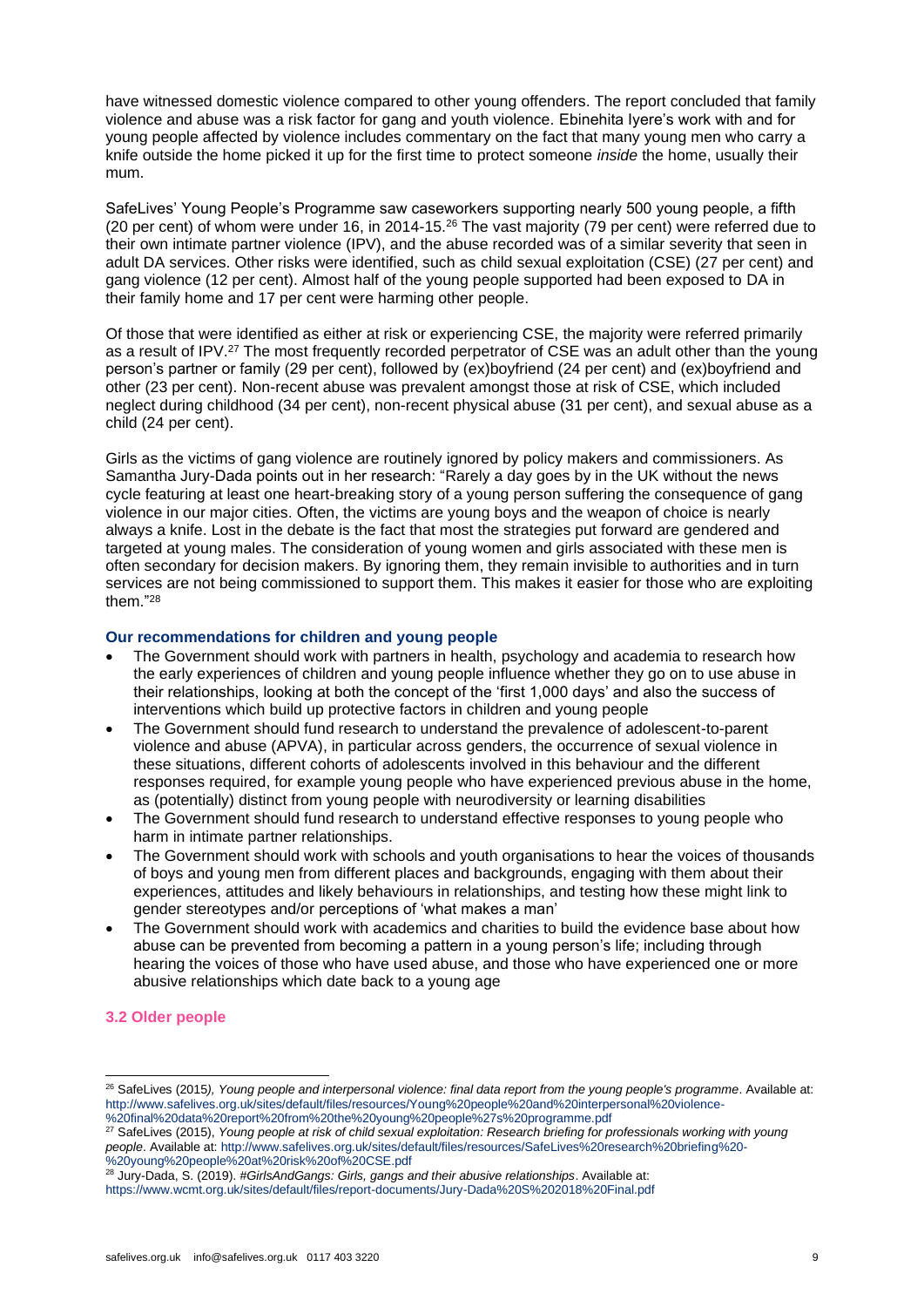have witnessed domestic violence compared to other young offenders. The report concluded that family violence and abuse was a risk factor for gang and youth violence. Ebinehita Iyere's work with and for young people affected by violence includes commentary on the fact that many young men who carry a knife outside the home picked it up for the first time to protect someone *inside* the home, usually their mum.

SafeLives' Young People's Programme saw caseworkers supporting nearly 500 young people, a fifth (20 per cent) of whom were under 16, in 2014-15.[26] The vast majority (79 per cent) were referred due to their own intimate partner violence (IPV), and the abuse recorded was of a similar severity that seen in adult DA services. Other risks were identified, such as child sexual exploitation (CSE) (27 per cent) and gang violence (12 per cent). Almost half of the young people supported had been exposed to DA in their family home and 17 per cent were harming other people.

Of those that were identified as either at risk or experiencing CSE, the majority were referred primarily as a result of IPV.[27] The most frequently recorded perpetrator of CSE was an adult other than the young person's partner or family (29 per cent), followed by (ex)boyfriend (24 per cent) and (ex)boyfriend and other (23 per cent). Non-recent abuse was prevalent amongst those at risk of CSE, which included neglect during childhood (34 per cent), non-recent physical abuse (31 per cent), and sexual abuse as a child (24 per cent).

Girls as the victims of gang violence are routinely ignored by policy makers and commissioners. As Samantha Jury-Dada points out in her research: "Rarely a day goes by in the UK without the news cycle featuring at least one heart-breaking story of a young person suffering the consequence of gang violence in our major cities. Often, the victims are young boys and the weapon of choice is nearly always a knife. Lost in the debate is the fact that most the strategies put forward are gendered and targeted at young males. The consideration of young women and girls associated with these men is often secondary for decision makers. By ignoring them, they remain invisible to authorities and in turn services are not being commissioned to support them. This makes it easier for those who are exploiting them."[28]

### Our recommendations for children and young people

- The Government should work with partners in health, psychology and academia to research how the early experiences of children and young people influence whether they go on to use abuse in their relationships, looking at both the concept of the 'first 1,000 days' and also the success of interventions which build up protective factors in children and young people
- The Government should fund research to understand the prevalence of adolescent-to-parent violence and abuse (APVA), in particular across genders, the occurrence of sexual violence in these situations, different cohorts of adolescents involved in this behaviour and the different responses required, for example young people who have experienced previous abuse in the home, as (potentially) distinct from young people with neurodiversity or learning disabilities
- The Government should fund research to understand effective responses to young people who harm in intimate partner relationships.
- The Government should work with schools and youth organisations to hear the voices of thousands of boys and young men from different places and backgrounds, engaging with them about their experiences, attitudes and likely behaviours in relationships, and testing how these might link to gender stereotypes and/or perceptions of 'what makes a man'
- The Government should work with academics and charities to build the evidence base about how abuse can be prevented from becoming a pattern in a young person's life; including through hearing the voices of those who have used abuse, and those who have experienced one or more abusive relationships which date back to a young age

## 3.2 Older people

---

[26] SafeLives (2015), *Young people and interpersonal violence: final data report from the young people's programme*. Available at: http://www.safelives.org.uk/sites/default/files/resources/Young%20people%20and%20interpersonal%20violence-%20final%20data%20report%20from%20the%20young%20people%27s%20programme.pdf

[27] SafeLives (2015), *Young people at risk of child sexual exploitation: Research briefing for professionals working with young people*. Available at: http://www.safelives.org.uk/sites/default/files/resources/SafeLives%20research%20briefing%20-%20young%20people%20at%20risk%20of%20CSE.pdf

[28] Jury-Dada, S. (2019). *#GirlsAndGangs: Girls, gangs and their abusive relationships*. Available at: https://www.wcmt.org.uk/sites/default/files/report-documents/Jury-Dada%20S%202018%20Final.pdf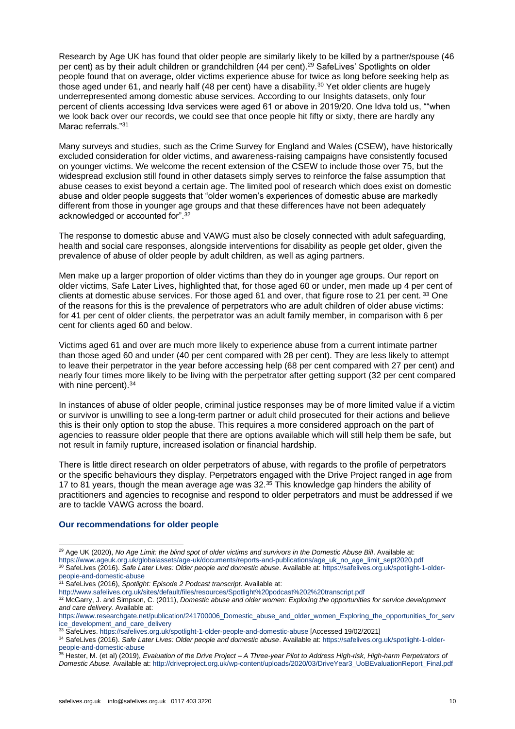Research by Age UK has found that older people are similarly likely to be killed by a partner/spouse (46 per cent) as by their adult children or grandchildren (44 per cent).[29] SafeLives' Spotlights on older people found that on average, older victims experience abuse for twice as long before seeking help as those aged under 61, and nearly half (48 per cent) have a disability.[30] Yet older clients are hugely underrepresented among domestic abuse services. According to our Insights datasets, only four percent of clients accessing Idva services were aged 61 or above in 2019/20. One Idva told us, ""when we look back over our records, we could see that once people hit fifty or sixty, there are hardly any Marac referrals."[31]

Many surveys and studies, such as the Crime Survey for England and Wales (CSEW), have historically excluded consideration for older victims, and awareness-raising campaigns have consistently focused on younger victims. We welcome the recent extension of the CSEW to include those over 75, but the widespread exclusion still found in other datasets simply serves to reinforce the false assumption that abuse ceases to exist beyond a certain age. The limited pool of research which does exist on domestic abuse and older people suggests that "older women's experiences of domestic abuse are markedly different from those in younger age groups and that these differences have not been adequately acknowledged or accounted for".[32]

The response to domestic abuse and VAWG must also be closely connected with adult safeguarding, health and social care responses, alongside interventions for disability as people get older, given the prevalence of abuse of older people by adult children, as well as aging partners.

Men make up a larger proportion of older victims than they do in younger age groups. Our report on older victims, Safe Later Lives, highlighted that, for those aged 60 or under, men made up 4 per cent of clients at domestic abuse services. For those aged 61 and over, that figure rose to 21 per cent. [33] One of the reasons for this is the prevalence of perpetrators who are adult children of older abuse victims: for 41 per cent of older clients, the perpetrator was an adult family member, in comparison with 6 per cent for clients aged 60 and below.

Victims aged 61 and over are much more likely to experience abuse from a current intimate partner than those aged 60 and under (40 per cent compared with 28 per cent). They are less likely to attempt to leave their perpetrator in the year before accessing help (68 per cent compared with 27 per cent) and nearly four times more likely to be living with the perpetrator after getting support (32 per cent compared with nine percent).[34]

In instances of abuse of older people, criminal justice responses may be of more limited value if a victim or survivor is unwilling to see a long-term partner or adult child prosecuted for their actions and believe this is their only option to stop the abuse. This requires a more considered approach on the part of agencies to reassure older people that there are options available which will still help them be safe, but not result in family rupture, increased isolation or financial hardship.

There is little direct research on older perpetrators of abuse, with regards to the profile of perpetrators or the specific behaviours they display. Perpetrators engaged with the Drive Project ranged in age from 17 to 81 years, though the mean average age was 32.[35] This knowledge gap hinders the ability of practitioners and agencies to recognise and respond to older perpetrators and must be addressed if we are to tackle VAWG across the board.

## Our recommendations for older people

---

[29] Age UK (2020), *No Age Limit: the blind spot of older victims and survivors in the Domestic Abuse Bill*. Available at: https://www.ageuk.org.uk/globalassets/age-uk/documents/reports-and-publications/age_uk_no_age_limit_sept2020.pdf

[30] SafeLives (2016). *Safe Later Lives: Older people and domestic abuse*. Available at: https://safelives.org.uk/spotlight-1-older-people-and-domestic-abuse

[31] SafeLives (2016), *Spotlight: Episode 2 Podcast transcript*. Available at: http://www.safelives.org.uk/sites/default/files/resources/Spotlight%20podcast%202%20transcript.pdf

[32] McGarry, J. and Simpson, C. (2011), *Domestic abuse and older women: Exploring the opportunities for service development and care delivery.* Available at: https://www.researchgate.net/publication/241700006_Domestic_abuse_and_older_women_Exploring_the_opportunities_for_service_development_and_care_delivery

[33] SafeLives. https://safelives.org.uk/spotlight-1-older-people-and-domestic-abuse [Accessed 19/02/2021]

[34] SafeLives (2016). *Safe Later Lives: Older people and domestic abuse*. Available at: https://safelives.org.uk/spotlight-1-older-people-and-domestic-abuse

[35] Hester, M. (et al) (2019), *Evaluation of the Drive Project – A Three-year Pilot to Address High-risk, High-harm Perpetrators of Domestic Abuse.* Available at: http://driveproject.org.uk/wp-content/uploads/2020/03/DriveYear3_UoBEvaluationReport_Final.pdf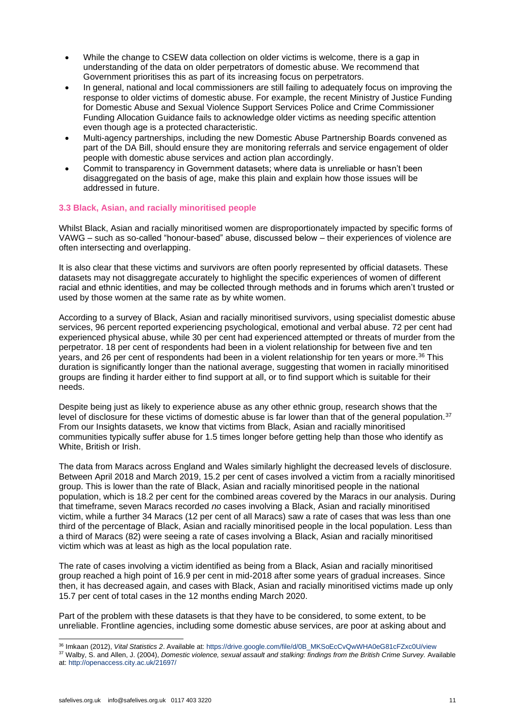- While the change to CSEW data collection on older victims is welcome, there is a gap in understanding of the data on older perpetrators of domestic abuse. We recommend that Government prioritises this as part of its increasing focus on perpetrators.
- In general, national and local commissioners are still failing to adequately focus on improving the response to older victims of domestic abuse. For example, the recent Ministry of Justice Funding for Domestic Abuse and Sexual Violence Support Services Police and Crime Commissioner Funding Allocation Guidance fails to acknowledge older victims as needing specific attention even though age is a protected characteristic.
- Multi-agency partnerships, including the new Domestic Abuse Partnership Boards convened as part of the DA Bill, should ensure they are monitoring referrals and service engagement of older people with domestic abuse services and action plan accordingly.
- Commit to transparency in Government datasets; where data is unreliable or hasn't been disaggregated on the basis of age, make this plain and explain how those issues will be addressed in future.

### 3.3 Black, Asian, and racially minoritised people

Whilst Black, Asian and racially minoritised women are disproportionately impacted by specific forms of VAWG – such as so-called "honour-based" abuse, discussed below – their experiences of violence are often intersecting and overlapping.

It is also clear that these victims and survivors are often poorly represented by official datasets. These datasets may not disaggregate accurately to highlight the specific experiences of women of different racial and ethnic identities, and may be collected through methods and in forums which aren't trusted or used by those women at the same rate as by white women.

According to a survey of Black, Asian and racially minoritised survivors, using specialist domestic abuse services, 96 percent reported experiencing psychological, emotional and verbal abuse. 72 per cent had experienced physical abuse, while 30 per cent had experienced attempted or threats of murder from the perpetrator. 18 per cent of respondents had been in a violent relationship for between five and ten years, and 26 per cent of respondents had been in a violent relationship for ten years or more.[36] This duration is significantly longer than the national average, suggesting that women in racially minoritised groups are finding it harder either to find support at all, or to find support which is suitable for their needs.

Despite being just as likely to experience abuse as any other ethnic group, research shows that the level of disclosure for these victims of domestic abuse is far lower than that of the general population.[37] From our Insights datasets, we know that victims from Black, Asian and racially minoritised communities typically suffer abuse for 1.5 times longer before getting help than those who identify as White, British or Irish.

The data from Maracs across England and Wales similarly highlight the decreased levels of disclosure. Between April 2018 and March 2019, 15.2 per cent of cases involved a victim from a racially minoritised group. This is lower than the rate of Black, Asian and racially minoritised people in the national population, which is 18.2 per cent for the combined areas covered by the Maracs in our analysis. During that timeframe, seven Maracs recorded *no* cases involving a Black, Asian and racially minoritised victim, while a further 34 Maracs (12 per cent of all Maracs) saw a rate of cases that was less than one third of the percentage of Black, Asian and racially minoritised people in the local population. Less than a third of Maracs (82) were seeing a rate of cases involving a Black, Asian and racially minoritised victim which was at least as high as the local population rate.

The rate of cases involving a victim identified as being from a Black, Asian and racially minoritised group reached a high point of 16.9 per cent in mid-2018 after some years of gradual increases. Since then, it has decreased again, and cases with Black, Asian and racially minoritised victims made up only 15.7 per cent of total cases in the 12 months ending March 2020.

Part of the problem with these datasets is that they have to be considered, to some extent, to be unreliable. Frontline agencies, including some domestic abuse services, are poor at asking about and

[36] Imkaan (2012), *Vital Statistics 2*. Available at: https://drive.google.com/file/d/0B_MKSoEcCvQwWHA0eG81cFZxc0U/view

[37] Walby, S. and Allen, J. (2004), *Domestic violence, sexual assault and stalking: findings from the British Crime Survey.* Available at: http://openaccess.city.ac.uk/21697/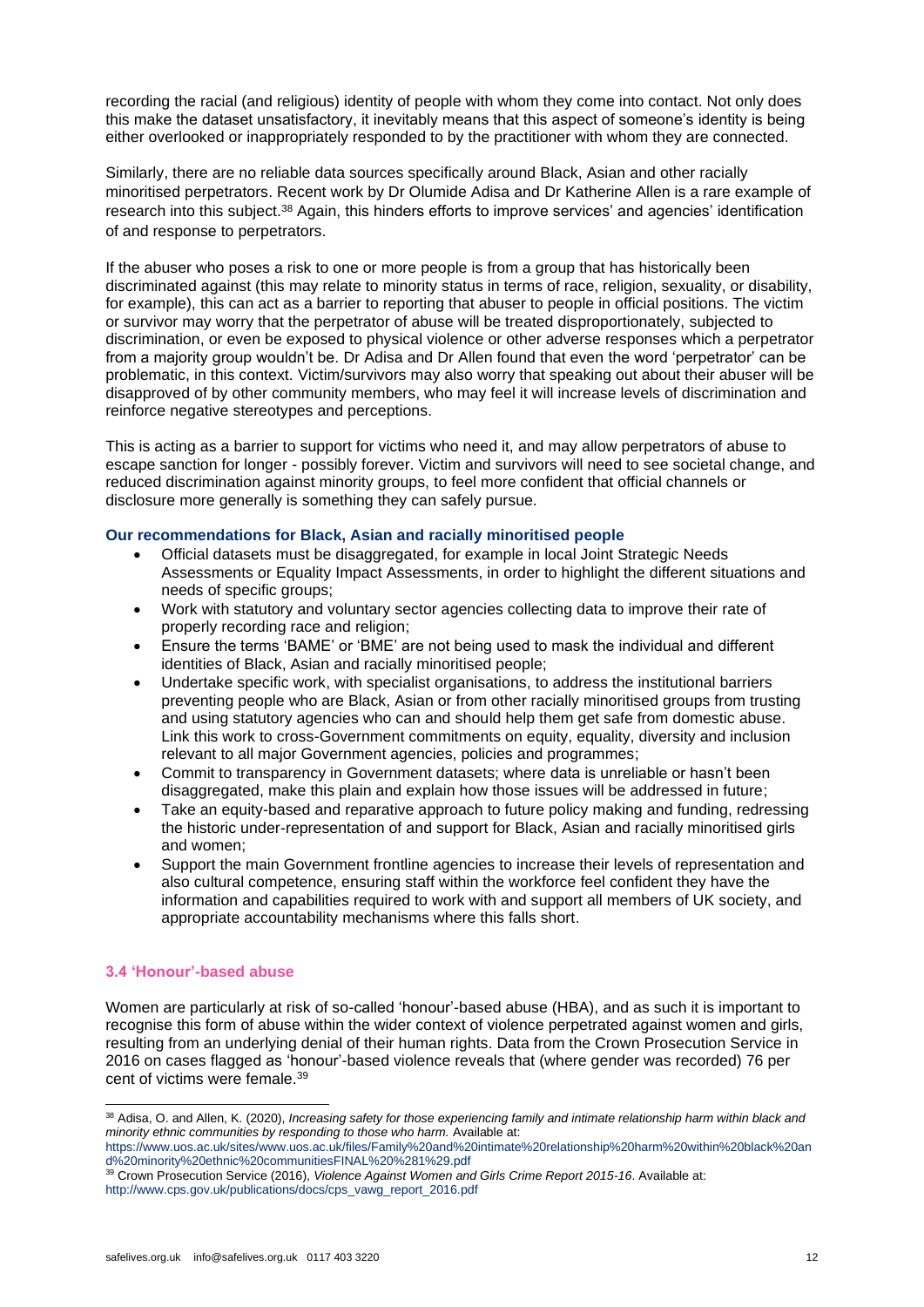recording the racial (and religious) identity of people with whom they come into contact. Not only does this make the dataset unsatisfactory, it inevitably means that this aspect of someone's identity is being either overlooked or inappropriately responded to by the practitioner with whom they are connected.

Similarly, there are no reliable data sources specifically around Black, Asian and other racially minoritised perpetrators. Recent work by Dr Olumide Adisa and Dr Katherine Allen is a rare example of research into this subject.[38] Again, this hinders efforts to improve services' and agencies' identification of and response to perpetrators.

If the abuser who poses a risk to one or more people is from a group that has historically been discriminated against (this may relate to minority status in terms of race, religion, sexuality, or disability, for example), this can act as a barrier to reporting that abuser to people in official positions. The victim or survivor may worry that the perpetrator of abuse will be treated disproportionately, subjected to discrimination, or even be exposed to physical violence or other adverse responses which a perpetrator from a majority group wouldn't be. Dr Adisa and Dr Allen found that even the word 'perpetrator' can be problematic, in this context. Victim/survivors may also worry that speaking out about their abuser will be disapproved of by other community members, who may feel it will increase levels of discrimination and reinforce negative stereotypes and perceptions.

This is acting as a barrier to support for victims who need it, and may allow perpetrators of abuse to escape sanction for longer - possibly forever. Victim and survivors will need to see societal change, and reduced discrimination against minority groups, to feel more confident that official channels or disclosure more generally is something they can safely pursue.

#### Our recommendations for Black, Asian and racially minoritised people

- Official datasets must be disaggregated, for example in local Joint Strategic Needs Assessments or Equality Impact Assessments, in order to highlight the different situations and needs of specific groups;
- Work with statutory and voluntary sector agencies collecting data to improve their rate of properly recording race and religion;
- Ensure the terms 'BAME' or 'BME' are not being used to mask the individual and different identities of Black, Asian and racially minoritised people;
- Undertake specific work, with specialist organisations, to address the institutional barriers preventing people who are Black, Asian or from other racially minoritised groups from trusting and using statutory agencies who can and should help them get safe from domestic abuse. Link this work to cross-Government commitments on equity, equality, diversity and inclusion relevant to all major Government agencies, policies and programmes;
- Commit to transparency in Government datasets; where data is unreliable or hasn't been disaggregated, make this plain and explain how those issues will be addressed in future;
- Take an equity-based and reparative approach to future policy making and funding, redressing the historic under-representation of and support for Black, Asian and racially minoritised girls and women;
- Support the main Government frontline agencies to increase their levels of representation and also cultural competence, ensuring staff within the workforce feel confident they have the information and capabilities required to work with and support all members of UK society, and appropriate accountability mechanisms where this falls short.

### 3.4 'Honour'-based abuse

Women are particularly at risk of so-called 'honour'-based abuse (HBA), and as such it is important to recognise this form of abuse within the wider context of violence perpetrated against women and girls, resulting from an underlying denial of their human rights. Data from the Crown Prosecution Service in 2016 on cases flagged as 'honour'-based violence reveals that (where gender was recorded) 76 per cent of victims were female.[39]

---

[38] Adisa, O. and Allen, K. (2020), *Increasing safety for those experiencing family and intimate relationship harm within black and minority ethnic communities by responding to those who harm.* Available at: https://www.uos.ac.uk/sites/www.uos.ac.uk/files/Family%20and%20intimate%20relationship%20harm%20within%20black%20and%20minority%20ethnic%20communitiesFINAL%20%281%29.pdf

[39] Crown Prosecution Service (2016), *Violence Against Women and Girls Crime Report 2015-16*. Available at: http://www.cps.gov.uk/publications/docs/cps_vawg_report_2016.pdf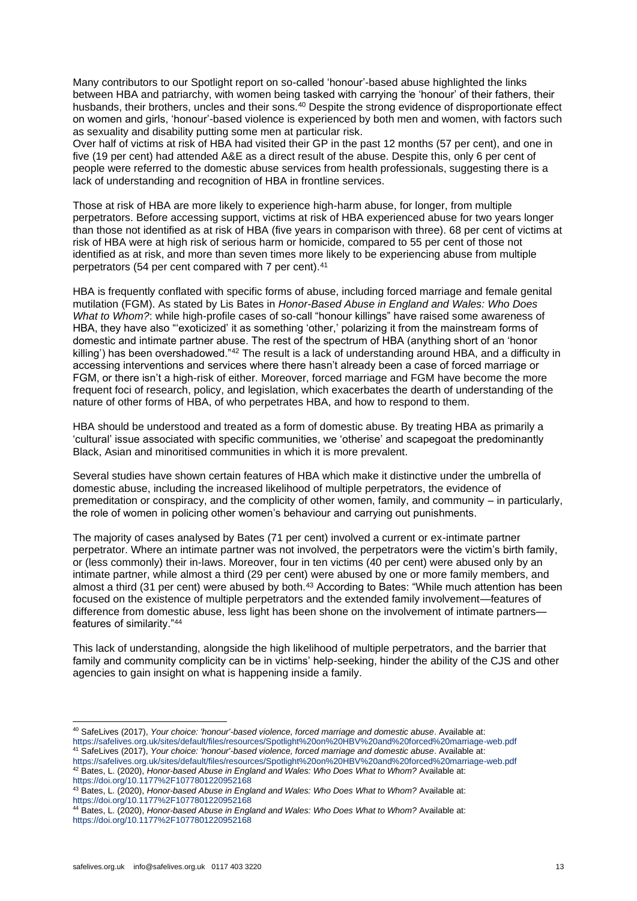Many contributors to our Spotlight report on so-called 'honour'-based abuse highlighted the links between HBA and patriarchy, with women being tasked with carrying the 'honour' of their fathers, their husbands, their brothers, uncles and their sons.[40] Despite the strong evidence of disproportionate effect on women and girls, 'honour'-based violence is experienced by both men and women, with factors such as sexuality and disability putting some men at particular risk.

Over half of victims at risk of HBA had visited their GP in the past 12 months (57 per cent), and one in five (19 per cent) had attended A&E as a direct result of the abuse. Despite this, only 6 per cent of people were referred to the domestic abuse services from health professionals, suggesting there is a lack of understanding and recognition of HBA in frontline services.

Those at risk of HBA are more likely to experience high-harm abuse, for longer, from multiple perpetrators. Before accessing support, victims at risk of HBA experienced abuse for two years longer than those not identified as at risk of HBA (five years in comparison with three). 68 per cent of victims at risk of HBA were at high risk of serious harm or homicide, compared to 55 per cent of those not identified as at risk, and more than seven times more likely to be experiencing abuse from multiple perpetrators (54 per cent compared with 7 per cent).[41]

HBA is frequently conflated with specific forms of abuse, including forced marriage and female genital mutilation (FGM). As stated by Lis Bates in *Honor-Based Abuse in England and Wales: Who Does What to Whom?*: while high-profile cases of so-call "honour killings" have raised some awareness of HBA, they have also "'exoticized' it as something 'other,' polarizing it from the mainstream forms of domestic and intimate partner abuse. The rest of the spectrum of HBA (anything short of an 'honor killing') has been overshadowed."[42] The result is a lack of understanding around HBA, and a difficulty in accessing interventions and services where there hasn't already been a case of forced marriage or FGM, or there isn't a high-risk of either. Moreover, forced marriage and FGM have become the more frequent foci of research, policy, and legislation, which exacerbates the dearth of understanding of the nature of other forms of HBA, of who perpetrates HBA, and how to respond to them.

HBA should be understood and treated as a form of domestic abuse. By treating HBA as primarily a 'cultural' issue associated with specific communities, we 'otherise' and scapegoat the predominantly Black, Asian and minoritised communities in which it is more prevalent.

Several studies have shown certain features of HBA which make it distinctive under the umbrella of domestic abuse, including the increased likelihood of multiple perpetrators, the evidence of premeditation or conspiracy, and the complicity of other women, family, and community – in particular, the role of women in policing other women's behaviour and carrying out punishments.

The majority of cases analysed by Bates (71 per cent) involved a current or ex-intimate partner perpetrator. Where an intimate partner was not involved, the perpetrators were the victim's birth family, or (less commonly) their in-laws. Moreover, four in ten victims (40 per cent) were abused only by an intimate partner, while almost a third (29 per cent) were abused by one or more family members, and almost a third (31 per cent) were abused by both.[43] According to Bates: "While much attention has been focused on the existence of multiple perpetrators and the extended family involvement—features of difference from domestic abuse, less light has been shone on the involvement of intimate partners—features of similarity."[44]

This lack of understanding, alongside the high likelihood of multiple perpetrators, and the barrier that family and community complicity can be in victims' help-seeking, hinder the ability of the CJS and other agencies to gain insight on what is happening inside a family.

---

[40] SafeLives (2017), *Your choice: 'honour'-based violence, forced marriage and domestic abuse*. Available at: https://safelives.org.uk/sites/default/files/resources/Spotlight%20on%20HBV%20and%20forced%20marriage-web.pdf

[41] SafeLives (2017), *Your choice: 'honour'-based violence, forced marriage and domestic abuse*. Available at: https://safelives.org.uk/sites/default/files/resources/Spotlight%20on%20HBV%20and%20forced%20marriage-web.pdf

[42] Bates, L. (2020), *Honor-based Abuse in England and Wales: Who Does What to Whom?* Available at: https://doi.org/10.1177%2F1077801220952168

[43] Bates, L. (2020), *Honor-based Abuse in England and Wales: Who Does What to Whom?* Available at: https://doi.org/10.1177%2F1077801220952168

[44] Bates, L. (2020), *Honor-based Abuse in England and Wales: Who Does What to Whom?* Available at: https://doi.org/10.1177%2F1077801220952168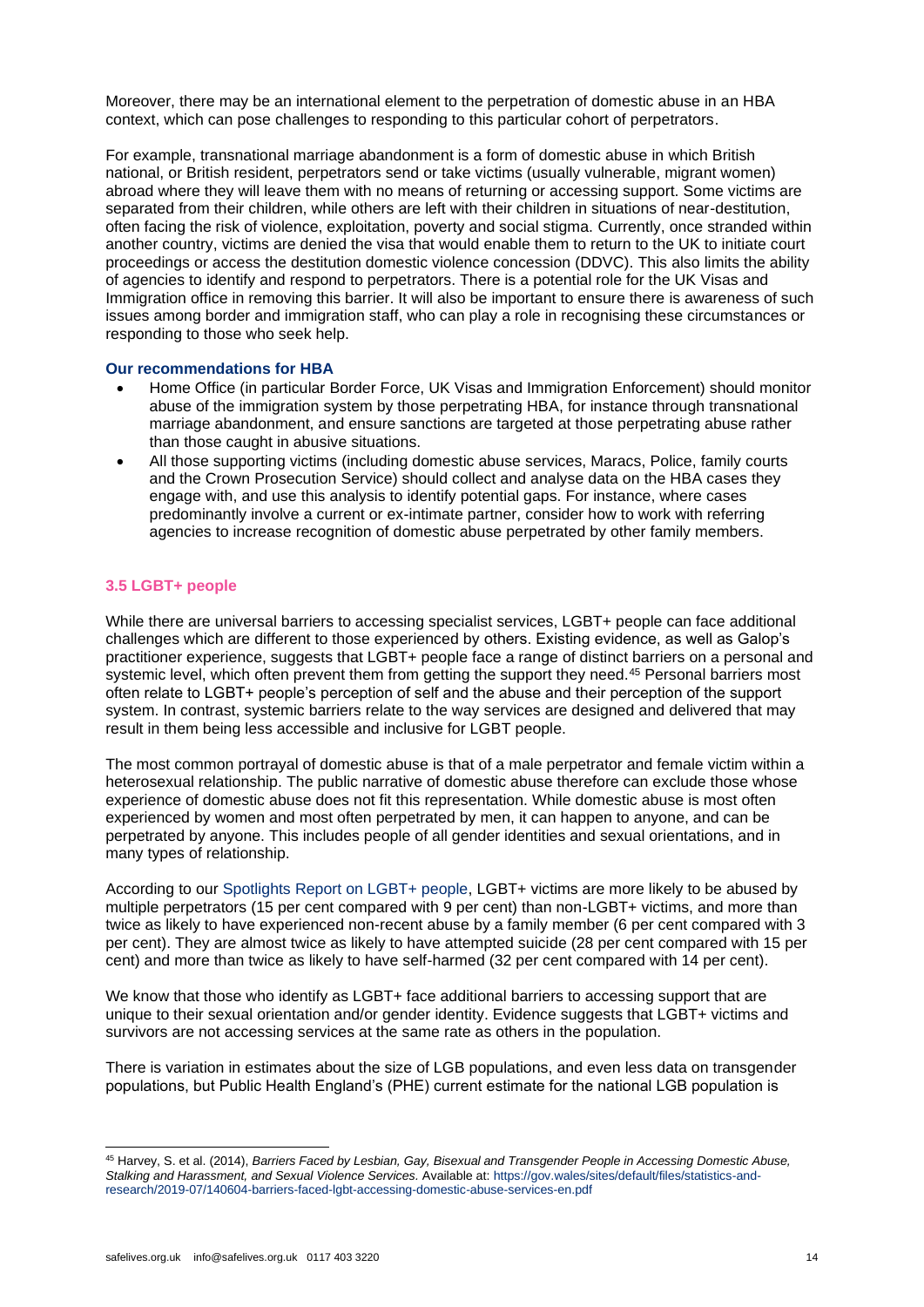Moreover, there may be an international element to the perpetration of domestic abuse in an HBA context, which can pose challenges to responding to this particular cohort of perpetrators.

For example, transnational marriage abandonment is a form of domestic abuse in which British national, or British resident, perpetrators send or take victims (usually vulnerable, migrant women) abroad where they will leave them with no means of returning or accessing support. Some victims are separated from their children, while others are left with their children in situations of near-destitution, often facing the risk of violence, exploitation, poverty and social stigma. Currently, once stranded within another country, victims are denied the visa that would enable them to return to the UK to initiate court proceedings or access the destitution domestic violence concession (DDVC). This also limits the ability of agencies to identify and respond to perpetrators. There is a potential role for the UK Visas and Immigration office in removing this barrier. It will also be important to ensure there is awareness of such issues among border and immigration staff, who can play a role in recognising these circumstances or responding to those who seek help.

**Our recommendations for HBA**

- Home Office (in particular Border Force, UK Visas and Immigration Enforcement) should monitor abuse of the immigration system by those perpetrating HBA, for instance through transnational marriage abandonment, and ensure sanctions are targeted at those perpetrating abuse rather than those caught in abusive situations.
- All those supporting victims (including domestic abuse services, Maracs, Police, family courts and the Crown Prosecution Service) should collect and analyse data on the HBA cases they engage with, and use this analysis to identify potential gaps. For instance, where cases predominantly involve a current or ex-intimate partner, consider how to work with referring agencies to increase recognition of domestic abuse perpetrated by other family members.

### 3.5 LGBT+ people

While there are universal barriers to accessing specialist services, LGBT+ people can face additional challenges which are different to those experienced by others. Existing evidence, as well as Galop's practitioner experience, suggests that LGBT+ people face a range of distinct barriers on a personal and systemic level, which often prevent them from getting the support they need.[45] Personal barriers most often relate to LGBT+ people's perception of self and the abuse and their perception of the support system. In contrast, systemic barriers relate to the way services are designed and delivered that may result in them being less accessible and inclusive for LGBT people.

The most common portrayal of domestic abuse is that of a male perpetrator and female victim within a heterosexual relationship. The public narrative of domestic abuse therefore can exclude those whose experience of domestic abuse does not fit this representation. While domestic abuse is most often experienced by women and most often perpetrated by men, it can happen to anyone, and can be perpetrated by anyone. This includes people of all gender identities and sexual orientations, and in many types of relationship.

According to our Spotlights Report on LGBT+ people, LGBT+ victims are more likely to be abused by multiple perpetrators (15 per cent compared with 9 per cent) than non-LGBT+ victims, and more than twice as likely to have experienced non-recent abuse by a family member (6 per cent compared with 3 per cent). They are almost twice as likely to have attempted suicide (28 per cent compared with 15 per cent) and more than twice as likely to have self-harmed (32 per cent compared with 14 per cent).

We know that those who identify as LGBT+ face additional barriers to accessing support that are unique to their sexual orientation and/or gender identity. Evidence suggests that LGBT+ victims and survivors are not accessing services at the same rate as others in the population.

There is variation in estimates about the size of LGB populations, and even less data on transgender populations, but Public Health England's (PHE) current estimate for the national LGB population is

---

[45] Harvey, S. et al. (2014), *Barriers Faced by Lesbian, Gay, Bisexual and Transgender People in Accessing Domestic Abuse, Stalking and Harassment, and Sexual Violence Services.* Available at: https://gov.wales/sites/default/files/statistics-and-research/2019-07/140604-barriers-faced-lgbt-accessing-domestic-abuse-services-en.pdf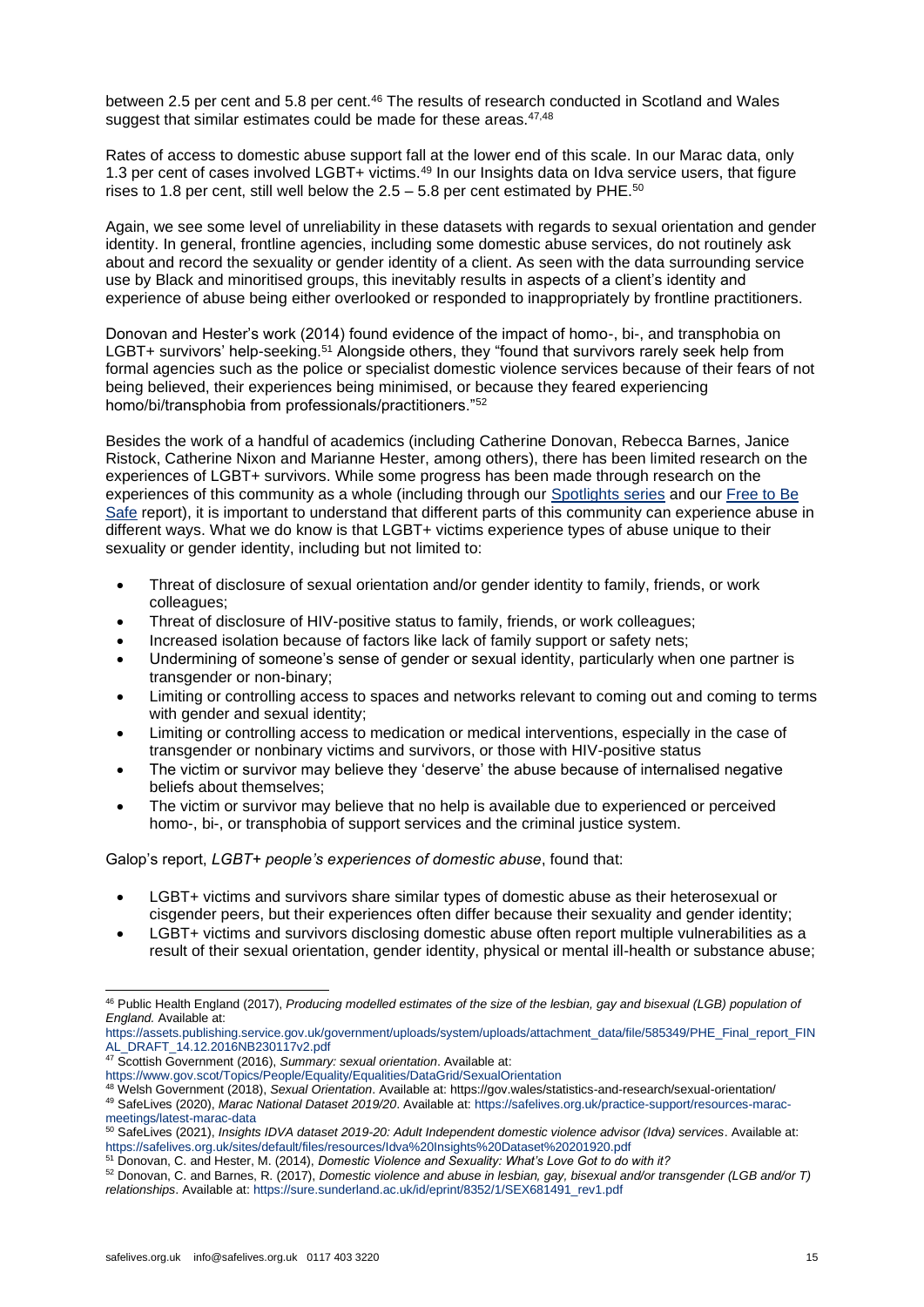between 2.5 per cent and 5.8 per cent.[46] The results of research conducted in Scotland and Wales suggest that similar estimates could be made for these areas.[47,48]

Rates of access to domestic abuse support fall at the lower end of this scale. In our Marac data, only 1.3 per cent of cases involved LGBT+ victims.[49] In our Insights data on Idva service users, that figure rises to 1.8 per cent, still well below the 2.5 – 5.8 per cent estimated by PHE.[50]

Again, we see some level of unreliability in these datasets with regards to sexual orientation and gender identity. In general, frontline agencies, including some domestic abuse services, do not routinely ask about and record the sexuality or gender identity of a client. As seen with the data surrounding service use by Black and minoritised groups, this inevitably results in aspects of a client's identity and experience of abuse being either overlooked or responded to inappropriately by frontline practitioners.

Donovan and Hester's work (2014) found evidence of the impact of homo-, bi-, and transphobia on LGBT+ survivors' help-seeking.[51] Alongside others, they "found that survivors rarely seek help from formal agencies such as the police or specialist domestic violence services because of their fears of not being believed, their experiences being minimised, or because they feared experiencing homo/bi/transphobia from professionals/practitioners."[52]

Besides the work of a handful of academics (including Catherine Donovan, Rebecca Barnes, Janice Ristock, Catherine Nixon and Marianne Hester, among others), there has been limited research on the experiences of LGBT+ survivors. While some progress has been made through research on the experiences of this community as a whole (including through our [Spotlights series]() and our [Free to Be Safe]() report), it is important to understand that different parts of this community can experience abuse in different ways. What we do know is that LGBT+ victims experience types of abuse unique to their sexuality or gender identity, including but not limited to:

- Threat of disclosure of sexual orientation and/or gender identity to family, friends, or work colleagues;
- Threat of disclosure of HIV-positive status to family, friends, or work colleagues;
- Increased isolation because of factors like lack of family support or safety nets;
- Undermining of someone's sense of gender or sexual identity, particularly when one partner is transgender or non-binary;
- Limiting or controlling access to spaces and networks relevant to coming out and coming to terms with gender and sexual identity;
- Limiting or controlling access to medication or medical interventions, especially in the case of transgender or nonbinary victims and survivors, or those with HIV-positive status
- The victim or survivor may believe they 'deserve' the abuse because of internalised negative beliefs about themselves;
- The victim or survivor may believe that no help is available due to experienced or perceived homo-, bi-, or transphobia of support services and the criminal justice system.

Galop's report, *LGBT+ people's experiences of domestic abuse*, found that:

- LGBT+ victims and survivors share similar types of domestic abuse as their heterosexual or cisgender peers, but their experiences often differ because their sexuality and gender identity;
- LGBT+ victims and survivors disclosing domestic abuse often report multiple vulnerabilities as a result of their sexual orientation, gender identity, physical or mental ill-health or substance abuse;

---

[46] Public Health England (2017), *Producing modelled estimates of the size of the lesbian, gay and bisexual (LGB) population of England.* Available at: https://assets.publishing.service.gov.uk/government/uploads/system/uploads/attachment_data/file/585349/PHE_Final_report_FINAL_DRAFT_14.12.2016NB230117v2.pdf

[47] Scottish Government (2016), *Summary: sexual orientation*. Available at: https://www.gov.scot/Topics/People/Equality/Equalities/DataGrid/SexualOrientation

[48] Welsh Government (2018), *Sexual Orientation*. Available at: https://gov.wales/statistics-and-research/sexual-orientation/

[49] SafeLives (2020), *Marac National Dataset 2019/20*. Available at: https://safelives.org.uk/practice-support/resources-marac-meetings/latest-marac-data

[50] SafeLives (2021), *Insights IDVA dataset 2019-20: Adult Independent domestic violence advisor (Idva) services*. Available at: https://safelives.org.uk/sites/default/files/resources/Idva%20Insights%20Dataset%20201920.pdf

[51] Donovan, C. and Hester, M. (2014), *Domestic Violence and Sexuality: What's Love Got to do with it?*

[52] Donovan, C. and Barnes, R. (2017), *Domestic violence and abuse in lesbian, gay, bisexual and/or transgender (LGB and/or T) relationships*. Available at: https://sure.sunderland.ac.uk/id/eprint/8352/1/SEX681491_rev1.pdf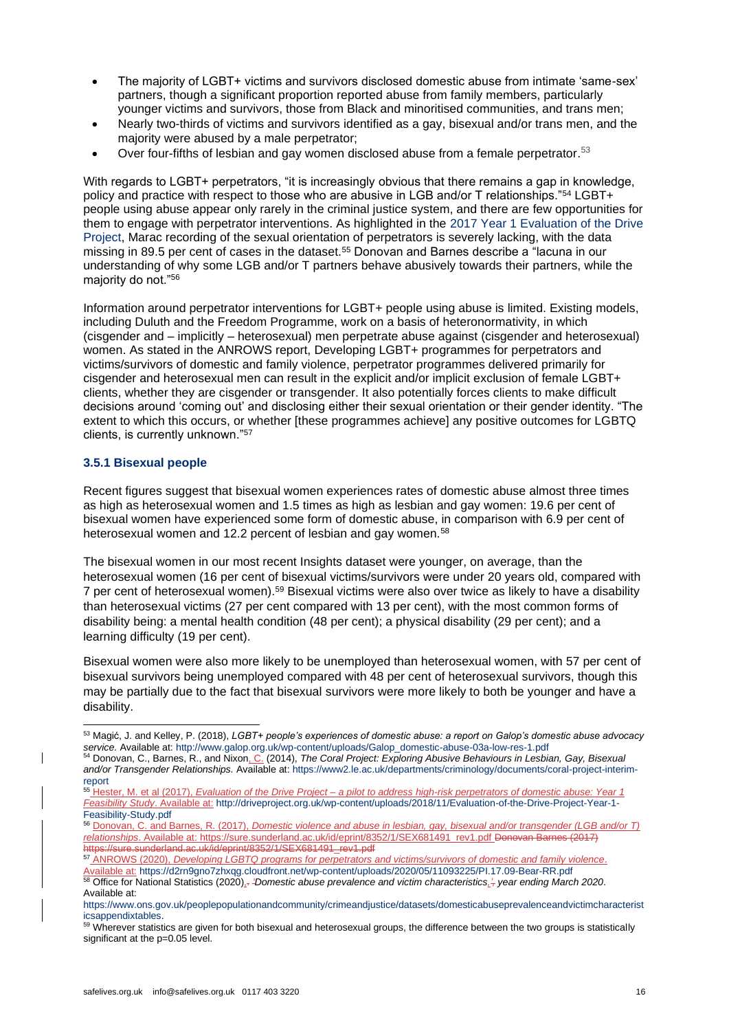- The majority of LGBT+ victims and survivors disclosed domestic abuse from intimate 'same-sex' partners, though a significant proportion reported abuse from family members, particularly younger victims and survivors, those from Black and minoritised communities, and trans men;
- Nearly two-thirds of victims and survivors identified as a gay, bisexual and/or trans men, and the majority were abused by a male perpetrator;
- Over four-fifths of lesbian and gay women disclosed abuse from a female perpetrator.[53]

With regards to LGBT+ perpetrators, "it is increasingly obvious that there remains a gap in knowledge, policy and practice with respect to those who are abusive in LGB and/or T relationships."[54] LGBT+ people using abuse appear only rarely in the criminal justice system, and there are few opportunities for them to engage with perpetrator interventions. As highlighted in the 2017 Year 1 Evaluation of the Drive Project, Marac recording of the sexual orientation of perpetrators is severely lacking, with the data missing in 89.5 per cent of cases in the dataset.[55] Donovan and Barnes describe a "lacuna in our understanding of why some LGB and/or T partners behave abusively towards their partners, while the majority do not."[56]

Information around perpetrator interventions for LGBT+ people using abuse is limited. Existing models, including Duluth and the Freedom Programme, work on a basis of heteronormativity, in which (cisgender and – implicitly – heterosexual) men perpetrate abuse against (cisgender and heterosexual) women. As stated in the ANROWS report, Developing LGBT+ programmes for perpetrators and victims/survivors of domestic and family violence, perpetrator programmes delivered primarily for cisgender and heterosexual men can result in the explicit and/or implicit exclusion of female LGBT+ clients, whether they are cisgender or transgender. It also potentially forces clients to make difficult decisions around 'coming out' and disclosing either their sexual orientation or their gender identity. "The extent to which this occurs, or whether [these programmes achieve] any positive outcomes for LGBTQ clients, is currently unknown."[57]

### 3.5.1 Bisexual people

Recent figures suggest that bisexual women experiences rates of domestic abuse almost three times as high as heterosexual women and 1.5 times as high as lesbian and gay women: 19.6 per cent of bisexual women have experienced some form of domestic abuse, in comparison with 6.9 per cent of heterosexual women and 12.2 percent of lesbian and gay women.[58]

The bisexual women in our most recent Insights dataset were younger, on average, than the heterosexual women (16 per cent of bisexual victims/survivors were under 20 years old, compared with 7 per cent of heterosexual women).[59] Bisexual victims were also over twice as likely to have a disability than heterosexual victims (27 per cent compared with 13 per cent), with the most common forms of disability being: a mental health condition (48 per cent); a physical disability (29 per cent); and a learning difficulty (19 per cent).

Bisexual women were also more likely to be unemployed than heterosexual women, with 57 per cent of bisexual survivors being unemployed compared with 48 per cent of heterosexual survivors, though this may be partially due to the fact that bisexual survivors were more likely to both be younger and have a disability.

---

[53] Magić, J. and Kelley, P. (2018), *LGBT+ people's experiences of domestic abuse: a report on Galop's domestic abuse advocacy service.* Available at: http://www.galop.org.uk/wp-content/uploads/Galop_domestic-abuse-03a-low-res-1.pdf

[54] Donovan, C., Barnes, R., and Nixon, C. (2014), *The Coral Project: Exploring Abusive Behaviours in Lesbian, Gay, Bisexual and/or Transgender Relationships.* Available at: https://www2.le.ac.uk/departments/criminology/documents/coral-project-interim-report

[55] Hester, M. et al (2017), *Evaluation of the Drive Project – a pilot to address high-risk perpetrators of domestic abuse: Year 1 Feasibility Study*. Available at: http://driveproject.org.uk/wp-content/uploads/2018/11/Evaluation-of-the-Drive-Project-Year-1-Feasibility-Study.pdf

[56] Donovan, C. and Barnes, R. (2017), *Domestic violence and abuse in lesbian, gay, bisexual and/or transgender (LGB and/or T) relationships*. Available at: https://sure.sunderland.ac.uk/id/eprint/8352/1/SEX681491_rev1.pdf ~~Donovan Barnes (2017) https://sure.sunderland.ac.uk/id/eprint/8352/1/SEX681491_rev1.pdf~~

[57] ANROWS (2020), *Developing LGBTQ programs for perpetrators and victims/survivors of domestic and family violence*. Available at: https://d2rn9gno7zhxqg.cloudfront.net/wp-content/uploads/2020/05/11093225/PI.17.09-Bear-RR.pdf

[58] Office for National Statistics (2020), *Domestic abuse prevalence and victim characteristics, year ending March 2020*. Available at: https://www.ons.gov.uk/peoplepopulationandcommunity/crimeandjustice/datasets/domesticabuseprevalenceandvictimcharacteristicsappendixtables.

[59] Wherever statistics are given for both bisexual and heterosexual groups, the difference between the two groups is statistically significant at the p=0.05 level.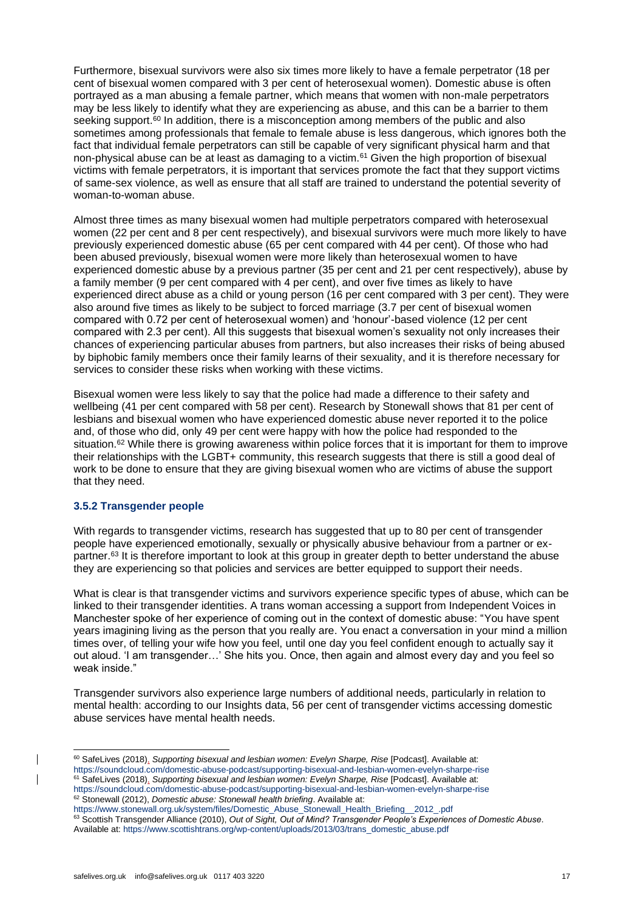Furthermore, bisexual survivors were also six times more likely to have a female perpetrator (18 per cent of bisexual women compared with 3 per cent of heterosexual women). Domestic abuse is often portrayed as a man abusing a female partner, which means that women with non-male perpetrators may be less likely to identify what they are experiencing as abuse, and this can be a barrier to them seeking support.[60] In addition, there is a misconception among members of the public and also sometimes among professionals that female to female abuse is less dangerous, which ignores both the fact that individual female perpetrators can still be capable of very significant physical harm and that non-physical abuse can be at least as damaging to a victim.[61] Given the high proportion of bisexual victims with female perpetrators, it is important that services promote the fact that they support victims of same-sex violence, as well as ensure that all staff are trained to understand the potential severity of woman-to-woman abuse.

Almost three times as many bisexual women had multiple perpetrators compared with heterosexual women (22 per cent and 8 per cent respectively), and bisexual survivors were much more likely to have previously experienced domestic abuse (65 per cent compared with 44 per cent). Of those who had been abused previously, bisexual women were more likely than heterosexual women to have experienced domestic abuse by a previous partner (35 per cent and 21 per cent respectively), abuse by a family member (9 per cent compared with 4 per cent), and over five times as likely to have experienced direct abuse as a child or young person (16 per cent compared with 3 per cent). They were also around five times as likely to be subject to forced marriage (3.7 per cent of bisexual women compared with 0.72 per cent of heterosexual women) and 'honour'-based violence (12 per cent compared with 2.3 per cent). All this suggests that bisexual women's sexuality not only increases their chances of experiencing particular abuses from partners, but also increases their risks of being abused by biphobic family members once their family learns of their sexuality, and it is therefore necessary for services to consider these risks when working with these victims.

Bisexual women were less likely to say that the police had made a difference to their safety and wellbeing (41 per cent compared with 58 per cent). Research by Stonewall shows that 81 per cent of lesbians and bisexual women who have experienced domestic abuse never reported it to the police and, of those who did, only 49 per cent were happy with how the police had responded to the situation.[62] While there is growing awareness within police forces that it is important for them to improve their relationships with the LGBT+ community, this research suggests that there is still a good deal of work to be done to ensure that they are giving bisexual women who are victims of abuse the support that they need.

### 3.5.2 Transgender people

With regards to transgender victims, research has suggested that up to 80 per cent of transgender people have experienced emotionally, sexually or physically abusive behaviour from a partner or ex-partner.[63] It is therefore important to look at this group in greater depth to better understand the abuse they are experiencing so that policies and services are better equipped to support their needs.

What is clear is that transgender victims and survivors experience specific types of abuse, which can be linked to their transgender identities. A trans woman accessing a support from Independent Voices in Manchester spoke of her experience of coming out in the context of domestic abuse: "You have spent years imagining living as the person that you really are. You enact a conversation in your mind a million times over, of telling your wife how you feel, until one day you feel confident enough to actually say it out aloud. 'I am transgender…' She hits you. Once, then again and almost every day and you feel so weak inside."

Transgender survivors also experience large numbers of additional needs, particularly in relation to mental health: according to our Insights data, 56 per cent of transgender victims accessing domestic abuse services have mental health needs.

---

[60] SafeLives (2018), *Supporting bisexual and lesbian women: Evelyn Sharpe, Rise* [Podcast]. Available at: https://soundcloud.com/domestic-abuse-podcast/supporting-bisexual-and-lesbian-women-evelyn-sharpe-rise

[61] SafeLives (2018), *Supporting bisexual and lesbian women: Evelyn Sharpe, Rise* [Podcast]. Available at: https://soundcloud.com/domestic-abuse-podcast/supporting-bisexual-and-lesbian-women-evelyn-sharpe-rise

[62] Stonewall (2012), *Domestic abuse: Stonewall health briefing*. Available at: https://www.stonewall.org.uk/system/files/Domestic_Abuse_Stonewall_Health_Briefing__2012_.pdf

[63] Scottish Transgender Alliance (2010), *Out of Sight, Out of Mind? Transgender People's Experiences of Domestic Abuse*. Available at: https://www.scottishtrans.org/wp-content/uploads/2013/03/trans_domestic_abuse.pdf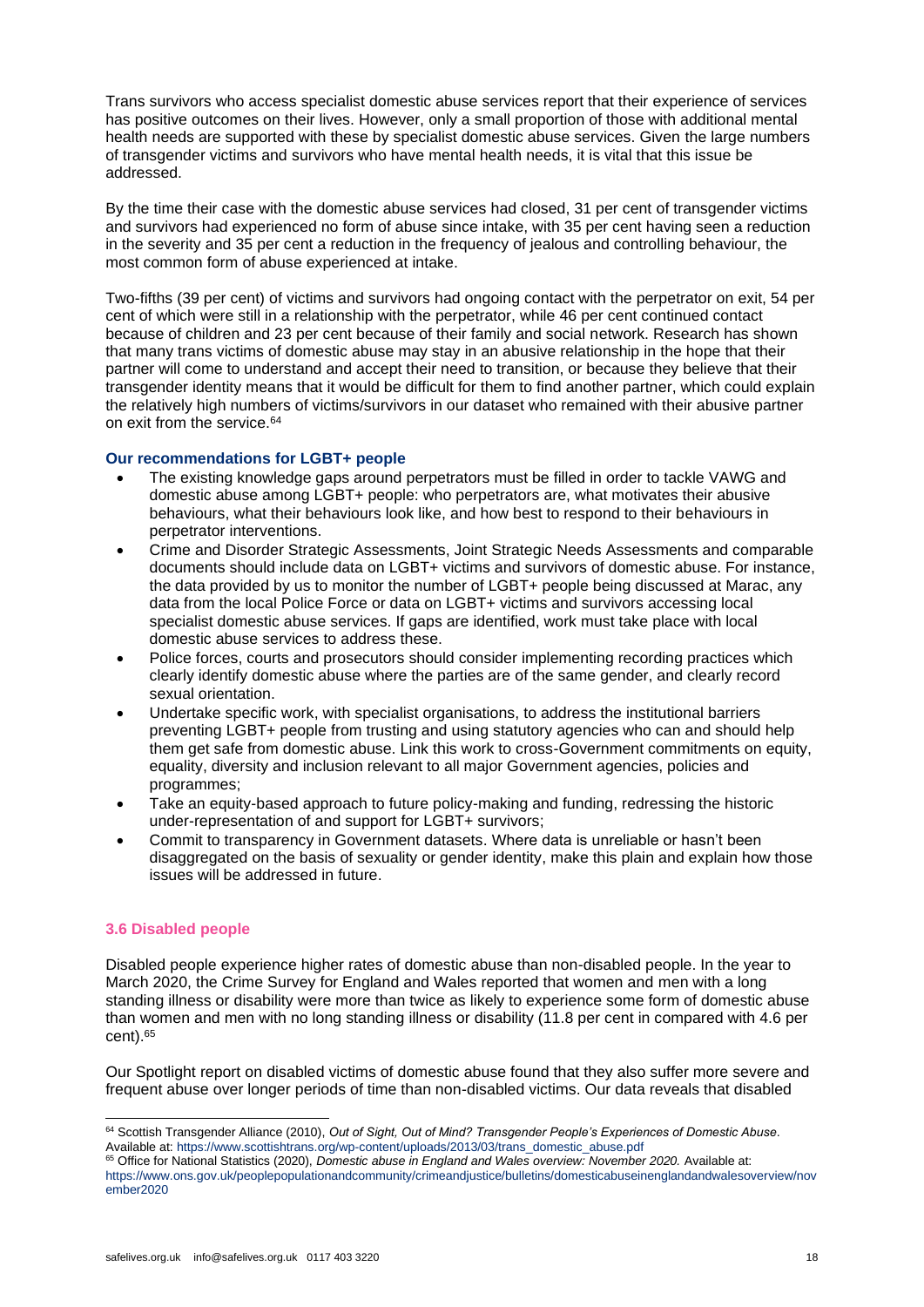Trans survivors who access specialist domestic abuse services report that their experience of services has positive outcomes on their lives. However, only a small proportion of those with additional mental health needs are supported with these by specialist domestic abuse services. Given the large numbers of transgender victims and survivors who have mental health needs, it is vital that this issue be addressed.

By the time their case with the domestic abuse services had closed, 31 per cent of transgender victims and survivors had experienced no form of abuse since intake, with 35 per cent having seen a reduction in the severity and 35 per cent a reduction in the frequency of jealous and controlling behaviour, the most common form of abuse experienced at intake.

Two-fifths (39 per cent) of victims and survivors had ongoing contact with the perpetrator on exit, 54 per cent of which were still in a relationship with the perpetrator, while 46 per cent continued contact because of children and 23 per cent because of their family and social network. Research has shown that many trans victims of domestic abuse may stay in an abusive relationship in the hope that their partner will come to understand and accept their need to transition, or because they believe that their transgender identity means that it would be difficult for them to find another partner, which could explain the relatively high numbers of victims/survivors in our dataset who remained with their abusive partner on exit from the service.[64]

### Our recommendations for LGBT+ people

- The existing knowledge gaps around perpetrators must be filled in order to tackle VAWG and domestic abuse among LGBT+ people: who perpetrators are, what motivates their abusive behaviours, what their behaviours look like, and how best to respond to their behaviours in perpetrator interventions.
- Crime and Disorder Strategic Assessments, Joint Strategic Needs Assessments and comparable documents should include data on LGBT+ victims and survivors of domestic abuse. For instance, the data provided by us to monitor the number of LGBT+ people being discussed at Marac, any data from the local Police Force or data on LGBT+ victims and survivors accessing local specialist domestic abuse services. If gaps are identified, work must take place with local domestic abuse services to address these.
- Police forces, courts and prosecutors should consider implementing recording practices which clearly identify domestic abuse where the parties are of the same gender, and clearly record sexual orientation.
- Undertake specific work, with specialist organisations, to address the institutional barriers preventing LGBT+ people from trusting and using statutory agencies who can and should help them get safe from domestic abuse. Link this work to cross-Government commitments on equity, equality, diversity and inclusion relevant to all major Government agencies, policies and programmes;
- Take an equity-based approach to future policy-making and funding, redressing the historic under-representation of and support for LGBT+ survivors;
- Commit to transparency in Government datasets. Where data is unreliable or hasn't been disaggregated on the basis of sexuality or gender identity, make this plain and explain how those issues will be addressed in future.

## 3.6 Disabled people

Disabled people experience higher rates of domestic abuse than non-disabled people. In the year to March 2020, the Crime Survey for England and Wales reported that women and men with a long standing illness or disability were more than twice as likely to experience some form of domestic abuse than women and men with no long standing illness or disability (11.8 per cent in compared with 4.6 per cent).[65]

Our Spotlight report on disabled victims of domestic abuse found that they also suffer more severe and frequent abuse over longer periods of time than non-disabled victims. Our data reveals that disabled

---

[64] Scottish Transgender Alliance (2010), *Out of Sight, Out of Mind? Transgender People's Experiences of Domestic Abuse*. Available at: https://www.scottishtrans.org/wp-content/uploads/2013/03/trans_domestic_abuse.pdf

[65] Office for National Statistics (2020), *Domestic abuse in England and Wales overview: November 2020.* Available at: https://www.ons.gov.uk/peoplepopulationandcommunity/crimeandjustice/bulletins/domesticabuseinenglandandwalesoverview/november2020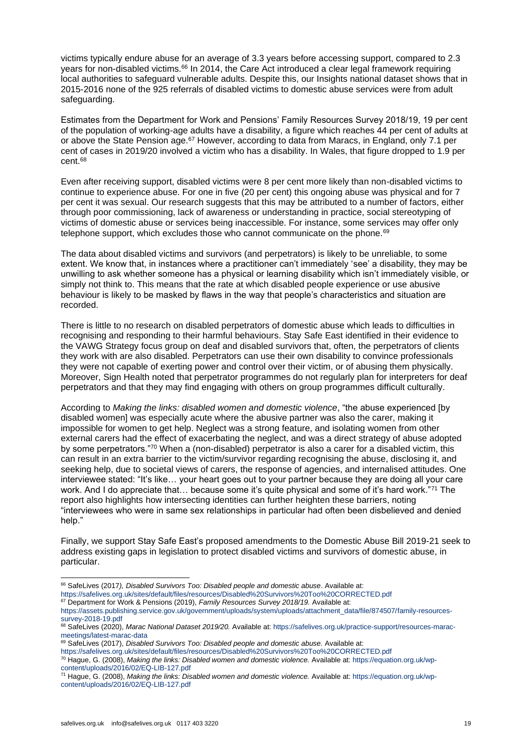victims typically endure abuse for an average of 3.3 years before accessing support, compared to 2.3 years for non-disabled victims.[66] In 2014, the Care Act introduced a clear legal framework requiring local authorities to safeguard vulnerable adults. Despite this, our Insights national dataset shows that in 2015-2016 none of the 925 referrals of disabled victims to domestic abuse services were from adult safeguarding.

Estimates from the Department for Work and Pensions' Family Resources Survey 2018/19, 19 per cent of the population of working-age adults have a disability, a figure which reaches 44 per cent of adults at or above the State Pension age.[67] However, according to data from Maracs, in England, only 7.1 per cent of cases in 2019/20 involved a victim who has a disability. In Wales, that figure dropped to 1.9 per cent.[68]

Even after receiving support, disabled victims were 8 per cent more likely than non-disabled victims to continue to experience abuse. For one in five (20 per cent) this ongoing abuse was physical and for 7 per cent it was sexual. Our research suggests that this may be attributed to a number of factors, either through poor commissioning, lack of awareness or understanding in practice, social stereotyping of victims of domestic abuse or services being inaccessible. For instance, some services may offer only telephone support, which excludes those who cannot communicate on the phone.[69]

The data about disabled victims and survivors (and perpetrators) is likely to be unreliable, to some extent. We know that, in instances where a practitioner can't immediately 'see' a disability, they may be unwilling to ask whether someone has a physical or learning disability which isn't immediately visible, or simply not think to. This means that the rate at which disabled people experience or use abusive behaviour is likely to be masked by flaws in the way that people's characteristics and situation are recorded.

There is little to no research on disabled perpetrators of domestic abuse which leads to difficulties in recognising and responding to their harmful behaviours. Stay Safe East identified in their evidence to the VAWG Strategy focus group on deaf and disabled survivors that, often, the perpetrators of clients they work with are also disabled. Perpetrators can use their own disability to convince professionals they were not capable of exerting power and control over their victim, or of abusing them physically. Moreover, Sign Health noted that perpetrator programmes do not regularly plan for interpreters for deaf perpetrators and that they may find engaging with others on group programmes difficult culturally.

According to *Making the links: disabled women and domestic violence*, "the abuse experienced [by disabled women] was especially acute where the abusive partner was also the carer, making it impossible for women to get help. Neglect was a strong feature, and isolating women from other external carers had the effect of exacerbating the neglect, and was a direct strategy of abuse adopted by some perpetrators."[70] When a (non-disabled) perpetrator is also a carer for a disabled victim, this can result in an extra barrier to the victim/survivor regarding recognising the abuse, disclosing it, and seeking help, due to societal views of carers, the response of agencies, and internalised attitudes. One interviewee stated: "It's like… your heart goes out to your partner because they are doing all your care work. And I do appreciate that… because some it's quite physical and some of it's hard work."[71] The report also highlights how intersecting identities can further heighten these barriers, noting "interviewees who were in same sex relationships in particular had often been disbelieved and denied help."

Finally, we support Stay Safe East's proposed amendments to the Domestic Abuse Bill 2019-21 seek to address existing gaps in legislation to protect disabled victims and survivors of domestic abuse, in particular.

---

[66] SafeLives (2017*), Disabled Survivors Too: Disabled people and domestic abuse*. Available at: https://safelives.org.uk/sites/default/files/resources/Disabled%20Survivors%20Too%20CORRECTED.pdf

[67] Department for Work & Pensions (2019), *Family Resources Survey 2018/19.* Available at: https://assets.publishing.service.gov.uk/government/uploads/system/uploads/attachment_data/file/874507/family-resources-survey-2018-19.pdf

[68] SafeLives (2020), *Marac National Dataset 2019/20.* Available at: https://safelives.org.uk/practice-support/resources-marac-meetings/latest-marac-data

[69] SafeLives (2017), *Disabled Survivors Too: Disabled people and domestic abuse.* Available at: https://safelives.org.uk/sites/default/files/resources/Disabled%20Survivors%20Too%20CORRECTED.pdf

[70] Hague, G. (2008), *Making the links: Disabled women and domestic violence.* Available at: https://equation.org.uk/wp-content/uploads/2016/02/EQ-LIB-127.pdf

[71] Hague, G. (2008), *Making the links: Disabled women and domestic violence.* Available at: https://equation.org.uk/wp-content/uploads/2016/02/EQ-LIB-127.pdf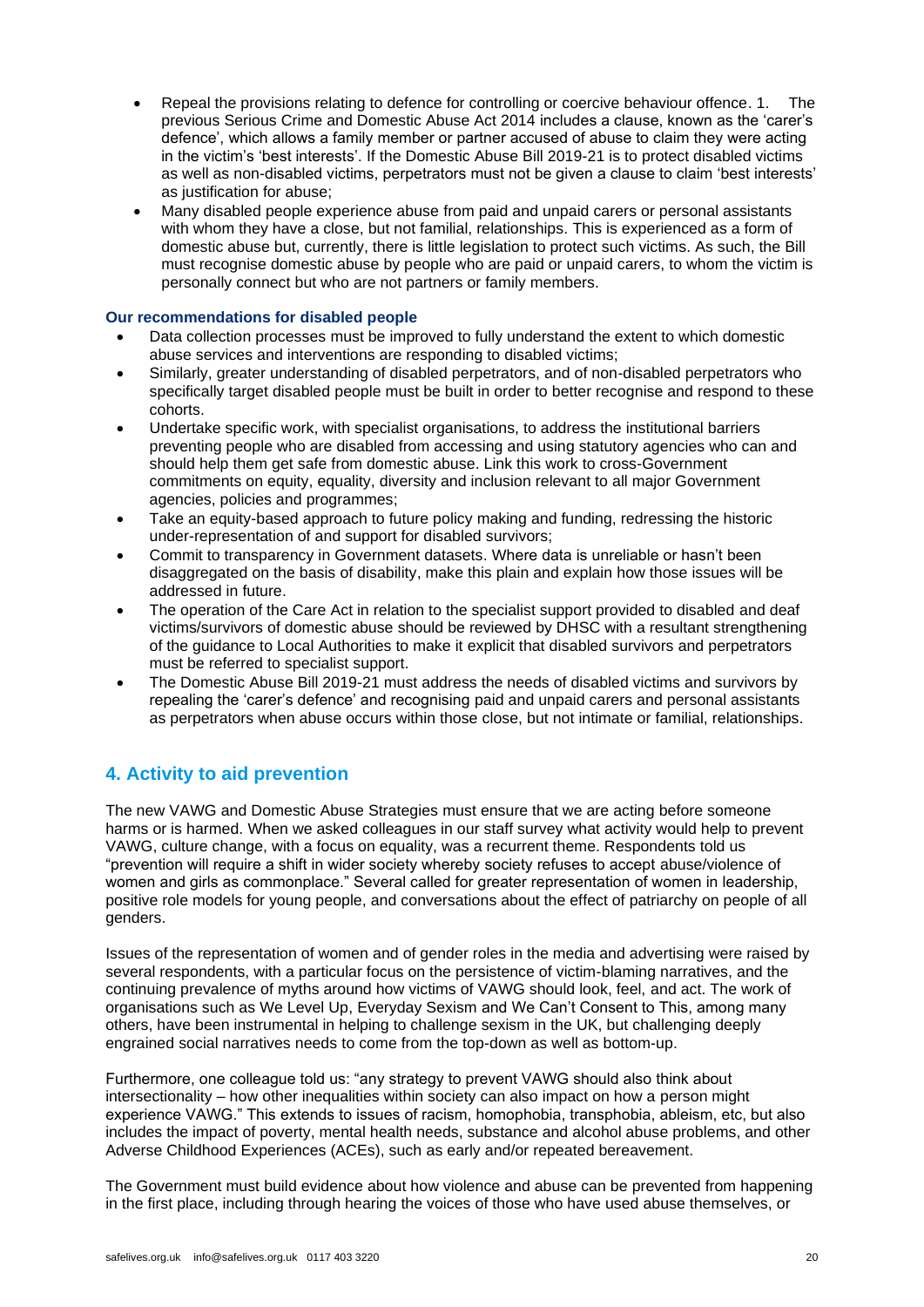- Repeal the provisions relating to defence for controlling or coercive behaviour offence. 1. The previous Serious Crime and Domestic Abuse Act 2014 includes a clause, known as the 'carer's defence', which allows a family member or partner accused of abuse to claim they were acting in the victim's 'best interests'. If the Domestic Abuse Bill 2019-21 is to protect disabled victims as well as non-disabled victims, perpetrators must not be given a clause to claim 'best interests' as justification for abuse;
- Many disabled people experience abuse from paid and unpaid carers or personal assistants with whom they have a close, but not familial, relationships. This is experienced as a form of domestic abuse but, currently, there is little legislation to protect such victims. As such, the Bill must recognise domestic abuse by people who are paid or unpaid carers, to whom the victim is personally connect but who are not partners or family members.

#### Our recommendations for disabled people

- Data collection processes must be improved to fully understand the extent to which domestic abuse services and interventions are responding to disabled victims;
- Similarly, greater understanding of disabled perpetrators, and of non-disabled perpetrators who specifically target disabled people must be built in order to better recognise and respond to these cohorts.
- Undertake specific work, with specialist organisations, to address the institutional barriers preventing people who are disabled from accessing and using statutory agencies who can and should help them get safe from domestic abuse. Link this work to cross-Government commitments on equity, equality, diversity and inclusion relevant to all major Government agencies, policies and programmes;
- Take an equity-based approach to future policy making and funding, redressing the historic under-representation of and support for disabled survivors;
- Commit to transparency in Government datasets. Where data is unreliable or hasn't been disaggregated on the basis of disability, make this plain and explain how those issues will be addressed in future.
- The operation of the Care Act in relation to the specialist support provided to disabled and deaf victims/survivors of domestic abuse should be reviewed by DHSC with a resultant strengthening of the guidance to Local Authorities to make it explicit that disabled survivors and perpetrators must be referred to specialist support.
- The Domestic Abuse Bill 2019-21 must address the needs of disabled victims and survivors by repealing the 'carer's defence' and recognising paid and unpaid carers and personal assistants as perpetrators when abuse occurs within those close, but not intimate or familial, relationships.

## 4. Activity to aid prevention

The new VAWG and Domestic Abuse Strategies must ensure that we are acting before someone harms or is harmed. When we asked colleagues in our staff survey what activity would help to prevent VAWG, culture change, with a focus on equality, was a recurrent theme. Respondents told us "prevention will require a shift in wider society whereby society refuses to accept abuse/violence of women and girls as commonplace." Several called for greater representation of women in leadership, positive role models for young people, and conversations about the effect of patriarchy on people of all genders.

Issues of the representation of women and of gender roles in the media and advertising were raised by several respondents, with a particular focus on the persistence of victim-blaming narratives, and the continuing prevalence of myths around how victims of VAWG should look, feel, and act. The work of organisations such as We Level Up, Everyday Sexism and We Can't Consent to This, among many others, have been instrumental in helping to challenge sexism in the UK, but challenging deeply engrained social narratives needs to come from the top-down as well as bottom-up.

Furthermore, one colleague told us: "any strategy to prevent VAWG should also think about intersectionality – how other inequalities within society can also impact on how a person might experience VAWG." This extends to issues of racism, homophobia, transphobia, ableism, etc, but also includes the impact of poverty, mental health needs, substance and alcohol abuse problems, and other Adverse Childhood Experiences (ACEs), such as early and/or repeated bereavement.

The Government must build evidence about how violence and abuse can be prevented from happening in the first place, including through hearing the voices of those who have used abuse themselves, or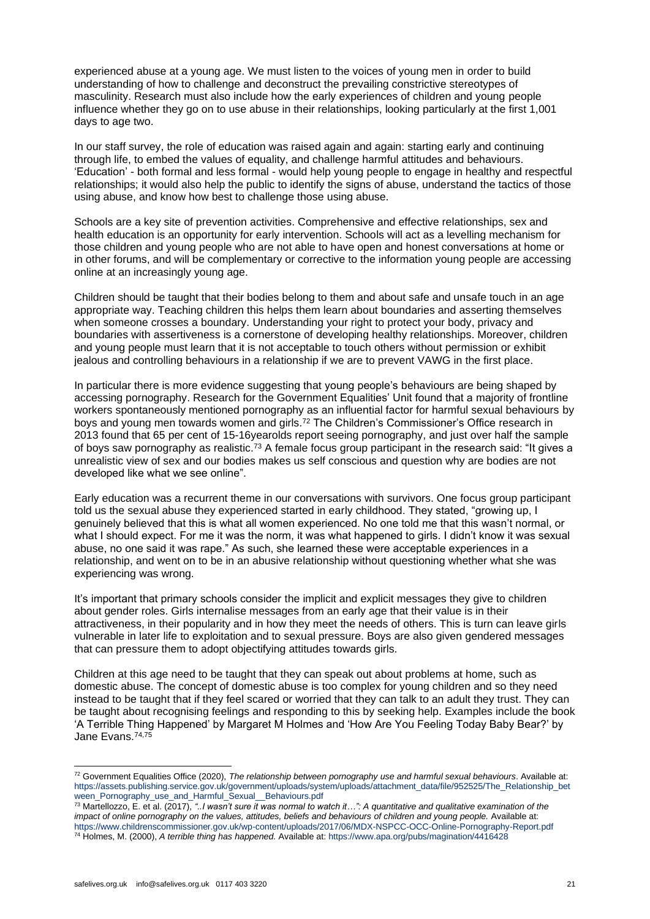experienced abuse at a young age. We must listen to the voices of young men in order to build understanding of how to challenge and deconstruct the prevailing constrictive stereotypes of masculinity. Research must also include how the early experiences of children and young people influence whether they go on to use abuse in their relationships, looking particularly at the first 1,001 days to age two.

In our staff survey, the role of education was raised again and again: starting early and continuing through life, to embed the values of equality, and challenge harmful attitudes and behaviours. 'Education' - both formal and less formal - would help young people to engage in healthy and respectful relationships; it would also help the public to identify the signs of abuse, understand the tactics of those using abuse, and know how best to challenge those using abuse.

Schools are a key site of prevention activities. Comprehensive and effective relationships, sex and health education is an opportunity for early intervention. Schools will act as a levelling mechanism for those children and young people who are not able to have open and honest conversations at home or in other forums, and will be complementary or corrective to the information young people are accessing online at an increasingly young age.

Children should be taught that their bodies belong to them and about safe and unsafe touch in an age appropriate way. Teaching children this helps them learn about boundaries and asserting themselves when someone crosses a boundary. Understanding your right to protect your body, privacy and boundaries with assertiveness is a cornerstone of developing healthy relationships. Moreover, children and young people must learn that it is not acceptable to touch others without permission or exhibit jealous and controlling behaviours in a relationship if we are to prevent VAWG in the first place.

In particular there is more evidence suggesting that young people's behaviours are being shaped by accessing pornography. Research for the Government Equalities' Unit found that a majority of frontline workers spontaneously mentioned pornography as an influential factor for harmful sexual behaviours by boys and young men towards women and girls.[72] The Children's Commissioner's Office research in 2013 found that 65 per cent of 15-16yearolds report seeing pornography, and just over half the sample of boys saw pornography as realistic.[73] A female focus group participant in the research said: "It gives a unrealistic view of sex and our bodies makes us self conscious and question why are bodies are not developed like what we see online".

Early education was a recurrent theme in our conversations with survivors. One focus group participant told us the sexual abuse they experienced started in early childhood. They stated, "growing up, I genuinely believed that this is what all women experienced. No one told me that this wasn't normal, or what I should expect. For me it was the norm, it was what happened to girls. I didn't know it was sexual abuse, no one said it was rape." As such, she learned these were acceptable experiences in a relationship, and went on to be in an abusive relationship without questioning whether what she was experiencing was wrong.

It's important that primary schools consider the implicit and explicit messages they give to children about gender roles. Girls internalise messages from an early age that their value is in their attractiveness, in their popularity and in how they meet the needs of others. This is turn can leave girls vulnerable in later life to exploitation and to sexual pressure. Boys are also given gendered messages that can pressure them to adopt objectifying attitudes towards girls.

Children at this age need to be taught that they can speak out about problems at home, such as domestic abuse. The concept of domestic abuse is too complex for young children and so they need instead to be taught that if they feel scared or worried that they can talk to an adult they trust. They can be taught about recognising feelings and responding to this by seeking help. Examples include the book 'A Terrible Thing Happened' by Margaret M Holmes and 'How Are You Feeling Today Baby Bear?' by Jane Evans.[74,75]

---

[72] Government Equalities Office (2020), *The relationship between pornography use and harmful sexual behaviours*. Available at: https://assets.publishing.service.gov.uk/government/uploads/system/uploads/attachment_data/file/952525/The_Relationship_between_Pornography_use_and_Harmful_Sexual__Behaviours.pdf

[73] Martellozzo, E. et al. (2017), *"..I wasn't sure it was normal to watch it…": A quantitative and qualitative examination of the impact of online pornography on the values, attitudes, beliefs and behaviours of children and young people.* Available at: https://www.childrenscommissioner.gov.uk/wp-content/uploads/2017/06/MDX-NSPCC-OCC-Online-Pornography-Report.pdf

[74] Holmes, M. (2000), *A terrible thing has happened.* Available at: https://www.apa.org/pubs/magination/4416428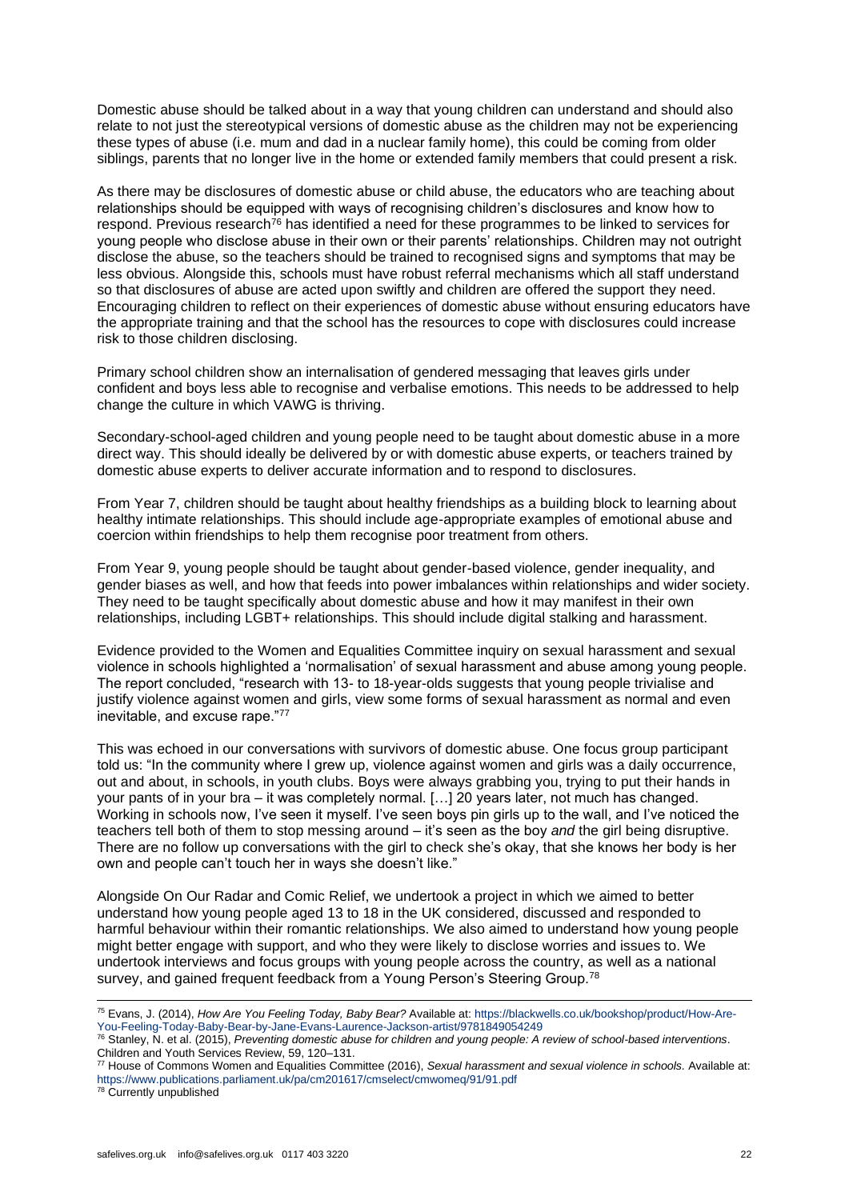Domestic abuse should be talked about in a way that young children can understand and should also relate to not just the stereotypical versions of domestic abuse as the children may not be experiencing these types of abuse (i.e. mum and dad in a nuclear family home), this could be coming from older siblings, parents that no longer live in the home or extended family members that could present a risk.

As there may be disclosures of domestic abuse or child abuse, the educators who are teaching about relationships should be equipped with ways of recognising children's disclosures and know how to respond. Previous research[76] has identified a need for these programmes to be linked to services for young people who disclose abuse in their own or their parents' relationships. Children may not outright disclose the abuse, so the teachers should be trained to recognised signs and symptoms that may be less obvious. Alongside this, schools must have robust referral mechanisms which all staff understand so that disclosures of abuse are acted upon swiftly and children are offered the support they need. Encouraging children to reflect on their experiences of domestic abuse without ensuring educators have the appropriate training and that the school has the resources to cope with disclosures could increase risk to those children disclosing.

Primary school children show an internalisation of gendered messaging that leaves girls under confident and boys less able to recognise and verbalise emotions. This needs to be addressed to help change the culture in which VAWG is thriving.

Secondary-school-aged children and young people need to be taught about domestic abuse in a more direct way. This should ideally be delivered by or with domestic abuse experts, or teachers trained by domestic abuse experts to deliver accurate information and to respond to disclosures.

From Year 7, children should be taught about healthy friendships as a building block to learning about healthy intimate relationships. This should include age-appropriate examples of emotional abuse and coercion within friendships to help them recognise poor treatment from others.

From Year 9, young people should be taught about gender-based violence, gender inequality, and gender biases as well, and how that feeds into power imbalances within relationships and wider society. They need to be taught specifically about domestic abuse and how it may manifest in their own relationships, including LGBT+ relationships. This should include digital stalking and harassment.

Evidence provided to the Women and Equalities Committee inquiry on sexual harassment and sexual violence in schools highlighted a 'normalisation' of sexual harassment and abuse among young people. The report concluded, "research with 13- to 18-year-olds suggests that young people trivialise and justify violence against women and girls, view some forms of sexual harassment as normal and even inevitable, and excuse rape."[77]

This was echoed in our conversations with survivors of domestic abuse. One focus group participant told us: "In the community where I grew up, violence against women and girls was a daily occurrence, out and about, in schools, in youth clubs. Boys were always grabbing you, trying to put their hands in your pants of in your bra – it was completely normal. […] 20 years later, not much has changed. Working in schools now, I've seen it myself. I've seen boys pin girls up to the wall, and I've noticed the teachers tell both of them to stop messing around – it's seen as the boy *and* the girl being disruptive. There are no follow up conversations with the girl to check she's okay, that she knows her body is her own and people can't touch her in ways she doesn't like."

Alongside On Our Radar and Comic Relief, we undertook a project in which we aimed to better understand how young people aged 13 to 18 in the UK considered, discussed and responded to harmful behaviour within their romantic relationships. We also aimed to understand how young people might better engage with support, and who they were likely to disclose worries and issues to. We undertook interviews and focus groups with young people across the country, as well as a national survey, and gained frequent feedback from a Young Person's Steering Group.[78]

---

[75] Evans, J. (2014), *How Are You Feeling Today, Baby Bear?* Available at: https://blackwells.co.uk/bookshop/product/How-Are-You-Feeling-Today-Baby-Bear-by-Jane-Evans-Laurence-Jackson-artist/9781849054249

[76] Stanley, N. et al. (2015), *Preventing domestic abuse for children and young people: A review of school-based interventions*. Children and Youth Services Review, 59, 120–131.

[77] House of Commons Women and Equalities Committee (2016), *Sexual harassment and sexual violence in schools.* Available at: https://www.publications.parliament.uk/pa/cm201617/cmselect/cmwomeq/91/91.pdf

[78] Currently unpublished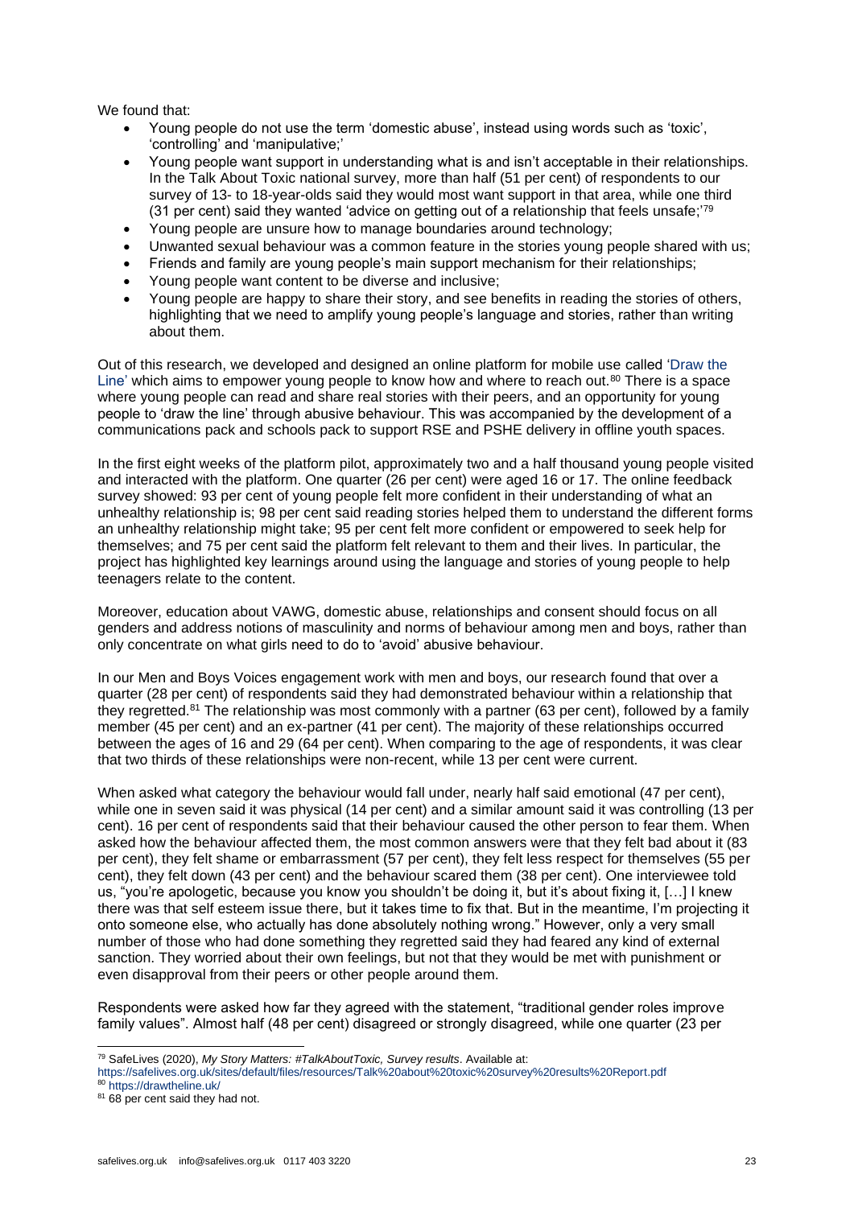We found that:

- Young people do not use the term 'domestic abuse', instead using words such as 'toxic', 'controlling' and 'manipulative;'
- Young people want support in understanding what is and isn't acceptable in their relationships. In the Talk About Toxic national survey, more than half (51 per cent) of respondents to our survey of 13- to 18-year-olds said they would most want support in that area, while one third (31 per cent) said they wanted 'advice on getting out of a relationship that feels unsafe;'[79]
- Young people are unsure how to manage boundaries around technology;
- Unwanted sexual behaviour was a common feature in the stories young people shared with us;
- Friends and family are young people's main support mechanism for their relationships;
- Young people want content to be diverse and inclusive;
- Young people are happy to share their story, and see benefits in reading the stories of others, highlighting that we need to amplify young people's language and stories, rather than writing about them.

Out of this research, we developed and designed an online platform for mobile use called 'Draw the Line' which aims to empower young people to know how and where to reach out.[80] There is a space where young people can read and share real stories with their peers, and an opportunity for young people to 'draw the line' through abusive behaviour. This was accompanied by the development of a communications pack and schools pack to support RSE and PSHE delivery in offline youth spaces.

In the first eight weeks of the platform pilot, approximately two and a half thousand young people visited and interacted with the platform. One quarter (26 per cent) were aged 16 or 17. The online feedback survey showed: 93 per cent of young people felt more confident in their understanding of what an unhealthy relationship is; 98 per cent said reading stories helped them to understand the different forms an unhealthy relationship might take; 95 per cent felt more confident or empowered to seek help for themselves; and 75 per cent said the platform felt relevant to them and their lives. In particular, the project has highlighted key learnings around using the language and stories of young people to help teenagers relate to the content.

Moreover, education about VAWG, domestic abuse, relationships and consent should focus on all genders and address notions of masculinity and norms of behaviour among men and boys, rather than only concentrate on what girls need to do to 'avoid' abusive behaviour.

In our Men and Boys Voices engagement work with men and boys, our research found that over a quarter (28 per cent) of respondents said they had demonstrated behaviour within a relationship that they regretted.[81] The relationship was most commonly with a partner (63 per cent), followed by a family member (45 per cent) and an ex-partner (41 per cent). The majority of these relationships occurred between the ages of 16 and 29 (64 per cent). When comparing to the age of respondents, it was clear that two thirds of these relationships were non-recent, while 13 per cent were current.

When asked what category the behaviour would fall under, nearly half said emotional (47 per cent), while one in seven said it was physical (14 per cent) and a similar amount said it was controlling (13 per cent). 16 per cent of respondents said that their behaviour caused the other person to fear them. When asked how the behaviour affected them, the most common answers were that they felt bad about it (83 per cent), they felt shame or embarrassment (57 per cent), they felt less respect for themselves (55 per cent), they felt down (43 per cent) and the behaviour scared them (38 per cent). One interviewee told us, "you're apologetic, because you know you shouldn't be doing it, but it's about fixing it, […] I knew there was that self esteem issue there, but it takes time to fix that. But in the meantime, I'm projecting it onto someone else, who actually has done absolutely nothing wrong." However, only a very small number of those who had done something they regretted said they had feared any kind of external sanction. They worried about their own feelings, but not that they would be met with punishment or even disapproval from their peers or other people around them.

Respondents were asked how far they agreed with the statement, "traditional gender roles improve family values". Almost half (48 per cent) disagreed or strongly disagreed, while one quarter (23 per

---

[79] SafeLives (2020), *My Story Matters: #TalkAboutToxic, Survey results*. Available at: https://safelives.org.uk/sites/default/files/resources/Talk%20about%20toxic%20survey%20results%20Report.pdf

[80] https://drawtheline.uk/

[81] 68 per cent said they had not.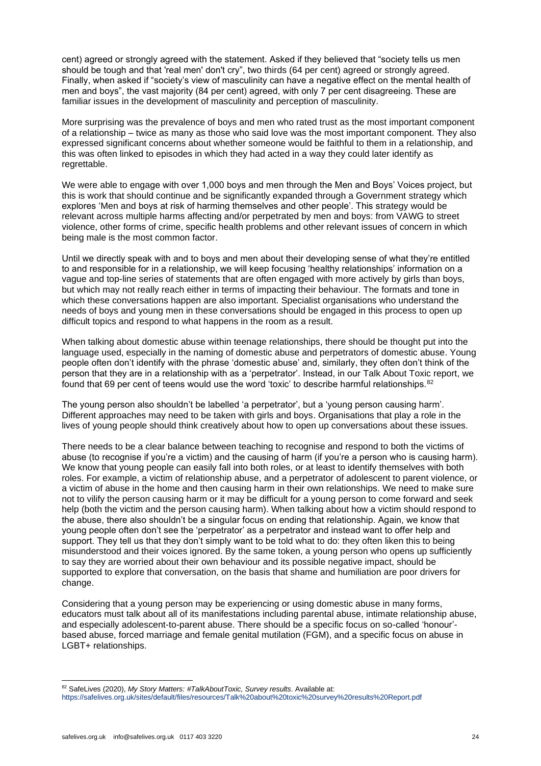cent) agreed or strongly agreed with the statement. Asked if they believed that "society tells us men should be tough and that 'real men' don't cry", two thirds (64 per cent) agreed or strongly agreed. Finally, when asked if "society's view of masculinity can have a negative effect on the mental health of men and boys", the vast majority (84 per cent) agreed, with only 7 per cent disagreeing. These are familiar issues in the development of masculinity and perception of masculinity.

More surprising was the prevalence of boys and men who rated trust as the most important component of a relationship – twice as many as those who said love was the most important component. They also expressed significant concerns about whether someone would be faithful to them in a relationship, and this was often linked to episodes in which they had acted in a way they could later identify as regrettable.

We were able to engage with over 1,000 boys and men through the Men and Boys' Voices project, but this is work that should continue and be significantly expanded through a Government strategy which explores 'Men and boys at risk of harming themselves and other people'. This strategy would be relevant across multiple harms affecting and/or perpetrated by men and boys: from VAWG to street violence, other forms of crime, specific health problems and other relevant issues of concern in which being male is the most common factor.

Until we directly speak with and to boys and men about their developing sense of what they're entitled to and responsible for in a relationship, we will keep focusing 'healthy relationships' information on a vague and top-line series of statements that are often engaged with more actively by girls than boys, but which may not really reach either in terms of impacting their behaviour. The formats and tone in which these conversations happen are also important. Specialist organisations who understand the needs of boys and young men in these conversations should be engaged in this process to open up difficult topics and respond to what happens in the room as a result.

When talking about domestic abuse within teenage relationships, there should be thought put into the language used, especially in the naming of domestic abuse and perpetrators of domestic abuse. Young people often don't identify with the phrase 'domestic abuse' and, similarly, they often don't think of the person that they are in a relationship with as a 'perpetrator'. Instead, in our Talk About Toxic report, we found that 69 per cent of teens would use the word 'toxic' to describe harmful relationships.[82]

The young person also shouldn't be labelled 'a perpetrator', but a 'young person causing harm'. Different approaches may need to be taken with girls and boys. Organisations that play a role in the lives of young people should think creatively about how to open up conversations about these issues.

There needs to be a clear balance between teaching to recognise and respond to both the victims of abuse (to recognise if you're a victim) and the causing of harm (if you're a person who is causing harm). We know that young people can easily fall into both roles, or at least to identify themselves with both roles. For example, a victim of relationship abuse, and a perpetrator of adolescent to parent violence, or a victim of abuse in the home and then causing harm in their own relationships. We need to make sure not to vilify the person causing harm or it may be difficult for a young person to come forward and seek help (both the victim and the person causing harm). When talking about how a victim should respond to the abuse, there also shouldn't be a singular focus on ending that relationship. Again, we know that young people often don't see the 'perpetrator' as a perpetrator and instead want to offer help and support. They tell us that they don't simply want to be told what to do: they often liken this to being misunderstood and their voices ignored. By the same token, a young person who opens up sufficiently to say they are worried about their own behaviour and its possible negative impact, should be supported to explore that conversation, on the basis that shame and humiliation are poor drivers for change.

Considering that a young person may be experiencing or using domestic abuse in many forms, educators must talk about all of its manifestations including parental abuse, intimate relationship abuse, and especially adolescent-to-parent abuse. There should be a specific focus on so-called 'honour'-based abuse, forced marriage and female genital mutilation (FGM), and a specific focus on abuse in LGBT+ relationships.

---

[82] SafeLives (2020), *My Story Matters: #TalkAboutToxic, Survey results*. Available at: https://safelives.org.uk/sites/default/files/resources/Talk%20about%20toxic%20survey%20results%20Report.pdf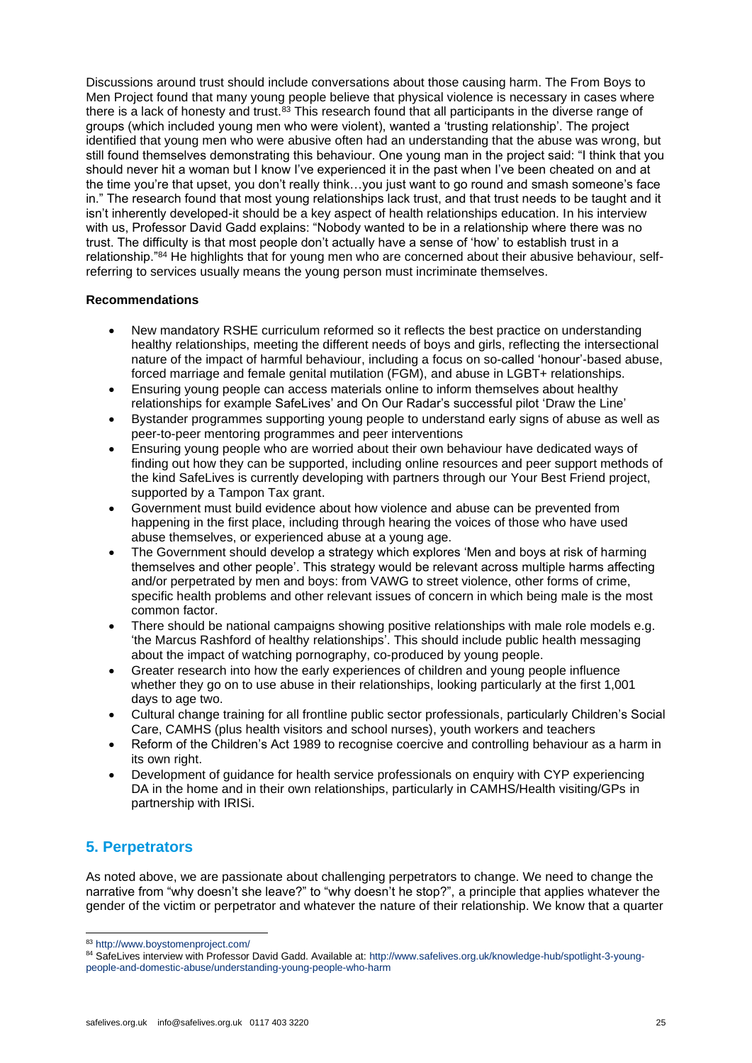Discussions around trust should include conversations about those causing harm. The From Boys to Men Project found that many young people believe that physical violence is necessary in cases where there is a lack of honesty and trust.[83] This research found that all participants in the diverse range of groups (which included young men who were violent), wanted a 'trusting relationship'. The project identified that young men who were abusive often had an understanding that the abuse was wrong, but still found themselves demonstrating this behaviour. One young man in the project said: "I think that you should never hit a woman but I know I've experienced it in the past when I've been cheated on and at the time you're that upset, you don't really think…you just want to go round and smash someone's face in." The research found that most young relationships lack trust, and that trust needs to be taught and it isn't inherently developed-it should be a key aspect of health relationships education. In his interview with us, Professor David Gadd explains: "Nobody wanted to be in a relationship where there was no trust. The difficulty is that most people don't actually have a sense of 'how' to establish trust in a relationship."[84] He highlights that for young men who are concerned about their abusive behaviour, self-referring to services usually means the young person must incriminate themselves.

**Recommendations**

- New mandatory RSHE curriculum reformed so it reflects the best practice on understanding healthy relationships, meeting the different needs of boys and girls, reflecting the intersectional nature of the impact of harmful behaviour, including a focus on so-called 'honour'-based abuse, forced marriage and female genital mutilation (FGM), and abuse in LGBT+ relationships.
- Ensuring young people can access materials online to inform themselves about healthy relationships for example SafeLives' and On Our Radar's successful pilot 'Draw the Line'
- Bystander programmes supporting young people to understand early signs of abuse as well as peer-to-peer mentoring programmes and peer interventions
- Ensuring young people who are worried about their own behaviour have dedicated ways of finding out how they can be supported, including online resources and peer support methods of the kind SafeLives is currently developing with partners through our Your Best Friend project, supported by a Tampon Tax grant.
- Government must build evidence about how violence and abuse can be prevented from happening in the first place, including through hearing the voices of those who have used abuse themselves, or experienced abuse at a young age.
- The Government should develop a strategy which explores 'Men and boys at risk of harming themselves and other people'. This strategy would be relevant across multiple harms affecting and/or perpetrated by men and boys: from VAWG to street violence, other forms of crime, specific health problems and other relevant issues of concern in which being male is the most common factor.
- There should be national campaigns showing positive relationships with male role models e.g. 'the Marcus Rashford of healthy relationships'. This should include public health messaging about the impact of watching pornography, co-produced by young people.
- Greater research into how the early experiences of children and young people influence whether they go on to use abuse in their relationships, looking particularly at the first 1,001 days to age two.
- Cultural change training for all frontline public sector professionals, particularly Children's Social Care, CAMHS (plus health visitors and school nurses), youth workers and teachers
- Reform of the Children's Act 1989 to recognise coercive and controlling behaviour as a harm in its own right.
- Development of guidance for health service professionals on enquiry with CYP experiencing DA in the home and in their own relationships, particularly in CAMHS/Health visiting/GPs in partnership with IRISi.

## 5. Perpetrators

As noted above, we are passionate about challenging perpetrators to change. We need to change the narrative from "why doesn't she leave?" to "why doesn't he stop?", a principle that applies whatever the gender of the victim or perpetrator and whatever the nature of their relationship. We know that a quarter

[83] http://www.boystomenproject.com/

[84] SafeLives interview with Professor David Gadd. Available at: http://www.safelives.org.uk/knowledge-hub/spotlight-3-young-people-and-domestic-abuse/understanding-young-people-who-harm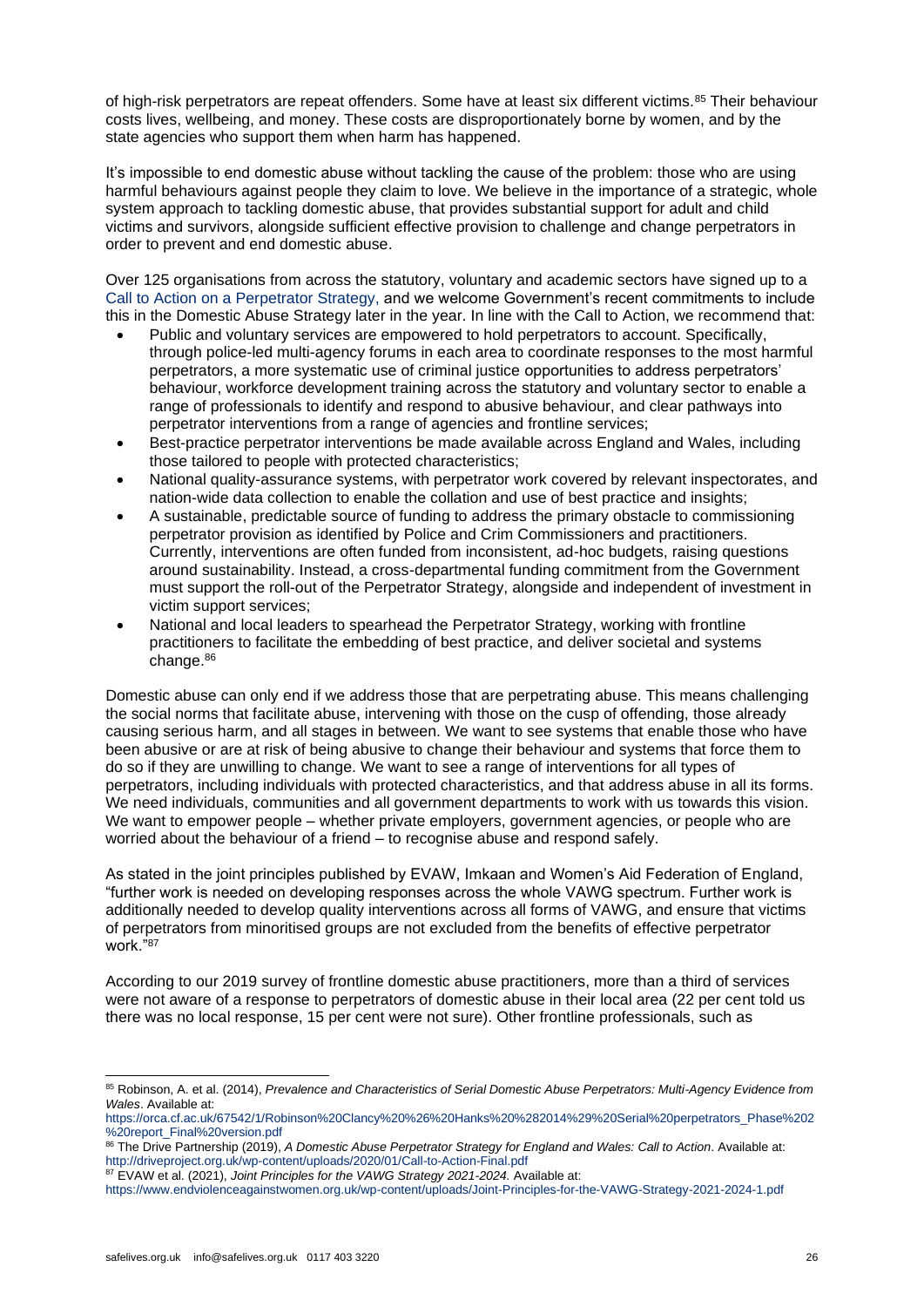of high-risk perpetrators are repeat offenders. Some have at least six different victims.[85] Their behaviour costs lives, wellbeing, and money. These costs are disproportionately borne by women, and by the state agencies who support them when harm has happened.

It's impossible to end domestic abuse without tackling the cause of the problem: those who are using harmful behaviours against people they claim to love. We believe in the importance of a strategic, whole system approach to tackling domestic abuse, that provides substantial support for adult and child victims and survivors, alongside sufficient effective provision to challenge and change perpetrators in order to prevent and end domestic abuse.

Over 125 organisations from across the statutory, voluntary and academic sectors have signed up to a Call to Action on a Perpetrator Strategy, and we welcome Government's recent commitments to include this in the Domestic Abuse Strategy later in the year. In line with the Call to Action, we recommend that:

- Public and voluntary services are empowered to hold perpetrators to account. Specifically, through police-led multi-agency forums in each area to coordinate responses to the most harmful perpetrators, a more systematic use of criminal justice opportunities to address perpetrators' behaviour, workforce development training across the statutory and voluntary sector to enable a range of professionals to identify and respond to abusive behaviour, and clear pathways into perpetrator interventions from a range of agencies and frontline services;
- Best-practice perpetrator interventions be made available across England and Wales, including those tailored to people with protected characteristics;
- National quality-assurance systems, with perpetrator work covered by relevant inspectorates, and nation-wide data collection to enable the collation and use of best practice and insights;
- A sustainable, predictable source of funding to address the primary obstacle to commissioning perpetrator provision as identified by Police and Crim Commissioners and practitioners. Currently, interventions are often funded from inconsistent, ad-hoc budgets, raising questions around sustainability. Instead, a cross-departmental funding commitment from the Government must support the roll-out of the Perpetrator Strategy, alongside and independent of investment in victim support services;
- National and local leaders to spearhead the Perpetrator Strategy, working with frontline practitioners to facilitate the embedding of best practice, and deliver societal and systems change.[86]

Domestic abuse can only end if we address those that are perpetrating abuse. This means challenging the social norms that facilitate abuse, intervening with those on the cusp of offending, those already causing serious harm, and all stages in between. We want to see systems that enable those who have been abusive or are at risk of being abusive to change their behaviour and systems that force them to do so if they are unwilling to change. We want to see a range of interventions for all types of perpetrators, including individuals with protected characteristics, and that address abuse in all its forms. We need individuals, communities and all government departments to work with us towards this vision. We want to empower people – whether private employers, government agencies, or people who are worried about the behaviour of a friend – to recognise abuse and respond safely.

As stated in the joint principles published by EVAW, Imkaan and Women's Aid Federation of England, "further work is needed on developing responses across the whole VAWG spectrum. Further work is additionally needed to develop quality interventions across all forms of VAWG, and ensure that victims of perpetrators from minoritised groups are not excluded from the benefits of effective perpetrator work."[87]

According to our 2019 survey of frontline domestic abuse practitioners, more than a third of services were not aware of a response to perpetrators of domestic abuse in their local area (22 per cent told us there was no local response, 15 per cent were not sure). Other frontline professionals, such as

---

[85] Robinson, A. et al. (2014), *Prevalence and Characteristics of Serial Domestic Abuse Perpetrators: Multi-Agency Evidence from Wales*. Available at: https://orca.cf.ac.uk/67542/1/Robinson%20Clancy%20%26%20Hanks%20%282014%29%20Serial%20perpetrators_Phase%202%20report_Final%20version.pdf

[86] The Drive Partnership (2019), *A Domestic Abuse Perpetrator Strategy for England and Wales: Call to Action*. Available at: http://driveproject.org.uk/wp-content/uploads/2020/01/Call-to-Action-Final.pdf

[87] EVAW et al. (2021), *Joint Principles for the VAWG Strategy 2021-2024*. Available at: https://www.endviolenceagainstwomen.org.uk/wp-content/uploads/Joint-Principles-for-the-VAWG-Strategy-2021-2024-1.pdf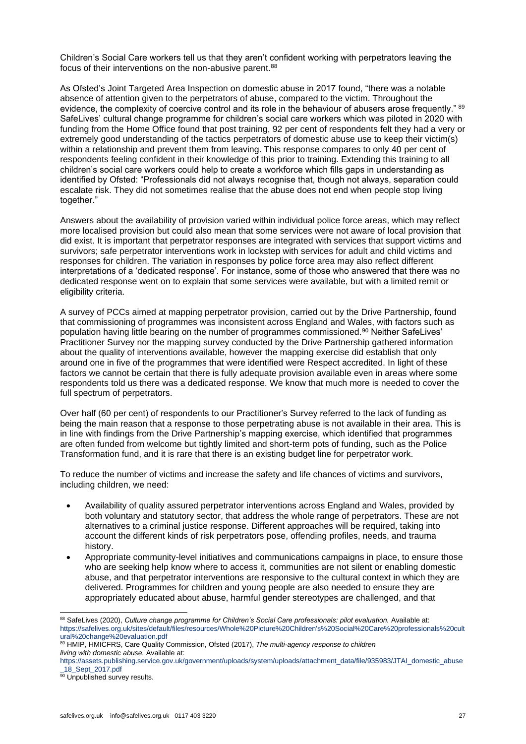Children's Social Care workers tell us that they aren't confident working with perpetrators leaving the focus of their interventions on the non-abusive parent.[88]

As Ofsted's Joint Targeted Area Inspection on domestic abuse in 2017 found, "there was a notable absence of attention given to the perpetrators of abuse, compared to the victim. Throughout the evidence, the complexity of coercive control and its role in the behaviour of abusers arose frequently." [89] SafeLives' cultural change programme for children's social care workers which was piloted in 2020 with funding from the Home Office found that post training, 92 per cent of respondents felt they had a very or extremely good understanding of the tactics perpetrators of domestic abuse use to keep their victim(s) within a relationship and prevent them from leaving. This response compares to only 40 per cent of respondents feeling confident in their knowledge of this prior to training. Extending this training to all children's social care workers could help to create a workforce which fills gaps in understanding as identified by Ofsted: "Professionals did not always recognise that, though not always, separation could escalate risk. They did not sometimes realise that the abuse does not end when people stop living together."

Answers about the availability of provision varied within individual police force areas, which may reflect more localised provision but could also mean that some services were not aware of local provision that did exist. It is important that perpetrator responses are integrated with services that support victims and survivors; safe perpetrator interventions work in lockstep with services for adult and child victims and responses for children. The variation in responses by police force area may also reflect different interpretations of a 'dedicated response'. For instance, some of those who answered that there was no dedicated response went on to explain that some services were available, but with a limited remit or eligibility criteria.

A survey of PCCs aimed at mapping perpetrator provision, carried out by the Drive Partnership, found that commissioning of programmes was inconsistent across England and Wales, with factors such as population having little bearing on the number of programmes commissioned.[90] Neither SafeLives' Practitioner Survey nor the mapping survey conducted by the Drive Partnership gathered information about the quality of interventions available, however the mapping exercise did establish that only around one in five of the programmes that were identified were Respect accredited. In light of these factors we cannot be certain that there is fully adequate provision available even in areas where some respondents told us there was a dedicated response. We know that much more is needed to cover the full spectrum of perpetrators.

Over half (60 per cent) of respondents to our Practitioner's Survey referred to the lack of funding as being the main reason that a response to those perpetrating abuse is not available in their area. This is in line with findings from the Drive Partnership's mapping exercise, which identified that programmes are often funded from welcome but tightly limited and short-term pots of funding, such as the Police Transformation fund, and it is rare that there is an existing budget line for perpetrator work.

To reduce the number of victims and increase the safety and life chances of victims and survivors, including children, we need:

- Availability of quality assured perpetrator interventions across England and Wales, provided by both voluntary and statutory sector, that address the whole range of perpetrators. These are not alternatives to a criminal justice response. Different approaches will be required, taking into account the different kinds of risk perpetrators pose, offending profiles, needs, and trauma history.
- Appropriate community-level initiatives and communications campaigns in place, to ensure those who are seeking help know where to access it, communities are not silent or enabling domestic abuse, and that perpetrator interventions are responsive to the cultural context in which they are delivered. Programmes for children and young people are also needed to ensure they are appropriately educated about abuse, harmful gender stereotypes are challenged, and that

---

[88] SafeLives (2020), *Culture change programme for Children's Social Care professionals: pilot evaluation.* Available at: https://safelives.org.uk/sites/default/files/resources/Whole%20Picture%20Children's%20Social%20Care%20professionals%20cultural%20change%20evaluation.pdf

[89] HMIP, HMICFRS, Care Quality Commission, Ofsted (2017), *The multi-agency response to children living with domestic abuse.* Available at: https://assets.publishing.service.gov.uk/government/uploads/system/uploads/attachment_data/file/935983/JTAI_domestic_abuse_18_Sept_2017.pdf

[90] Unpublished survey results.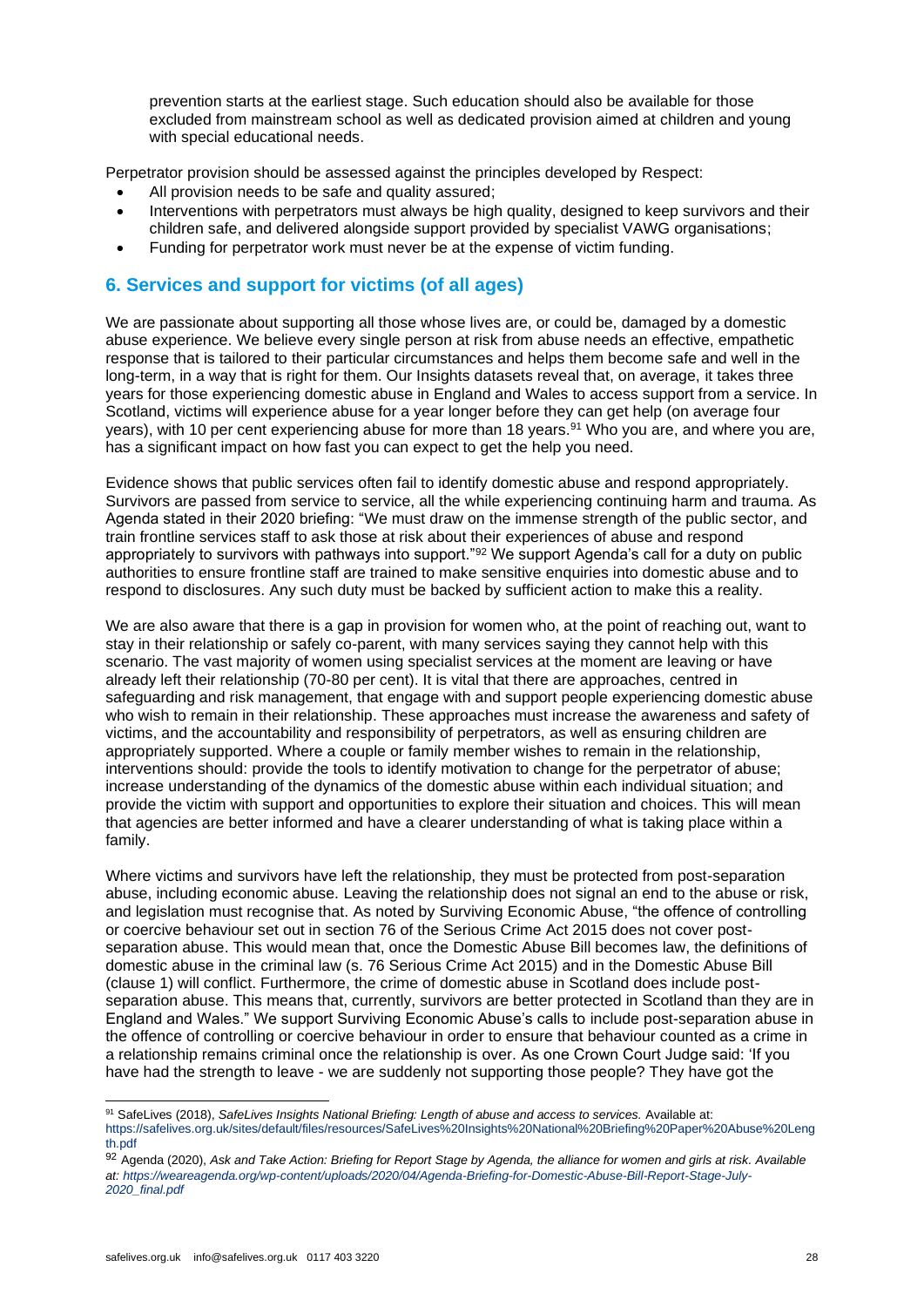prevention starts at the earliest stage. Such education should also be available for those excluded from mainstream school as well as dedicated provision aimed at children and young with special educational needs.

Perpetrator provision should be assessed against the principles developed by Respect:

- All provision needs to be safe and quality assured;
- Interventions with perpetrators must always be high quality, designed to keep survivors and their children safe, and delivered alongside support provided by specialist VAWG organisations;
- Funding for perpetrator work must never be at the expense of victim funding.

## 6. Services and support for victims (of all ages)

We are passionate about supporting all those whose lives are, or could be, damaged by a domestic abuse experience. We believe every single person at risk from abuse needs an effective, empathetic response that is tailored to their particular circumstances and helps them become safe and well in the long-term, in a way that is right for them. Our Insights datasets reveal that, on average, it takes three years for those experiencing domestic abuse in England and Wales to access support from a service. In Scotland, victims will experience abuse for a year longer before they can get help (on average four years), with 10 per cent experiencing abuse for more than 18 years.[91] Who you are, and where you are, has a significant impact on how fast you can expect to get the help you need.

Evidence shows that public services often fail to identify domestic abuse and respond appropriately. Survivors are passed from service to service, all the while experiencing continuing harm and trauma. As Agenda stated in their 2020 briefing: "We must draw on the immense strength of the public sector, and train frontline services staff to ask those at risk about their experiences of abuse and respond appropriately to survivors with pathways into support."[92] We support Agenda's call for a duty on public authorities to ensure frontline staff are trained to make sensitive enquiries into domestic abuse and to respond to disclosures. Any such duty must be backed by sufficient action to make this a reality.

We are also aware that there is a gap in provision for women who, at the point of reaching out, want to stay in their relationship or safely co-parent, with many services saying they cannot help with this scenario. The vast majority of women using specialist services at the moment are leaving or have already left their relationship (70-80 per cent). It is vital that there are approaches, centred in safeguarding and risk management, that engage with and support people experiencing domestic abuse who wish to remain in their relationship. These approaches must increase the awareness and safety of victims, and the accountability and responsibility of perpetrators, as well as ensuring children are appropriately supported. Where a couple or family member wishes to remain in the relationship, interventions should: provide the tools to identify motivation to change for the perpetrator of abuse; increase understanding of the dynamics of the domestic abuse within each individual situation; and provide the victim with support and opportunities to explore their situation and choices. This will mean that agencies are better informed and have a clearer understanding of what is taking place within a family.

Where victims and survivors have left the relationship, they must be protected from post-separation abuse, including economic abuse. Leaving the relationship does not signal an end to the abuse or risk, and legislation must recognise that. As noted by Surviving Economic Abuse, "the offence of controlling or coercive behaviour set out in section 76 of the Serious Crime Act 2015 does not cover post-separation abuse. This would mean that, once the Domestic Abuse Bill becomes law, the definitions of domestic abuse in the criminal law (s. 76 Serious Crime Act 2015) and in the Domestic Abuse Bill (clause 1) will conflict. Furthermore, the crime of domestic abuse in Scotland does include post-separation abuse. This means that, currently, survivors are better protected in Scotland than they are in England and Wales." We support Surviving Economic Abuse's calls to include post-separation abuse in the offence of controlling or coercive behaviour in order to ensure that behaviour counted as a crime in a relationship remains criminal once the relationship is over. As one Crown Court Judge said: 'If you have had the strength to leave - we are suddenly not supporting those people? They have got the

---

[91] SafeLives (2018), *SafeLives Insights National Briefing: Length of abuse and access to services.* Available at: https://safelives.org.uk/sites/default/files/resources/SafeLives%20Insights%20National%20Briefing%20Paper%20Abuse%20Length.pdf

[92] Agenda (2020), *Ask and Take Action: Briefing for Report Stage by Agenda, the alliance for women and girls at risk. Available at: https://weareagenda.org/wp-content/uploads/2020/04/Agenda-Briefing-for-Domestic-Abuse-Bill-Report-Stage-July-2020_final.pdf*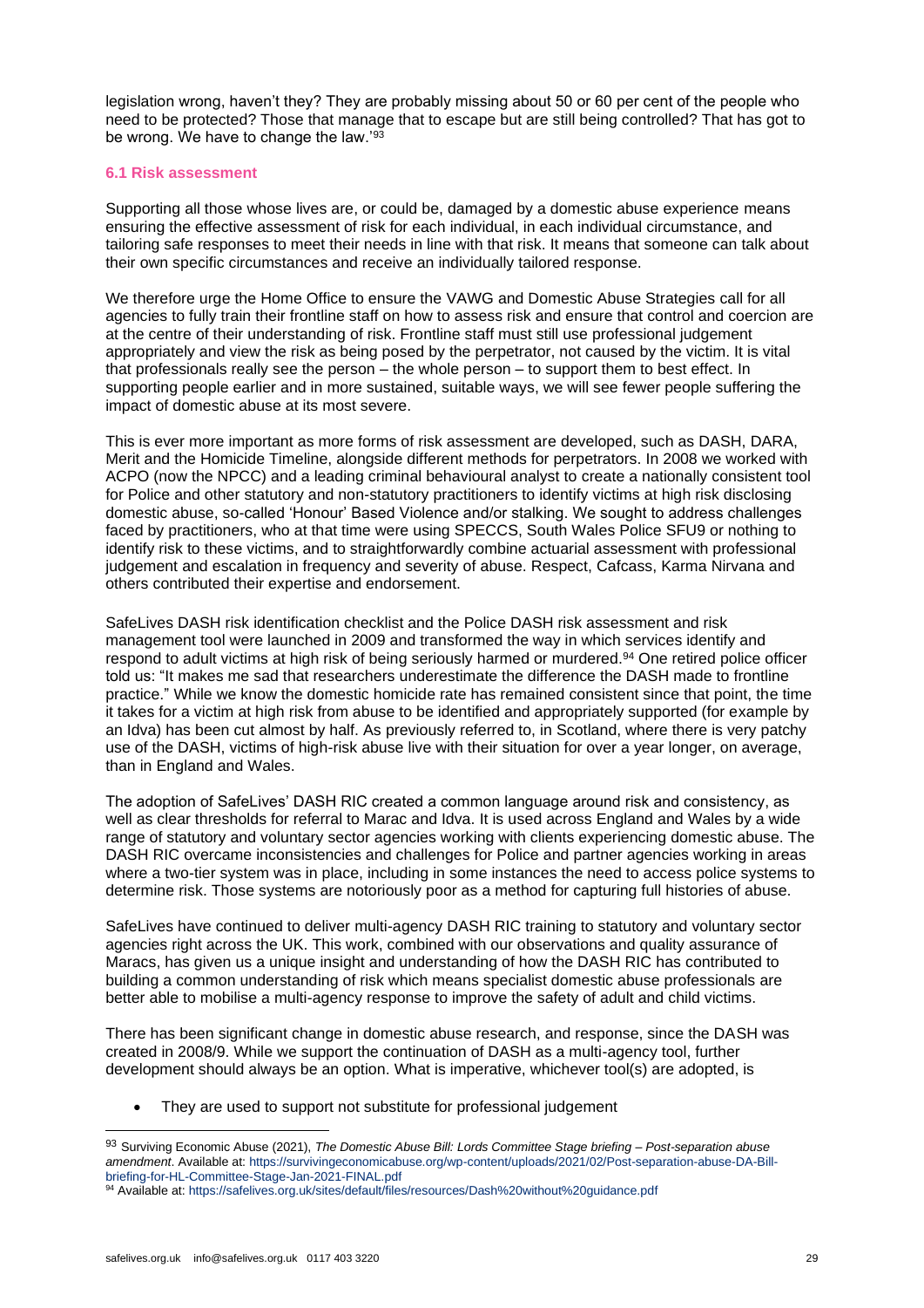legislation wrong, haven't they? They are probably missing about 50 or 60 per cent of the people who need to be protected? Those that manage that to escape but are still being controlled? That has got to be wrong. We have to change the law.'[93]

### 6.1 Risk assessment

Supporting all those whose lives are, or could be, damaged by a domestic abuse experience means ensuring the effective assessment of risk for each individual, in each individual circumstance, and tailoring safe responses to meet their needs in line with that risk. It means that someone can talk about their own specific circumstances and receive an individually tailored response.

We therefore urge the Home Office to ensure the VAWG and Domestic Abuse Strategies call for all agencies to fully train their frontline staff on how to assess risk and ensure that control and coercion are at the centre of their understanding of risk. Frontline staff must still use professional judgement appropriately and view the risk as being posed by the perpetrator, not caused by the victim. It is vital that professionals really see the person – the whole person – to support them to best effect. In supporting people earlier and in more sustained, suitable ways, we will see fewer people suffering the impact of domestic abuse at its most severe.

This is ever more important as more forms of risk assessment are developed, such as DASH, DARA, Merit and the Homicide Timeline, alongside different methods for perpetrators. In 2008 we worked with ACPO (now the NPCC) and a leading criminal behavioural analyst to create a nationally consistent tool for Police and other statutory and non-statutory practitioners to identify victims at high risk disclosing domestic abuse, so-called 'Honour' Based Violence and/or stalking. We sought to address challenges faced by practitioners, who at that time were using SPECCS, South Wales Police SFU9 or nothing to identify risk to these victims, and to straightforwardly combine actuarial assessment with professional judgement and escalation in frequency and severity of abuse. Respect, Cafcass, Karma Nirvana and others contributed their expertise and endorsement.

SafeLives DASH risk identification checklist and the Police DASH risk assessment and risk management tool were launched in 2009 and transformed the way in which services identify and respond to adult victims at high risk of being seriously harmed or murdered.[94] One retired police officer told us: "It makes me sad that researchers underestimate the difference the DASH made to frontline practice." While we know the domestic homicide rate has remained consistent since that point, the time it takes for a victim at high risk from abuse to be identified and appropriately supported (for example by an Idva) has been cut almost by half. As previously referred to, in Scotland, where there is very patchy use of the DASH, victims of high-risk abuse live with their situation for over a year longer, on average, than in England and Wales.

The adoption of SafeLives' DASH RIC created a common language around risk and consistency, as well as clear thresholds for referral to Marac and Idva. It is used across England and Wales by a wide range of statutory and voluntary sector agencies working with clients experiencing domestic abuse. The DASH RIC overcame inconsistencies and challenges for Police and partner agencies working in areas where a two-tier system was in place, including in some instances the need to access police systems to determine risk. Those systems are notoriously poor as a method for capturing full histories of abuse.

SafeLives have continued to deliver multi-agency DASH RIC training to statutory and voluntary sector agencies right across the UK. This work, combined with our observations and quality assurance of Maracs, has given us a unique insight and understanding of how the DASH RIC has contributed to building a common understanding of risk which means specialist domestic abuse professionals are better able to mobilise a multi-agency response to improve the safety of adult and child victims.

There has been significant change in domestic abuse research, and response, since the DASH was created in 2008/9. While we support the continuation of DASH as a multi-agency tool, further development should always be an option. What is imperative, whichever tool(s) are adopted, is

- They are used to support not substitute for professional judgement

---

[93] Surviving Economic Abuse (2021), *The Domestic Abuse Bill: Lords Committee Stage briefing – Post-separation abuse amendment*. Available at: https://survivingeconomicabuse.org/wp-content/uploads/2021/02/Post-separation-abuse-DA-Bill-briefing-for-HL-Committee-Stage-Jan-2021-FINAL.pdf

[94] Available at: https://safelives.org.uk/sites/default/files/resources/Dash%20without%20guidance.pdf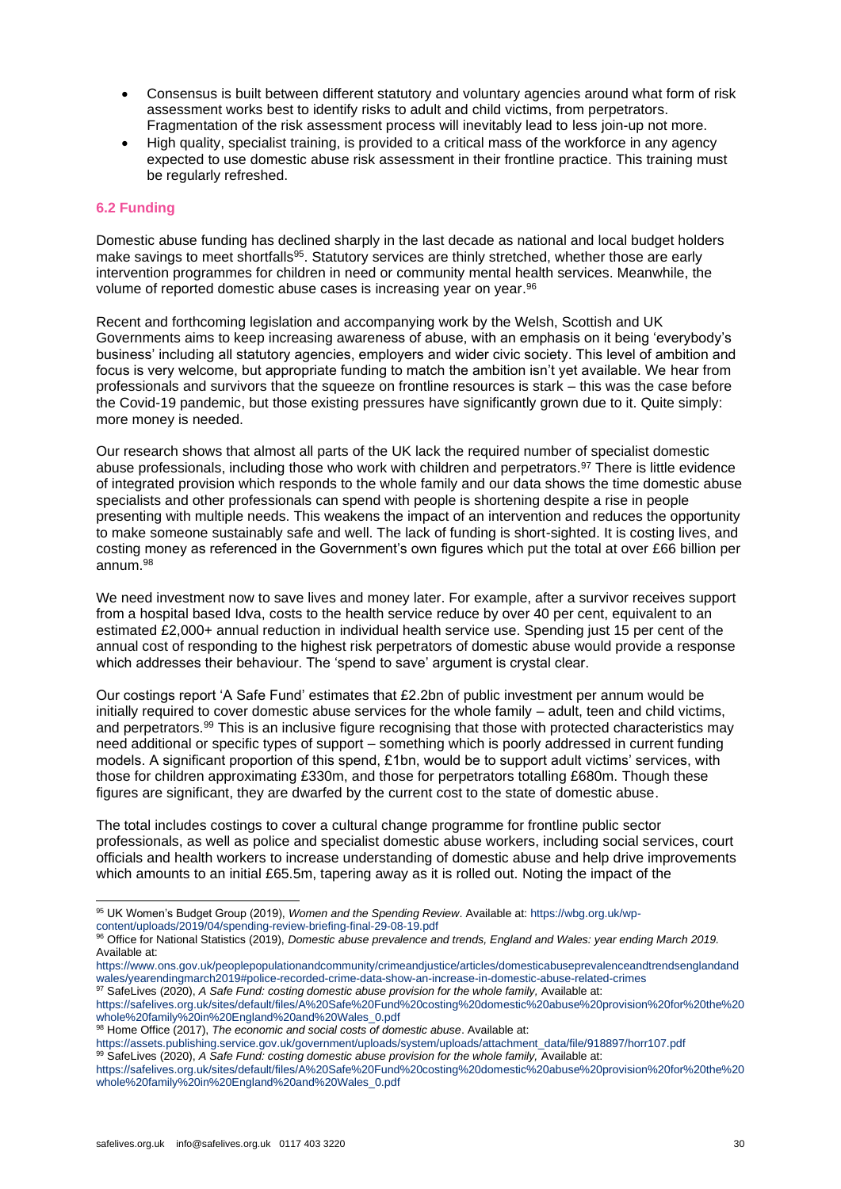- Consensus is built between different statutory and voluntary agencies around what form of risk assessment works best to identify risks to adult and child victims, from perpetrators. Fragmentation of the risk assessment process will inevitably lead to less join-up not more.
- High quality, specialist training, is provided to a critical mass of the workforce in any agency expected to use domestic abuse risk assessment in their frontline practice. This training must be regularly refreshed.

### 6.2 Funding

Domestic abuse funding has declined sharply in the last decade as national and local budget holders make savings to meet shortfalls[95]. Statutory services are thinly stretched, whether those are early intervention programmes for children in need or community mental health services. Meanwhile, the volume of reported domestic abuse cases is increasing year on year.[96]

Recent and forthcoming legislation and accompanying work by the Welsh, Scottish and UK Governments aims to keep increasing awareness of abuse, with an emphasis on it being 'everybody's business' including all statutory agencies, employers and wider civic society. This level of ambition and focus is very welcome, but appropriate funding to match the ambition isn't yet available. We hear from professionals and survivors that the squeeze on frontline resources is stark – this was the case before the Covid-19 pandemic, but those existing pressures have significantly grown due to it. Quite simply: more money is needed.

Our research shows that almost all parts of the UK lack the required number of specialist domestic abuse professionals, including those who work with children and perpetrators.[97] There is little evidence of integrated provision which responds to the whole family and our data shows the time domestic abuse specialists and other professionals can spend with people is shortening despite a rise in people presenting with multiple needs. This weakens the impact of an intervention and reduces the opportunity to make someone sustainably safe and well. The lack of funding is short-sighted. It is costing lives, and costing money as referenced in the Government's own figures which put the total at over £66 billion per annum.[98]

We need investment now to save lives and money later. For example, after a survivor receives support from a hospital based Idva, costs to the health service reduce by over 40 per cent, equivalent to an estimated £2,000+ annual reduction in individual health service use. Spending just 15 per cent of the annual cost of responding to the highest risk perpetrators of domestic abuse would provide a response which addresses their behaviour. The 'spend to save' argument is crystal clear.

Our costings report 'A Safe Fund' estimates that £2.2bn of public investment per annum would be initially required to cover domestic abuse services for the whole family – adult, teen and child victims, and perpetrators.[99] This is an inclusive figure recognising that those with protected characteristics may need additional or specific types of support – something which is poorly addressed in current funding models. A significant proportion of this spend, £1bn, would be to support adult victims' services, with those for children approximating £330m, and those for perpetrators totalling £680m. Though these figures are significant, they are dwarfed by the current cost to the state of domestic abuse.

The total includes costings to cover a cultural change programme for frontline public sector professionals, as well as police and specialist domestic abuse workers, including social services, court officials and health workers to increase understanding of domestic abuse and help drive improvements which amounts to an initial £65.5m, tapering away as it is rolled out. Noting the impact of the

---

[95] UK Women's Budget Group (2019), *Women and the Spending Review*. Available at: https://wbg.org.uk/wp-content/uploads/2019/04/spending-review-briefing-final-29-08-19.pdf

[96] Office for National Statistics (2019), *Domestic abuse prevalence and trends, England and Wales: year ending March 2019.* Available at: https://www.ons.gov.uk/peoplepopulationandcommunity/crimeandjustice/articles/domesticabuseprevalenceandtrendsenglandandwales/yearendingmarch2019#police-recorded-crime-data-show-an-increase-in-domestic-abuse-related-crimes

[97] SafeLives (2020), *A Safe Fund: costing domestic abuse provision for the whole family,* Available at: https://safelives.org.uk/sites/default/files/A%20Safe%20Fund%20costing%20domestic%20abuse%20provision%20for%20the%20whole%20family%20in%20England%20and%20Wales_0.pdf

[98] Home Office (2017), *The economic and social costs of domestic abuse*. Available at: https://assets.publishing.service.gov.uk/government/uploads/system/uploads/attachment_data/file/918897/horr107.pdf

[99] SafeLives (2020), *A Safe Fund: costing domestic abuse provision for the whole family,* Available at: https://safelives.org.uk/sites/default/files/A%20Safe%20Fund%20costing%20domestic%20abuse%20provision%20for%20the%20whole%20family%20in%20England%20and%20Wales_0.pdf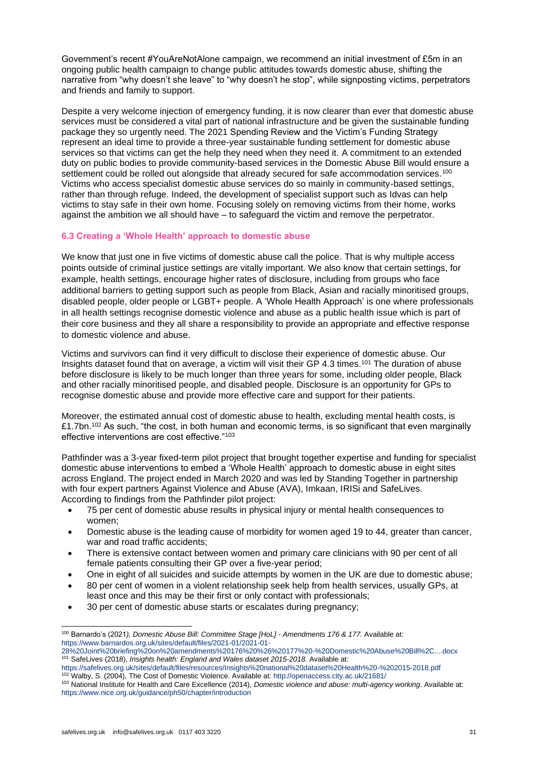Government's recent #YouAreNotAlone campaign, we recommend an initial investment of £5m in an ongoing public health campaign to change public attitudes towards domestic abuse, shifting the narrative from "why doesn't she leave" to "why doesn't he stop", while signposting victims, perpetrators and friends and family to support.

Despite a very welcome injection of emergency funding, it is now clearer than ever that domestic abuse services must be considered a vital part of national infrastructure and be given the sustainable funding package they so urgently need. The 2021 Spending Review and the Victim's Funding Strategy represent an ideal time to provide a three-year sustainable funding settlement for domestic abuse services so that victims can get the help they need when they need it. A commitment to an extended duty on public bodies to provide community-based services in the Domestic Abuse Bill would ensure a settlement could be rolled out alongside that already secured for safe accommodation services.[100] Victims who access specialist domestic abuse services do so mainly in community-based settings, rather than through refuge. Indeed, the development of specialist support such as Idvas can help victims to stay safe in their own home. Focusing solely on removing victims from their home, works against the ambition we all should have – to safeguard the victim and remove the perpetrator.

### 6.3 Creating a 'Whole Health' approach to domestic abuse

We know that just one in five victims of domestic abuse call the police. That is why multiple access points outside of criminal justice settings are vitally important. We also know that certain settings, for example, health settings, encourage higher rates of disclosure, including from groups who face additional barriers to getting support such as people from Black, Asian and racially minoritised groups, disabled people, older people or LGBT+ people. A 'Whole Health Approach' is one where professionals in all health settings recognise domestic violence and abuse as a public health issue which is part of their core business and they all share a responsibility to provide an appropriate and effective response to domestic violence and abuse.

Victims and survivors can find it very difficult to disclose their experience of domestic abuse. Our Insights dataset found that on average, a victim will visit their GP 4.3 times.[101] The duration of abuse before disclosure is likely to be much longer than three years for some, including older people, Black and other racially minoritised people, and disabled people. Disclosure is an opportunity for GPs to recognise domestic abuse and provide more effective care and support for their patients.

Moreover, the estimated annual cost of domestic abuse to health, excluding mental health costs, is £1.7bn.[102] As such, "the cost, in both human and economic terms, is so significant that even marginally effective interventions are cost effective."[103]

Pathfinder was a 3-year fixed-term pilot project that brought together expertise and funding for specialist domestic abuse interventions to embed a 'Whole Health' approach to domestic abuse in eight sites across England. The project ended in March 2020 and was led by Standing Together in partnership with four expert partners Against Violence and Abuse (AVA), Imkaan, IRISi and SafeLives. According to findings from the Pathfinder pilot project:

- 75 per cent of domestic abuse results in physical injury or mental health consequences to women;
- Domestic abuse is the leading cause of morbidity for women aged 19 to 44, greater than cancer, war and road traffic accidents;
- There is extensive contact between women and primary care clinicians with 90 per cent of all female patients consulting their GP over a five-year period;
- One in eight of all suicides and suicide attempts by women in the UK are due to domestic abuse;
- 80 per cent of women in a violent relationship seek help from health services, usually GPs, at least once and this may be their first or only contact with professionals;
- 30 per cent of domestic abuse starts or escalates during pregnancy;

---

[100] Barnardo's (2021), *Domestic Abuse Bill: Committee Stage [HoL] - Amendments 176 & 177.* Available at: https://www.barnardos.org.uk/sites/default/files/2021-01/2021-01-28%20Joint%20briefing%20on%20amendments%20176%20%26%20177%20-%20Domestic%20Abuse%20Bill%2C....docx

[101] SafeLives (2018), *Insights health: England and Wales dataset 2015-2018.* Available at: https://safelives.org.uk/sites/default/files/resources/Insights%20national%20dataset%20Health%20-%202015-2018.pdf

[102] Walby, S. (2004), The Cost of Domestic Violence. Available at: http://openaccess.city.ac.uk/21681/

[103] National Institute for Health and Care Excellence (2014), *Domestic violence and abuse: multi-agency working*. Available at: https://www.nice.org.uk/guidance/ph50/chapter/introduction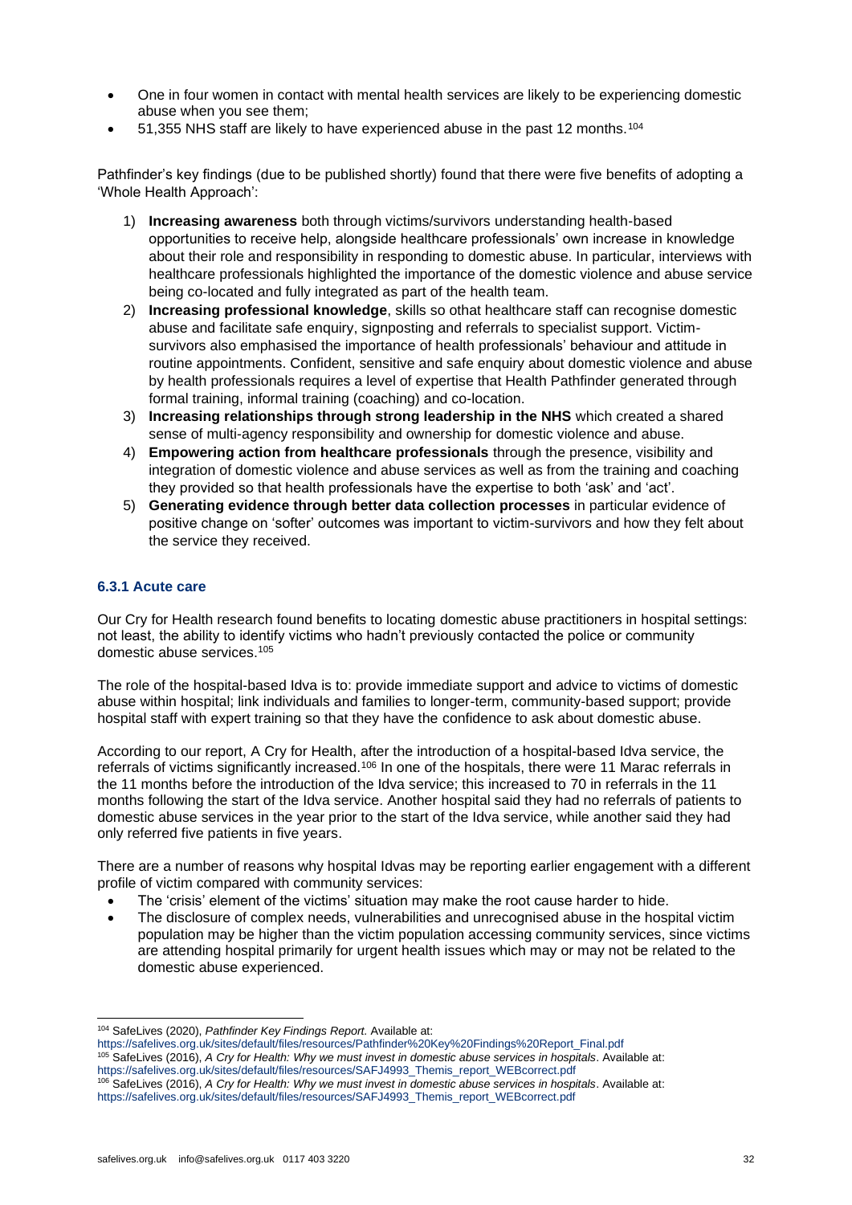- One in four women in contact with mental health services are likely to be experiencing domestic abuse when you see them;
- 51,355 NHS staff are likely to have experienced abuse in the past 12 months.[104]

Pathfinder's key findings (due to be published shortly) found that there were five benefits of adopting a 'Whole Health Approach':

1) **Increasing awareness** both through victims/survivors understanding health-based opportunities to receive help, alongside healthcare professionals' own increase in knowledge about their role and responsibility in responding to domestic abuse. In particular, interviews with healthcare professionals highlighted the importance of the domestic violence and abuse service being co-located and fully integrated as part of the health team.
2) **Increasing professional knowledge**, skills so othat healthcare staff can recognise domestic abuse and facilitate safe enquiry, signposting and referrals to specialist support. Victim-survivors also emphasised the importance of health professionals' behaviour and attitude in routine appointments. Confident, sensitive and safe enquiry about domestic violence and abuse by health professionals requires a level of expertise that Health Pathfinder generated through formal training, informal training (coaching) and co-location.
3) **Increasing relationships through strong leadership in the NHS** which created a shared sense of multi-agency responsibility and ownership for domestic violence and abuse.
4) **Empowering action from healthcare professionals** through the presence, visibility and integration of domestic violence and abuse services as well as from the training and coaching they provided so that health professionals have the expertise to both 'ask' and 'act'.
5) **Generating evidence through better data collection processes** in particular evidence of positive change on 'softer' outcomes was important to victim-survivors and how they felt about the service they received.

### 6.3.1 Acute care

Our Cry for Health research found benefits to locating domestic abuse practitioners in hospital settings: not least, the ability to identify victims who hadn't previously contacted the police or community domestic abuse services.[105]

The role of the hospital-based Idva is to: provide immediate support and advice to victims of domestic abuse within hospital; link individuals and families to longer-term, community-based support; provide hospital staff with expert training so that they have the confidence to ask about domestic abuse.

According to our report, A Cry for Health, after the introduction of a hospital-based Idva service, the referrals of victims significantly increased.[106] In one of the hospitals, there were 11 Marac referrals in the 11 months before the introduction of the Idva service; this increased to 70 in referrals in the 11 months following the start of the Idva service. Another hospital said they had no referrals of patients to domestic abuse services in the year prior to the start of the Idva service, while another said they had only referred five patients in five years.

There are a number of reasons why hospital Idvas may be reporting earlier engagement with a different profile of victim compared with community services:

- The 'crisis' element of the victims' situation may make the root cause harder to hide.
- The disclosure of complex needs, vulnerabilities and unrecognised abuse in the hospital victim population may be higher than the victim population accessing community services, since victims are attending hospital primarily for urgent health issues which may or may not be related to the domestic abuse experienced.

---

[104] SafeLives (2020), *Pathfinder Key Findings Report.* Available at: https://safelives.org.uk/sites/default/files/resources/Pathfinder%20Key%20Findings%20Report_Final.pdf

[105] SafeLives (2016), *A Cry for Health: Why we must invest in domestic abuse services in hospitals*. Available at: https://safelives.org.uk/sites/default/files/resources/SAFJ4993_Themis_report_WEBcorrect.pdf

[106] SafeLives (2016), *A Cry for Health: Why we must invest in domestic abuse services in hospitals*. Available at: https://safelives.org.uk/sites/default/files/resources/SAFJ4993_Themis_report_WEBcorrect.pdf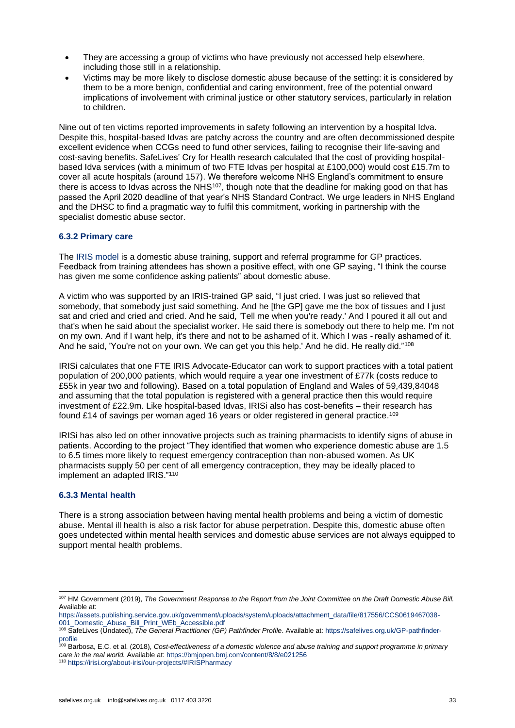- They are accessing a group of victims who have previously not accessed help elsewhere, including those still in a relationship.
- Victims may be more likely to disclose domestic abuse because of the setting: it is considered by them to be a more benign, confidential and caring environment, free of the potential onward implications of involvement with criminal justice or other statutory services, particularly in relation to children.

Nine out of ten victims reported improvements in safety following an intervention by a hospital Idva. Despite this, hospital-based Idvas are patchy across the country and are often decommissioned despite excellent evidence when CCGs need to fund other services, failing to recognise their life-saving and cost-saving benefits. SafeLives' Cry for Health research calculated that the cost of providing hospital-based Idva services (with a minimum of two FTE Idvas per hospital at £100,000) would cost £15.7m to cover all acute hospitals (around 157). We therefore welcome NHS England's commitment to ensure there is access to Idvas across the NHS[107], though note that the deadline for making good on that has passed the April 2020 deadline of that year's NHS Standard Contract. We urge leaders in NHS England and the DHSC to find a pragmatic way to fulfil this commitment, working in partnership with the specialist domestic abuse sector.

### 6.3.2 Primary care

The IRIS model is a domestic abuse training, support and referral programme for GP practices. Feedback from training attendees has shown a positive effect, with one GP saying, "I think the course has given me some confidence asking patients" about domestic abuse.

A victim who was supported by an IRIS-trained GP said, "I just cried. I was just so relieved that somebody, that somebody just said something. And he [the GP] gave me the box of tissues and I just sat and cried and cried and cried. And he said, 'Tell me when you're ready.' And I poured it all out and that's when he said about the specialist worker. He said there is somebody out there to help me. I'm not on my own. And if I want help, it's there and not to be ashamed of it. Which I was - really ashamed of it. And he said, 'You're not on your own. We can get you this help.' And he did. He really did."[108]

IRISi calculates that one FTE IRIS Advocate-Educator can work to support practices with a total patient population of 200,000 patients, which would require a year one investment of £77k (costs reduce to £55k in year two and following). Based on a total population of England and Wales of 59,439,84048 and assuming that the total population is registered with a general practice then this would require investment of £22.9m. Like hospital-based Idvas, IRISi also has cost-benefits – their research has found £14 of savings per woman aged 16 years or older registered in general practice.[109]

IRISi has also led on other innovative projects such as training pharmacists to identify signs of abuse in patients. According to the project "They identified that women who experience domestic abuse are 1.5 to 6.5 times more likely to request emergency contraception than non-abused women. As UK pharmacists supply 50 per cent of all emergency contraception, they may be ideally placed to implement an adapted IRIS."[110]

### 6.3.3 Mental health

There is a strong association between having mental health problems and being a victim of domestic abuse. Mental ill health is also a risk factor for abuse perpetration. Despite this, domestic abuse often goes undetected within mental health services and domestic abuse services are not always equipped to support mental health problems.

---

[107] HM Government (2019), *The Government Response to the Report from the Joint Committee on the Draft Domestic Abuse Bill.* Available at: https://assets.publishing.service.gov.uk/government/uploads/system/uploads/attachment_data/file/817556/CCS0619467038-001_Domestic_Abuse_Bill_Print_WEb_Accessible.pdf

[108] SafeLives (Undated), *The General Practitioner (GP) Pathfinder Profile*. Available at: https://safelives.org.uk/GP-pathfinder-profile

[109] Barbosa, E.C. et al. (2018), *Cost-effectiveness of a domestic violence and abuse training and support programme in primary care in the real world.* Available at: https://bmjopen.bmj.com/content/8/8/e021256

[110] https://irisi.org/about-irisi/our-projects/#IRISPharmacy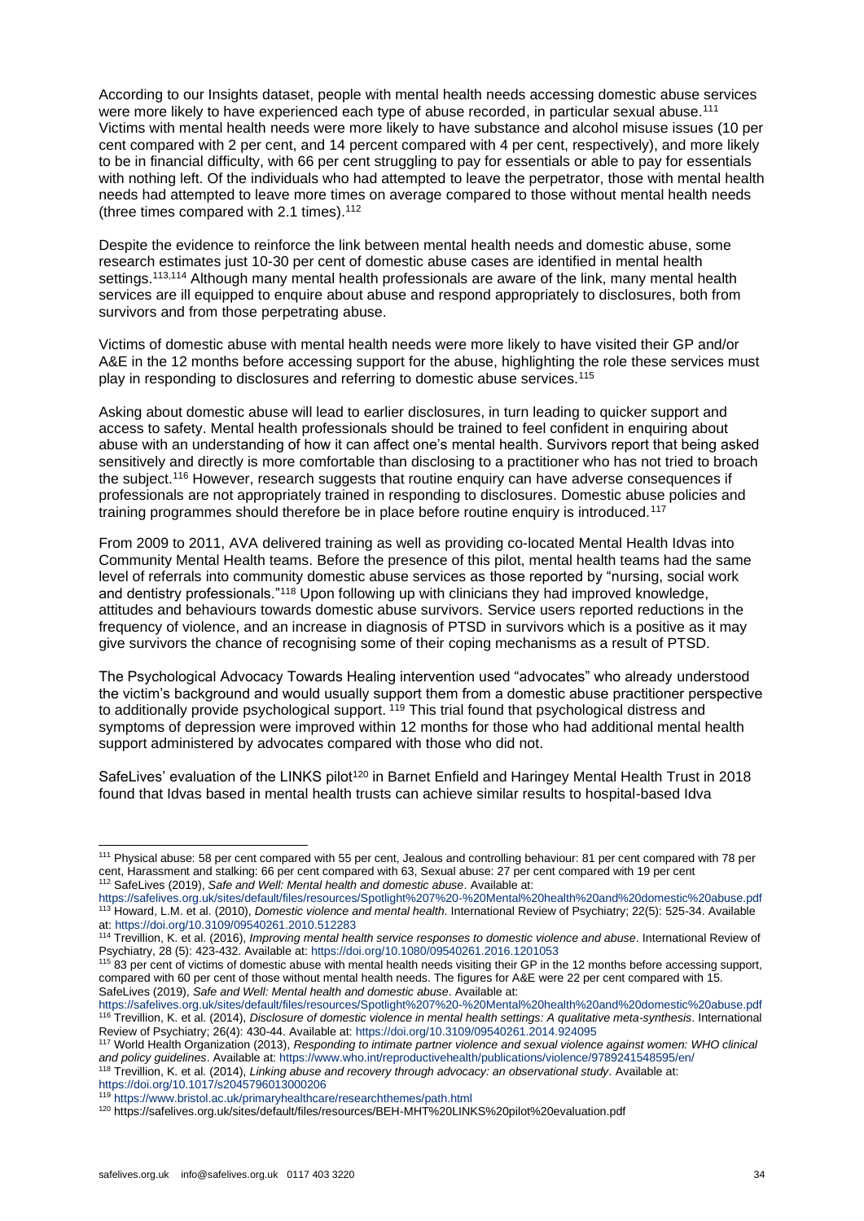According to our Insights dataset, people with mental health needs accessing domestic abuse services were more likely to have experienced each type of abuse recorded, in particular sexual abuse.[111] Victims with mental health needs were more likely to have substance and alcohol misuse issues (10 per cent compared with 2 per cent, and 14 percent compared with 4 per cent, respectively), and more likely to be in financial difficulty, with 66 per cent struggling to pay for essentials or able to pay for essentials with nothing left. Of the individuals who had attempted to leave the perpetrator, those with mental health needs had attempted to leave more times on average compared to those without mental health needs (three times compared with 2.1 times).[112]

Despite the evidence to reinforce the link between mental health needs and domestic abuse, some research estimates just 10-30 per cent of domestic abuse cases are identified in mental health settings.[113,114] Although many mental health professionals are aware of the link, many mental health services are ill equipped to enquire about abuse and respond appropriately to disclosures, both from survivors and from those perpetrating abuse.

Victims of domestic abuse with mental health needs were more likely to have visited their GP and/or A&E in the 12 months before accessing support for the abuse, highlighting the role these services must play in responding to disclosures and referring to domestic abuse services.[115]

Asking about domestic abuse will lead to earlier disclosures, in turn leading to quicker support and access to safety. Mental health professionals should be trained to feel confident in enquiring about abuse with an understanding of how it can affect one's mental health. Survivors report that being asked sensitively and directly is more comfortable than disclosing to a practitioner who has not tried to broach the subject.[116] However, research suggests that routine enquiry can have adverse consequences if professionals are not appropriately trained in responding to disclosures. Domestic abuse policies and training programmes should therefore be in place before routine enquiry is introduced.[117]

From 2009 to 2011, AVA delivered training as well as providing co-located Mental Health Idvas into Community Mental Health teams. Before the presence of this pilot, mental health teams had the same level of referrals into community domestic abuse services as those reported by "nursing, social work and dentistry professionals."[118] Upon following up with clinicians they had improved knowledge, attitudes and behaviours towards domestic abuse survivors. Service users reported reductions in the frequency of violence, and an increase in diagnosis of PTSD in survivors which is a positive as it may give survivors the chance of recognising some of their coping mechanisms as a result of PTSD.

The Psychological Advocacy Towards Healing intervention used "advocates" who already understood the victim's background and would usually support them from a domestic abuse practitioner perspective to additionally provide psychological support. [119] This trial found that psychological distress and symptoms of depression were improved within 12 months for those who had additional mental health support administered by advocates compared with those who did not.

SafeLives' evaluation of the LINKS pilot[120] in Barnet Enfield and Haringey Mental Health Trust in 2018 found that Idvas based in mental health trusts can achieve similar results to hospital-based Idva

---

[111] Physical abuse: 58 per cent compared with 55 per cent, Jealous and controlling behaviour: 81 per cent compared with 78 per cent, Harassment and stalking: 66 per cent compared with 63, Sexual abuse: 27 per cent compared with 19 per cent

[112] SafeLives (2019), *Safe and Well: Mental health and domestic abuse*. Available at: https://safelives.org.uk/sites/default/files/resources/Spotlight%207%20-%20Mental%20health%20and%20domestic%20abuse.pdf

[113] Howard, L.M. et al. (2010), *Domestic violence and mental health*. International Review of Psychiatry; 22(5): 525-34. Available at: https://doi.org/10.3109/09540261.2010.512283

[114] Trevillion, K. et al. (2016), *Improving mental health service responses to domestic violence and abuse*. International Review of Psychiatry, 28 (5): 423-432. Available at: https://doi.org/10.1080/09540261.2016.1201053

[115] 83 per cent of victims of domestic abuse with mental health needs visiting their GP in the 12 months before accessing support, compared with 60 per cent of those without mental health needs. The figures for A&E were 22 per cent compared with 15. SafeLives (2019), *Safe and Well: Mental health and domestic abuse*. Available at: https://safelives.org.uk/sites/default/files/resources/Spotlight%207%20-%20Mental%20health%20and%20domestic%20abuse.pdf

[116] Trevillion, K. et al. (2014), *Disclosure of domestic violence in mental health settings: A qualitative meta-synthesis*. International Review of Psychiatry; 26(4): 430-44. Available at: https://doi.org/10.3109/09540261.2014.924095

[117] World Health Organization (2013), *Responding to intimate partner violence and sexual violence against women: WHO clinical and policy guidelines*. Available at: https://www.who.int/reproductivehealth/publications/violence/9789241548595/en/

[118] Trevillion, K. et al. (2014), *Linking abuse and recovery through advocacy: an observational study*. Available at: https://doi.org/10.1017/s2045796013000206

[119] https://www.bristol.ac.uk/primaryhealthcare/researchthemes/path.html

[120] https://safelives.org.uk/sites/default/files/resources/BEH-MHT%20LINKS%20pilot%20evaluation.pdf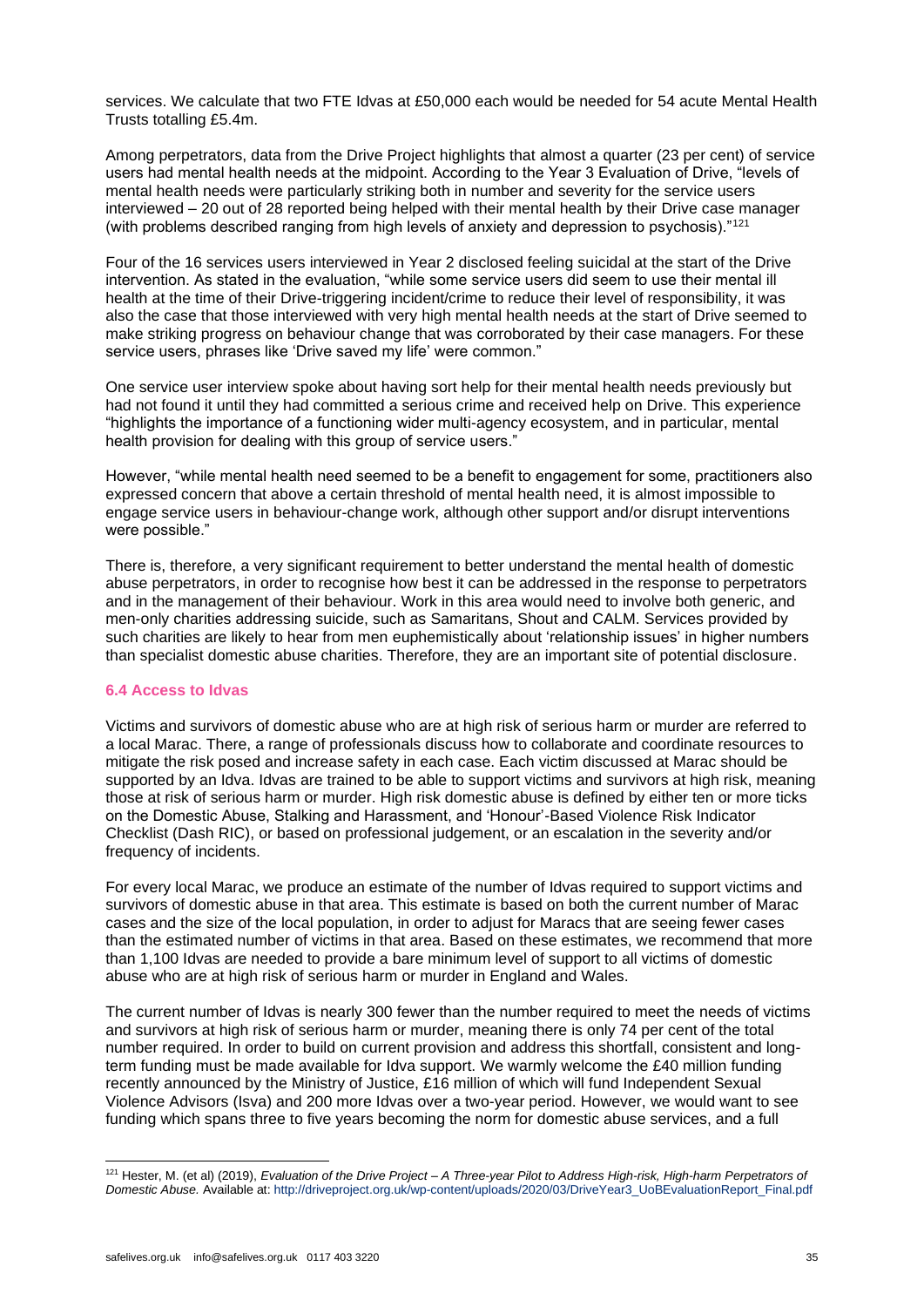services. We calculate that two FTE Idvas at £50,000 each would be needed for 54 acute Mental Health Trusts totalling £5.4m.

Among perpetrators, data from the Drive Project highlights that almost a quarter (23 per cent) of service users had mental health needs at the midpoint. According to the Year 3 Evaluation of Drive, "levels of mental health needs were particularly striking both in number and severity for the service users interviewed – 20 out of 28 reported being helped with their mental health by their Drive case manager (with problems described ranging from high levels of anxiety and depression to psychosis)."[121]

Four of the 16 services users interviewed in Year 2 disclosed feeling suicidal at the start of the Drive intervention. As stated in the evaluation, "while some service users did seem to use their mental ill health at the time of their Drive-triggering incident/crime to reduce their level of responsibility, it was also the case that those interviewed with very high mental health needs at the start of Drive seemed to make striking progress on behaviour change that was corroborated by their case managers. For these service users, phrases like 'Drive saved my life' were common."

One service user interview spoke about having sort help for their mental health needs previously but had not found it until they had committed a serious crime and received help on Drive. This experience "highlights the importance of a functioning wider multi-agency ecosystem, and in particular, mental health provision for dealing with this group of service users."

However, "while mental health need seemed to be a benefit to engagement for some, practitioners also expressed concern that above a certain threshold of mental health need, it is almost impossible to engage service users in behaviour-change work, although other support and/or disrupt interventions were possible."

There is, therefore, a very significant requirement to better understand the mental health of domestic abuse perpetrators, in order to recognise how best it can be addressed in the response to perpetrators and in the management of their behaviour. Work in this area would need to involve both generic, and men-only charities addressing suicide, such as Samaritans, Shout and CALM. Services provided by such charities are likely to hear from men euphemistically about 'relationship issues' in higher numbers than specialist domestic abuse charities. Therefore, they are an important site of potential disclosure.

### 6.4 Access to Idvas

Victims and survivors of domestic abuse who are at high risk of serious harm or murder are referred to a local Marac. There, a range of professionals discuss how to collaborate and coordinate resources to mitigate the risk posed and increase safety in each case. Each victim discussed at Marac should be supported by an Idva. Idvas are trained to be able to support victims and survivors at high risk, meaning those at risk of serious harm or murder. High risk domestic abuse is defined by either ten or more ticks on the Domestic Abuse, Stalking and Harassment, and 'Honour'-Based Violence Risk Indicator Checklist (Dash RIC), or based on professional judgement, or an escalation in the severity and/or frequency of incidents.

For every local Marac, we produce an estimate of the number of Idvas required to support victims and survivors of domestic abuse in that area. This estimate is based on both the current number of Marac cases and the size of the local population, in order to adjust for Maracs that are seeing fewer cases than the estimated number of victims in that area. Based on these estimates, we recommend that more than 1,100 Idvas are needed to provide a bare minimum level of support to all victims of domestic abuse who are at high risk of serious harm or murder in England and Wales.

The current number of Idvas is nearly 300 fewer than the number required to meet the needs of victims and survivors at high risk of serious harm or murder, meaning there is only 74 per cent of the total number required. In order to build on current provision and address this shortfall, consistent and long-term funding must be made available for Idva support. We warmly welcome the £40 million funding recently announced by the Ministry of Justice, £16 million of which will fund Independent Sexual Violence Advisors (Isva) and 200 more Idvas over a two-year period. However, we would want to see funding which spans three to five years becoming the norm for domestic abuse services, and a full

---

[121] Hester, M. (et al) (2019), *Evaluation of the Drive Project – A Three-year Pilot to Address High-risk, High-harm Perpetrators of Domestic Abuse.* Available at: http://driveproject.org.uk/wp-content/uploads/2020/03/DriveYear3_UoBEvaluationReport_Final.pdf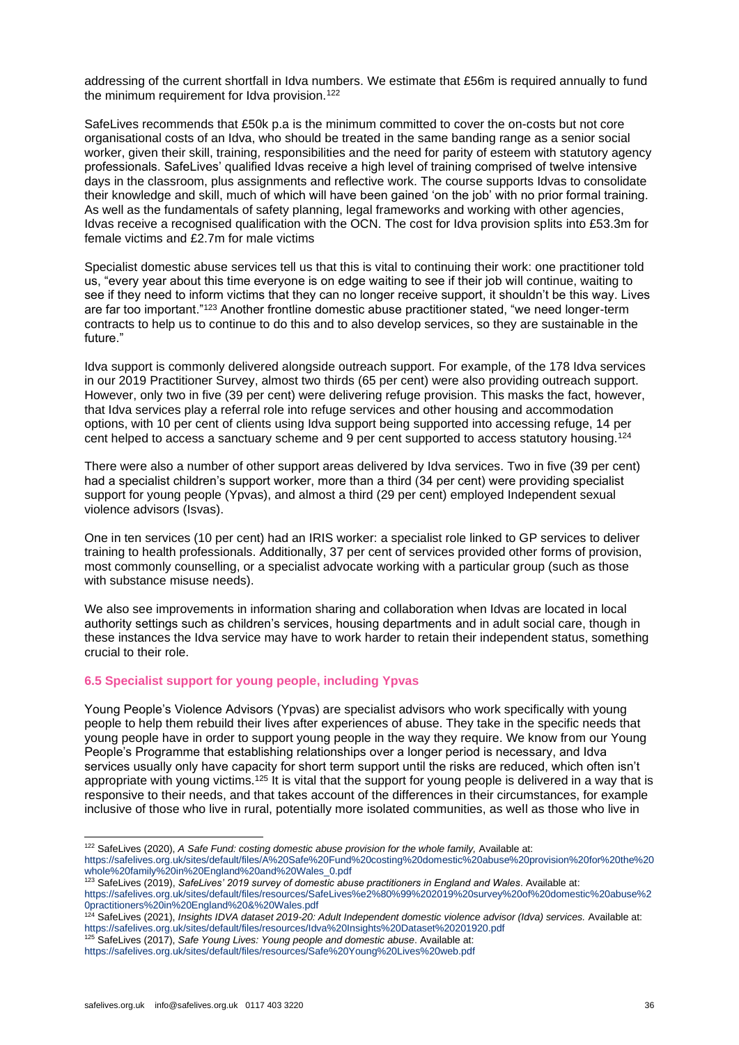addressing of the current shortfall in Idva numbers. We estimate that £56m is required annually to fund the minimum requirement for Idva provision.[122]

SafeLives recommends that £50k p.a is the minimum committed to cover the on-costs but not core organisational costs of an Idva, who should be treated in the same banding range as a senior social worker, given their skill, training, responsibilities and the need for parity of esteem with statutory agency professionals. SafeLives' qualified Idvas receive a high level of training comprised of twelve intensive days in the classroom, plus assignments and reflective work. The course supports Idvas to consolidate their knowledge and skill, much of which will have been gained 'on the job' with no prior formal training. As well as the fundamentals of safety planning, legal frameworks and working with other agencies, Idvas receive a recognised qualification with the OCN. The cost for Idva provision splits into £53.3m for female victims and £2.7m for male victims

Specialist domestic abuse services tell us that this is vital to continuing their work: one practitioner told us, "every year about this time everyone is on edge waiting to see if their job will continue, waiting to see if they need to inform victims that they can no longer receive support, it shouldn't be this way. Lives are far too important."[123] Another frontline domestic abuse practitioner stated, "we need longer-term contracts to help us to continue to do this and to also develop services, so they are sustainable in the future."

Idva support is commonly delivered alongside outreach support. For example, of the 178 Idva services in our 2019 Practitioner Survey, almost two thirds (65 per cent) were also providing outreach support. However, only two in five (39 per cent) were delivering refuge provision. This masks the fact, however, that Idva services play a referral role into refuge services and other housing and accommodation options, with 10 per cent of clients using Idva support being supported into accessing refuge, 14 per cent helped to access a sanctuary scheme and 9 per cent supported to access statutory housing.[124]

There were also a number of other support areas delivered by Idva services. Two in five (39 per cent) had a specialist children's support worker, more than a third (34 per cent) were providing specialist support for young people (Ypvas), and almost a third (29 per cent) employed Independent sexual violence advisors (Isvas).

One in ten services (10 per cent) had an IRIS worker: a specialist role linked to GP services to deliver training to health professionals. Additionally, 37 per cent of services provided other forms of provision, most commonly counselling, or a specialist advocate working with a particular group (such as those with substance misuse needs).

We also see improvements in information sharing and collaboration when Idvas are located in local authority settings such as children's services, housing departments and in adult social care, though in these instances the Idva service may have to work harder to retain their independent status, something crucial to their role.

### 6.5 Specialist support for young people, including Ypvas

Young People's Violence Advisors (Ypvas) are specialist advisors who work specifically with young people to help them rebuild their lives after experiences of abuse. They take in the specific needs that young people have in order to support young people in the way they require. We know from our Young People's Programme that establishing relationships over a longer period is necessary, and Idva services usually only have capacity for short term support until the risks are reduced, which often isn't appropriate with young victims.[125] It is vital that the support for young people is delivered in a way that is responsive to their needs, and that takes account of the differences in their circumstances, for example inclusive of those who live in rural, potentially more isolated communities, as well as those who live in

---

[122] SafeLives (2020), *A Safe Fund: costing domestic abuse provision for the whole family,* Available at: https://safelives.org.uk/sites/default/files/A%20Safe%20Fund%20costing%20domestic%20abuse%20provision%20for%20the%20whole%20family%20in%20England%20and%20Wales_0.pdf

[123] SafeLives (2019), *SafeLives' 2019 survey of domestic abuse practitioners in England and Wales*. Available at: https://safelives.org.uk/sites/default/files/resources/SafeLives%e2%80%99%202019%20survey%20of%20domestic%20abuse%20practitioners%20in%20England%20&%20Wales.pdf

[124] SafeLives (2021), *Insights IDVA dataset 2019-20: Adult Independent domestic violence advisor (Idva) services.* Available at: https://safelives.org.uk/sites/default/files/resources/Idva%20Insights%20Dataset%20201920.pdf

[125] SafeLives (2017), *Safe Young Lives: Young people and domestic abuse*. Available at: https://safelives.org.uk/sites/default/files/resources/Safe%20Young%20Lives%20web.pdf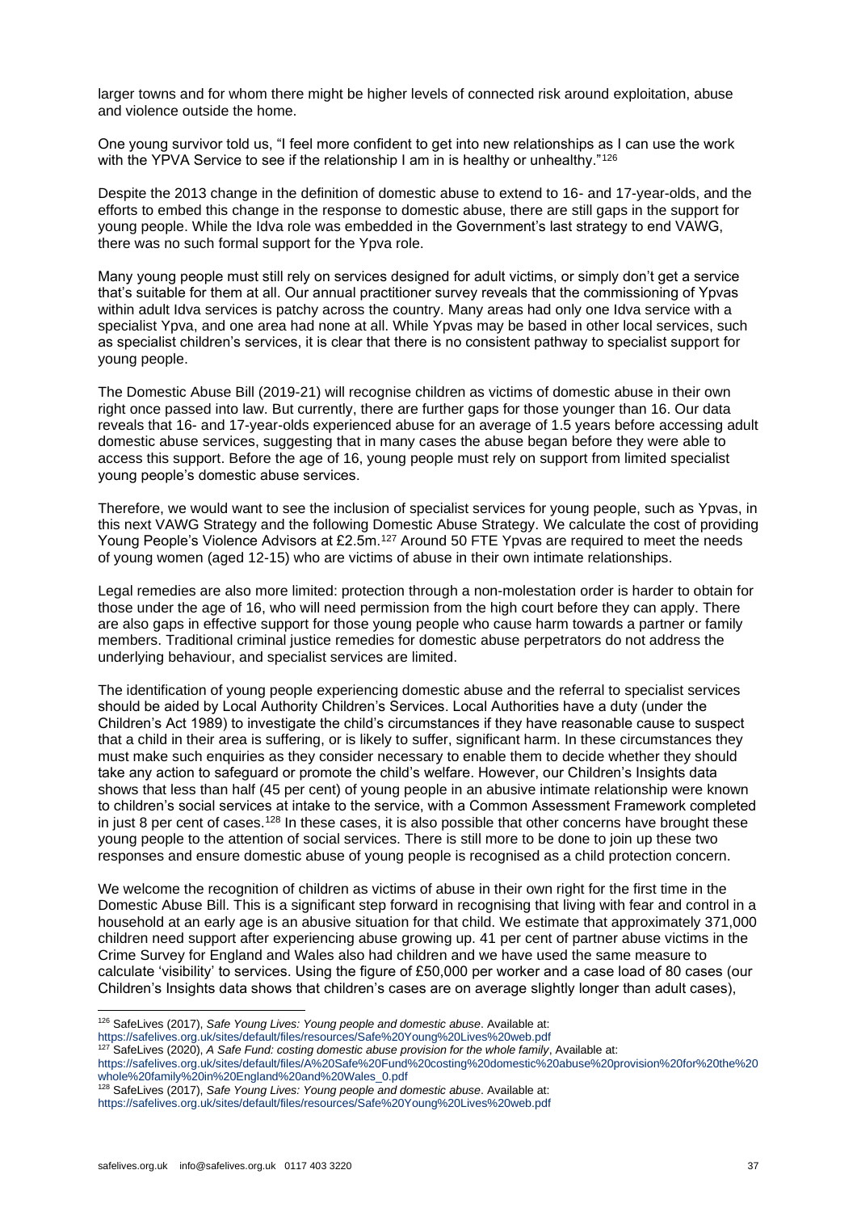larger towns and for whom there might be higher levels of connected risk around exploitation, abuse and violence outside the home.

One young survivor told us, "I feel more confident to get into new relationships as I can use the work with the YPVA Service to see if the relationship I am in is healthy or unhealthy."[126]

Despite the 2013 change in the definition of domestic abuse to extend to 16- and 17-year-olds, and the efforts to embed this change in the response to domestic abuse, there are still gaps in the support for young people. While the Idva role was embedded in the Government's last strategy to end VAWG, there was no such formal support for the Ypva role.

Many young people must still rely on services designed for adult victims, or simply don't get a service that's suitable for them at all. Our annual practitioner survey reveals that the commissioning of Ypvas within adult Idva services is patchy across the country. Many areas had only one Idva service with a specialist Ypva, and one area had none at all. While Ypvas may be based in other local services, such as specialist children's services, it is clear that there is no consistent pathway to specialist support for young people.

The Domestic Abuse Bill (2019-21) will recognise children as victims of domestic abuse in their own right once passed into law. But currently, there are further gaps for those younger than 16. Our data reveals that 16- and 17-year-olds experienced abuse for an average of 1.5 years before accessing adult domestic abuse services, suggesting that in many cases the abuse began before they were able to access this support. Before the age of 16, young people must rely on support from limited specialist young people's domestic abuse services.

Therefore, we would want to see the inclusion of specialist services for young people, such as Ypvas, in this next VAWG Strategy and the following Domestic Abuse Strategy. We calculate the cost of providing Young People's Violence Advisors at £2.5m.[127] Around 50 FTE Ypvas are required to meet the needs of young women (aged 12-15) who are victims of abuse in their own intimate relationships.

Legal remedies are also more limited: protection through a non-molestation order is harder to obtain for those under the age of 16, who will need permission from the high court before they can apply. There are also gaps in effective support for those young people who cause harm towards a partner or family members. Traditional criminal justice remedies for domestic abuse perpetrators do not address the underlying behaviour, and specialist services are limited.

The identification of young people experiencing domestic abuse and the referral to specialist services should be aided by Local Authority Children's Services. Local Authorities have a duty (under the Children's Act 1989) to investigate the child's circumstances if they have reasonable cause to suspect that a child in their area is suffering, or is likely to suffer, significant harm. In these circumstances they must make such enquiries as they consider necessary to enable them to decide whether they should take any action to safeguard or promote the child's welfare. However, our Children's Insights data shows that less than half (45 per cent) of young people in an abusive intimate relationship were known to children's social services at intake to the service, with a Common Assessment Framework completed in just 8 per cent of cases.[128] In these cases, it is also possible that other concerns have brought these young people to the attention of social services. There is still more to be done to join up these two responses and ensure domestic abuse of young people is recognised as a child protection concern.

We welcome the recognition of children as victims of abuse in their own right for the first time in the Domestic Abuse Bill. This is a significant step forward in recognising that living with fear and control in a household at an early age is an abusive situation for that child. We estimate that approximately 371,000 children need support after experiencing abuse growing up. 41 per cent of partner abuse victims in the Crime Survey for England and Wales also had children and we have used the same measure to calculate 'visibility' to services. Using the figure of £50,000 per worker and a case load of 80 cases (our Children's Insights data shows that children's cases are on average slightly longer than adult cases),

---

[126] SafeLives (2017), *Safe Young Lives: Young people and domestic abuse*. Available at: https://safelives.org.uk/sites/default/files/resources/Safe%20Young%20Lives%20web.pdf

[127] SafeLives (2020), *A Safe Fund: costing domestic abuse provision for the whole family*, Available at: https://safelives.org.uk/sites/default/files/A%20Safe%20Fund%20costing%20domestic%20abuse%20provision%20for%20the%20whole%20family%20in%20England%20and%20Wales_0.pdf

[128] SafeLives (2017), *Safe Young Lives: Young people and domestic abuse*. Available at: https://safelives.org.uk/sites/default/files/resources/Safe%20Young%20Lives%20web.pdf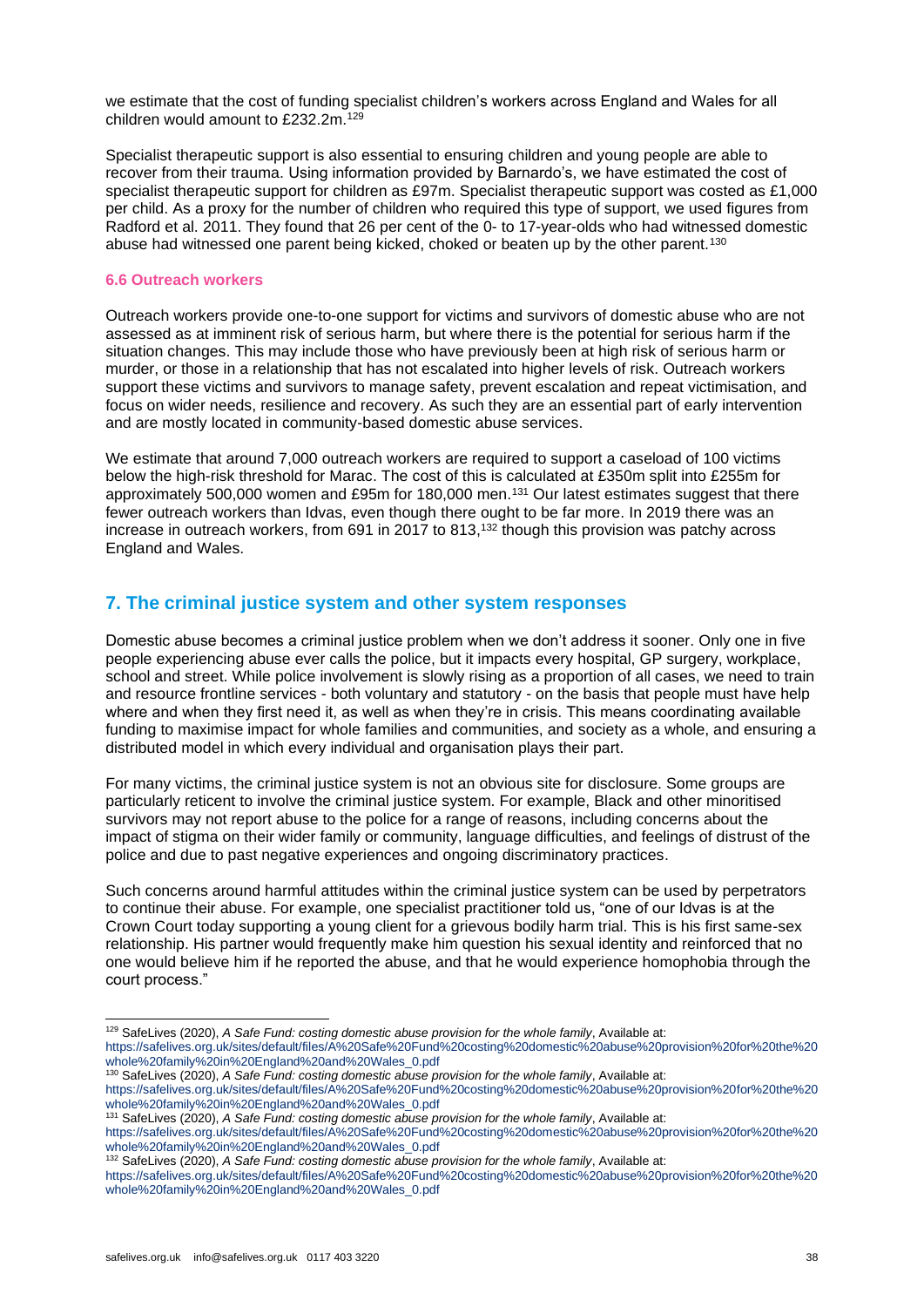we estimate that the cost of funding specialist children's workers across England and Wales for all children would amount to £232.2m.[129]

Specialist therapeutic support is also essential to ensuring children and young people are able to recover from their trauma. Using information provided by Barnardo's, we have estimated the cost of specialist therapeutic support for children as £97m. Specialist therapeutic support was costed as £1,000 per child. As a proxy for the number of children who required this type of support, we used figures from Radford et al. 2011. They found that 26 per cent of the 0- to 17-year-olds who had witnessed domestic abuse had witnessed one parent being kicked, choked or beaten up by the other parent.[130]

### 6.6 Outreach workers

Outreach workers provide one-to-one support for victims and survivors of domestic abuse who are not assessed as at imminent risk of serious harm, but where there is the potential for serious harm if the situation changes. This may include those who have previously been at high risk of serious harm or murder, or those in a relationship that has not escalated into higher levels of risk. Outreach workers support these victims and survivors to manage safety, prevent escalation and repeat victimisation, and focus on wider needs, resilience and recovery. As such they are an essential part of early intervention and are mostly located in community-based domestic abuse services.

We estimate that around 7,000 outreach workers are required to support a caseload of 100 victims below the high-risk threshold for Marac. The cost of this is calculated at £350m split into £255m for approximately 500,000 women and £95m for 180,000 men.[131] Our latest estimates suggest that there fewer outreach workers than Idvas, even though there ought to be far more. In 2019 there was an increase in outreach workers, from 691 in 2017 to 813,[132] though this provision was patchy across England and Wales.

## 7. The criminal justice system and other system responses

Domestic abuse becomes a criminal justice problem when we don't address it sooner. Only one in five people experiencing abuse ever calls the police, but it impacts every hospital, GP surgery, workplace, school and street. While police involvement is slowly rising as a proportion of all cases, we need to train and resource frontline services - both voluntary and statutory - on the basis that people must have help where and when they first need it, as well as when they're in crisis. This means coordinating available funding to maximise impact for whole families and communities, and society as a whole, and ensuring a distributed model in which every individual and organisation plays their part.

For many victims, the criminal justice system is not an obvious site for disclosure. Some groups are particularly reticent to involve the criminal justice system. For example, Black and other minoritised survivors may not report abuse to the police for a range of reasons, including concerns about the impact of stigma on their wider family or community, language difficulties, and feelings of distrust of the police and due to past negative experiences and ongoing discriminatory practices.

Such concerns around harmful attitudes within the criminal justice system can be used by perpetrators to continue their abuse. For example, one specialist practitioner told us, "one of our Idvas is at the Crown Court today supporting a young client for a grievous bodily harm trial. This is his first same-sex relationship. His partner would frequently make him question his sexual identity and reinforced that no one would believe him if he reported the abuse, and that he would experience homophobia through the court process."

---

[129] SafeLives (2020), *A Safe Fund: costing domestic abuse provision for the whole family*, Available at: https://safelives.org.uk/sites/default/files/A%20Safe%20Fund%20costing%20domestic%20abuse%20provision%20for%20the%20whole%20family%20in%20England%20and%20Wales_0.pdf

[130] SafeLives (2020), *A Safe Fund: costing domestic abuse provision for the whole family*, Available at: https://safelives.org.uk/sites/default/files/A%20Safe%20Fund%20costing%20domestic%20abuse%20provision%20for%20the%20whole%20family%20in%20England%20and%20Wales_0.pdf

[131] SafeLives (2020), *A Safe Fund: costing domestic abuse provision for the whole family*, Available at: https://safelives.org.uk/sites/default/files/A%20Safe%20Fund%20costing%20domestic%20abuse%20provision%20for%20the%20whole%20family%20in%20England%20and%20Wales_0.pdf

[132] SafeLives (2020), *A Safe Fund: costing domestic abuse provision for the whole family*, Available at: https://safelives.org.uk/sites/default/files/A%20Safe%20Fund%20costing%20domestic%20abuse%20provision%20for%20the%20whole%20family%20in%20England%20and%20Wales_0.pdf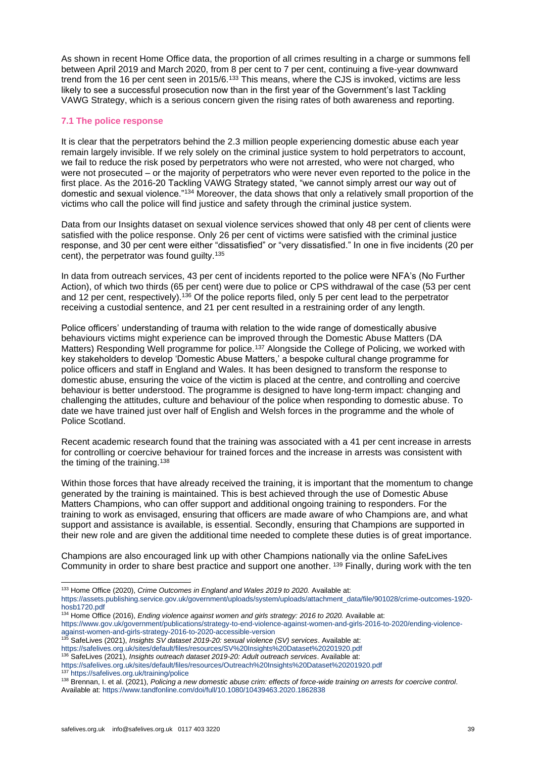As shown in recent Home Office data, the proportion of all crimes resulting in a charge or summons fell between April 2019 and March 2020, from 8 per cent to 7 per cent, continuing a five-year downward trend from the 16 per cent seen in 2015/6.[133] This means, where the CJS is invoked, victims are less likely to see a successful prosecution now than in the first year of the Government's last Tackling VAWG Strategy, which is a serious concern given the rising rates of both awareness and reporting.

### 7.1 The police response

It is clear that the perpetrators behind the 2.3 million people experiencing domestic abuse each year remain largely invisible. If we rely solely on the criminal justice system to hold perpetrators to account, we fail to reduce the risk posed by perpetrators who were not arrested, who were not charged, who were not prosecuted – or the majority of perpetrators who were never even reported to the police in the first place. As the 2016-20 Tackling VAWG Strategy stated, "we cannot simply arrest our way out of domestic and sexual violence."[134] Moreover, the data shows that only a relatively small proportion of the victims who call the police will find justice and safety through the criminal justice system.

Data from our Insights dataset on sexual violence services showed that only 48 per cent of clients were satisfied with the police response. Only 26 per cent of victims were satisfied with the criminal justice response, and 30 per cent were either "dissatisfied" or "very dissatisfied." In one in five incidents (20 per cent), the perpetrator was found guilty.[135]

In data from outreach services, 43 per cent of incidents reported to the police were NFA's (No Further Action), of which two thirds (65 per cent) were due to police or CPS withdrawal of the case (53 per cent and 12 per cent, respectively).[136] Of the police reports filed, only 5 per cent lead to the perpetrator receiving a custodial sentence, and 21 per cent resulted in a restraining order of any length.

Police officers' understanding of trauma with relation to the wide range of domestically abusive behaviours victims might experience can be improved through the Domestic Abuse Matters (DA Matters) Responding Well programme for police.[137] Alongside the College of Policing, we worked with key stakeholders to develop 'Domestic Abuse Matters,' a bespoke cultural change programme for police officers and staff in England and Wales. It has been designed to transform the response to domestic abuse, ensuring the voice of the victim is placed at the centre, and controlling and coercive behaviour is better understood. The programme is designed to have long-term impact: changing and challenging the attitudes, culture and behaviour of the police when responding to domestic abuse. To date we have trained just over half of English and Welsh forces in the programme and the whole of Police Scotland.

Recent academic research found that the training was associated with a 41 per cent increase in arrests for controlling or coercive behaviour for trained forces and the increase in arrests was consistent with the timing of the training.[138]

Within those forces that have already received the training, it is important that the momentum to change generated by the training is maintained. This is best achieved through the use of Domestic Abuse Matters Champions, who can offer support and additional ongoing training to responders. For the training to work as envisaged, ensuring that officers are made aware of who Champions are, and what support and assistance is available, is essential. Secondly, ensuring that Champions are supported in their new role and are given the additional time needed to complete these duties is of great importance.

Champions are also encouraged link up with other Champions nationally via the online SafeLives Community in order to share best practice and support one another. [139] Finally, during work with the ten

---

[133] Home Office (2020), *Crime Outcomes in England and Wales 2019 to 2020.* Available at: https://assets.publishing.service.gov.uk/government/uploads/system/uploads/attachment_data/file/901028/crime-outcomes-1920-hosb1720.pdf

[134] Home Office (2016), *Ending violence against women and girls strategy: 2016 to 2020.* Available at: https://www.gov.uk/government/publications/strategy-to-end-violence-against-women-and-girls-2016-to-2020/ending-violence-against-women-and-girls-strategy-2016-to-2020-accessible-version

[135] SafeLives (2021), *Insights SV dataset 2019-20: sexual violence (SV) services*. Available at: https://safelives.org.uk/sites/default/files/resources/SV%20Insights%20Dataset%20201920.pdf

[136] SafeLives (2021), *Insights outreach dataset 2019-20: Adult outreach services*. Available at: https://safelives.org.uk/sites/default/files/resources/Outreach%20Insights%20Dataset%20201920.pdf

[137] https://safelives.org.uk/training/police

[138] Brennan, I. et al. (2021), *Policing a new domestic abuse crim: effects of force-wide training on arrests for coercive control*. Available at: https://www.tandfonline.com/doi/full/10.1080/10439463.2020.1862838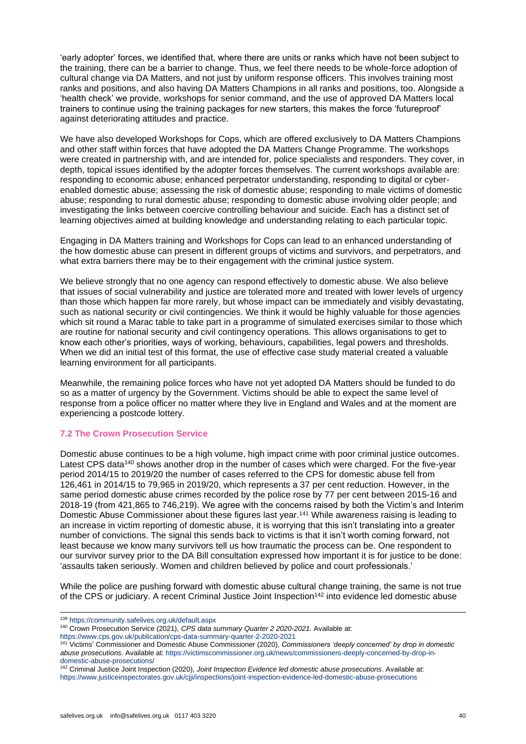'early adopter' forces, we identified that, where there are units or ranks which have not been subject to the training, there can be a barrier to change. Thus, we feel there needs to be whole-force adoption of cultural change via DA Matters, and not just by uniform response officers. This involves training most ranks and positions, and also having DA Matters Champions in all ranks and positions, too. Alongside a 'health check' we provide, workshops for senior command, and the use of approved DA Matters local trainers to continue using the training packages for new starters, this makes the force 'futureproof' against deteriorating attitudes and practice.

We have also developed Workshops for Cops, which are offered exclusively to DA Matters Champions and other staff within forces that have adopted the DA Matters Change Programme. The workshops were created in partnership with, and are intended for, police specialists and responders. They cover, in depth, topical issues identified by the adopter forces themselves. The current workshops available are: responding to economic abuse; enhanced perpetrator understanding, responding to digital or cyber-enabled domestic abuse; assessing the risk of domestic abuse; responding to male victims of domestic abuse; responding to rural domestic abuse; responding to domestic abuse involving older people; and investigating the links between coercive controlling behaviour and suicide. Each has a distinct set of learning objectives aimed at building knowledge and understanding relating to each particular topic.

Engaging in DA Matters training and Workshops for Cops can lead to an enhanced understanding of the how domestic abuse can present in different groups of victims and survivors, and perpetrators, and what extra barriers there may be to their engagement with the criminal justice system.

We believe strongly that no one agency can respond effectively to domestic abuse. We also believe that issues of social vulnerability and justice are tolerated more and treated with lower levels of urgency than those which happen far more rarely, but whose impact can be immediately and visibly devastating, such as national security or civil contingencies. We think it would be highly valuable for those agencies which sit round a Marac table to take part in a programme of simulated exercises similar to those which are routine for national security and civil contingency operations. This allows organisations to get to know each other's priorities, ways of working, behaviours, capabilities, legal powers and thresholds. When we did an initial test of this format, the use of effective case study material created a valuable learning environment for all participants.

Meanwhile, the remaining police forces who have not yet adopted DA Matters should be funded to do so as a matter of urgency by the Government. Victims should be able to expect the same level of response from a police officer no matter where they live in England and Wales and at the moment are experiencing a postcode lottery.

### 7.2 The Crown Prosecution Service

Domestic abuse continues to be a high volume, high impact crime with poor criminal justice outcomes. Latest CPS data[140] shows another drop in the number of cases which were charged. For the five-year period 2014/15 to 2019/20 the number of cases referred to the CPS for domestic abuse fell from 126,461 in 2014/15 to 79,965 in 2019/20, which represents a 37 per cent reduction. However, in the same period domestic abuse crimes recorded by the police rose by 77 per cent between 2015-16 and 2018-19 (from 421,865 to 746,219). We agree with the concerns raised by both the Victim's and Interim Domestic Abuse Commissioner about these figures last year.[141] While awareness raising is leading to an increase in victim reporting of domestic abuse, it is worrying that this isn't translating into a greater number of convictions. The signal this sends back to victims is that it isn't worth coming forward, not least because we know many survivors tell us how traumatic the process can be. One respondent to our survivor survey prior to the DA Bill consultation expressed how important it is for justice to be done: 'assaults taken seriously. Women and children believed by police and court professionals.'

While the police are pushing forward with domestic abuse cultural change training, the same is not true of the CPS or judiciary. A recent Criminal Justice Joint Inspection[142] into evidence led domestic abuse

---

[139] https://community.safelives.org.uk/default.aspx

[140] Crown Prosecution Service (2021), *CPS data summary Quarter 2 2020-2021.* Available at: https://www.cps.gov.uk/publication/cps-data-summary-quarter-2-2020-2021

[141] Victims' Commissioner and Domestic Abuse Commissioner (2020), *Commissioners 'deeply concerned' by drop in domestic abuse prosecutions*. Available at: https://victimscommissioner.org.uk/news/commissioners-deeply-concerned-by-drop-in-domestic-abuse-prosecutions/

[142] Criminal Justice Joint Inspection (2020), *Joint Inspection Evidence led domestic abuse prosecutions*. Available at: https://www.justiceinspectorates.gov.uk/cjji/inspections/joint-inspection-evidence-led-domestic-abuse-prosecutions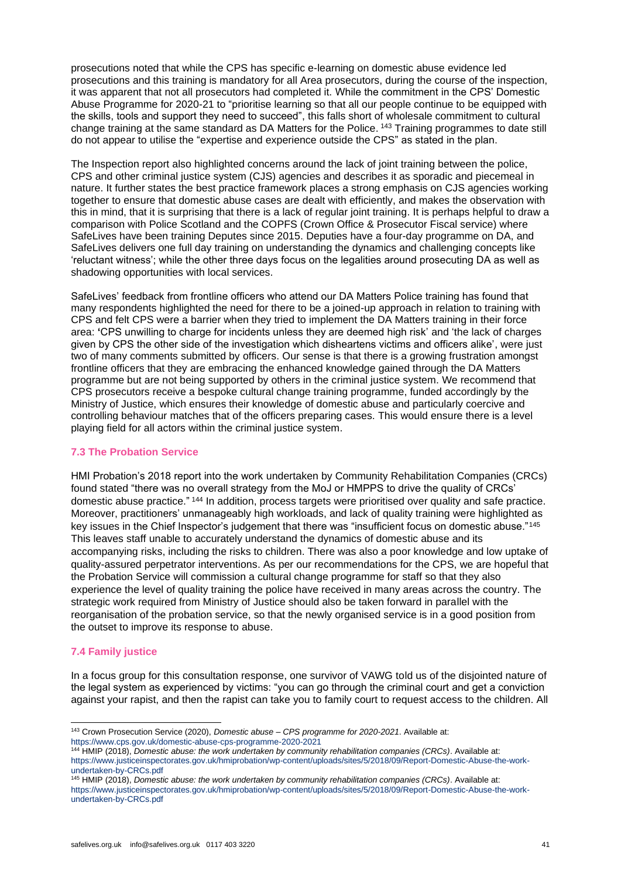prosecutions noted that while the CPS has specific e-learning on domestic abuse evidence led prosecutions and this training is mandatory for all Area prosecutors, during the course of the inspection, it was apparent that not all prosecutors had completed it. While the commitment in the CPS' Domestic Abuse Programme for 2020-21 to "prioritise learning so that all our people continue to be equipped with the skills, tools and support they need to succeed", this falls short of wholesale commitment to cultural change training at the same standard as DA Matters for the Police. [143] Training programmes to date still do not appear to utilise the "expertise and experience outside the CPS" as stated in the plan.

The Inspection report also highlighted concerns around the lack of joint training between the police, CPS and other criminal justice system (CJS) agencies and describes it as sporadic and piecemeal in nature. It further states the best practice framework places a strong emphasis on CJS agencies working together to ensure that domestic abuse cases are dealt with efficiently, and makes the observation with this in mind, that it is surprising that there is a lack of regular joint training. It is perhaps helpful to draw a comparison with Police Scotland and the COPFS (Crown Office & Prosecutor Fiscal service) where SafeLives have been training Deputes since 2015. Deputies have a four-day programme on DA, and SafeLives delivers one full day training on understanding the dynamics and challenging concepts like 'reluctant witness'; while the other three days focus on the legalities around prosecuting DA as well as shadowing opportunities with local services.

SafeLives' feedback from frontline officers who attend our DA Matters Police training has found that many respondents highlighted the need for there to be a joined-up approach in relation to training with CPS and felt CPS were a barrier when they tried to implement the DA Matters training in their force area: 'CPS unwilling to charge for incidents unless they are deemed high risk' and 'the lack of charges given by CPS the other side of the investigation which disheartens victims and officers alike', were just two of many comments submitted by officers. Our sense is that there is a growing frustration amongst frontline officers that they are embracing the enhanced knowledge gained through the DA Matters programme but are not being supported by others in the criminal justice system. We recommend that CPS prosecutors receive a bespoke cultural change training programme, funded accordingly by the Ministry of Justice, which ensures their knowledge of domestic abuse and particularly coercive and controlling behaviour matches that of the officers preparing cases. This would ensure there is a level playing field for all actors within the criminal justice system.

### 7.3 The Probation Service

HMI Probation's 2018 report into the work undertaken by Community Rehabilitation Companies (CRCs) found stated "there was no overall strategy from the MoJ or HMPPS to drive the quality of CRCs' domestic abuse practice." [144] In addition, process targets were prioritised over quality and safe practice. Moreover, practitioners' unmanageably high workloads, and lack of quality training were highlighted as key issues in the Chief Inspector's judgement that there was "insufficient focus on domestic abuse."[145] This leaves staff unable to accurately understand the dynamics of domestic abuse and its accompanying risks, including the risks to children. There was also a poor knowledge and low uptake of quality-assured perpetrator interventions. As per our recommendations for the CPS, we are hopeful that the Probation Service will commission a cultural change programme for staff so that they also experience the level of quality training the police have received in many areas across the country. The strategic work required from Ministry of Justice should also be taken forward in parallel with the reorganisation of the probation service, so that the newly organised service is in a good position from the outset to improve its response to abuse.

### 7.4 Family justice

In a focus group for this consultation response, one survivor of VAWG told us of the disjointed nature of the legal system as experienced by victims: "you can go through the criminal court and get a conviction against your rapist, and then the rapist can take you to family court to request access to the children. All

---

[143] Crown Prosecution Service (2020), *Domestic abuse – CPS programme for 2020-2021*. Available at: https://www.cps.gov.uk/domestic-abuse-cps-programme-2020-2021

[144] HMIP (2018), *Domestic abuse: the work undertaken by community rehabilitation companies (CRCs)*. Available at: https://www.justiceinspectorates.gov.uk/hmiprobation/wp-content/uploads/sites/5/2018/09/Report-Domestic-Abuse-the-work-undertaken-by-CRCs.pdf

[145] HMIP (2018), *Domestic abuse: the work undertaken by community rehabilitation companies (CRCs)*. Available at: https://www.justiceinspectorates.gov.uk/hmiprobation/wp-content/uploads/sites/5/2018/09/Report-Domestic-Abuse-the-work-undertaken-by-CRCs.pdf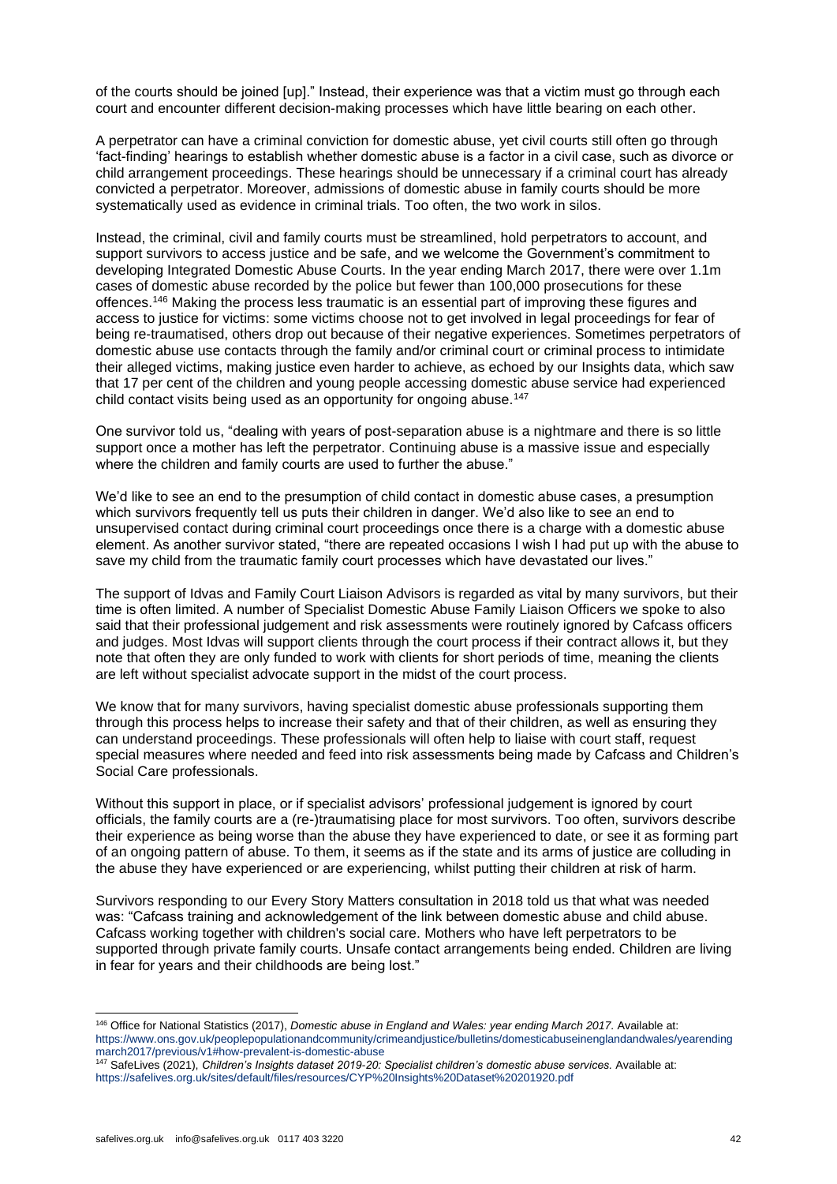of the courts should be joined [up]." Instead, their experience was that a victim must go through each court and encounter different decision-making processes which have little bearing on each other.

A perpetrator can have a criminal conviction for domestic abuse, yet civil courts still often go through 'fact-finding' hearings to establish whether domestic abuse is a factor in a civil case, such as divorce or child arrangement proceedings. These hearings should be unnecessary if a criminal court has already convicted a perpetrator. Moreover, admissions of domestic abuse in family courts should be more systematically used as evidence in criminal trials. Too often, the two work in silos.

Instead, the criminal, civil and family courts must be streamlined, hold perpetrators to account, and support survivors to access justice and be safe, and we welcome the Government's commitment to developing Integrated Domestic Abuse Courts. In the year ending March 2017, there were over 1.1m cases of domestic abuse recorded by the police but fewer than 100,000 prosecutions for these offences.[146] Making the process less traumatic is an essential part of improving these figures and access to justice for victims: some victims choose not to get involved in legal proceedings for fear of being re-traumatised, others drop out because of their negative experiences. Sometimes perpetrators of domestic abuse use contacts through the family and/or criminal court or criminal process to intimidate their alleged victims, making justice even harder to achieve, as echoed by our Insights data, which saw that 17 per cent of the children and young people accessing domestic abuse service had experienced child contact visits being used as an opportunity for ongoing abuse.[147]

One survivor told us, "dealing with years of post-separation abuse is a nightmare and there is so little support once a mother has left the perpetrator. Continuing abuse is a massive issue and especially where the children and family courts are used to further the abuse."

We'd like to see an end to the presumption of child contact in domestic abuse cases, a presumption which survivors frequently tell us puts their children in danger. We'd also like to see an end to unsupervised contact during criminal court proceedings once there is a charge with a domestic abuse element. As another survivor stated, "there are repeated occasions I wish I had put up with the abuse to save my child from the traumatic family court processes which have devastated our lives."

The support of Idvas and Family Court Liaison Advisors is regarded as vital by many survivors, but their time is often limited. A number of Specialist Domestic Abuse Family Liaison Officers we spoke to also said that their professional judgement and risk assessments were routinely ignored by Cafcass officers and judges. Most Idvas will support clients through the court process if their contract allows it, but they note that often they are only funded to work with clients for short periods of time, meaning the clients are left without specialist advocate support in the midst of the court process.

We know that for many survivors, having specialist domestic abuse professionals supporting them through this process helps to increase their safety and that of their children, as well as ensuring they can understand proceedings. These professionals will often help to liaise with court staff, request special measures where needed and feed into risk assessments being made by Cafcass and Children's Social Care professionals.

Without this support in place, or if specialist advisors' professional judgement is ignored by court officials, the family courts are a (re-)traumatising place for most survivors. Too often, survivors describe their experience as being worse than the abuse they have experienced to date, or see it as forming part of an ongoing pattern of abuse. To them, it seems as if the state and its arms of justice are colluding in the abuse they have experienced or are experiencing, whilst putting their children at risk of harm.

Survivors responding to our Every Story Matters consultation in 2018 told us that what was needed was: "Cafcass training and acknowledgement of the link between domestic abuse and child abuse. Cafcass working together with children's social care. Mothers who have left perpetrators to be supported through private family courts. Unsafe contact arrangements being ended. Children are living in fear for years and their childhoods are being lost."

---

[146] Office for National Statistics (2017), *Domestic abuse in England and Wales: year ending March 2017.* Available at: https://www.ons.gov.uk/peoplepopulationandcommunity/crimeandjustice/bulletins/domesticabuseinenglandandwales/yearendingmarch2017/previous/v1#how-prevalent-is-domestic-abuse

[147] SafeLives (2021), *Children's Insights dataset 2019-20: Specialist children's domestic abuse services.* Available at: https://safelives.org.uk/sites/default/files/resources/CYP%20Insights%20Dataset%20201920.pdf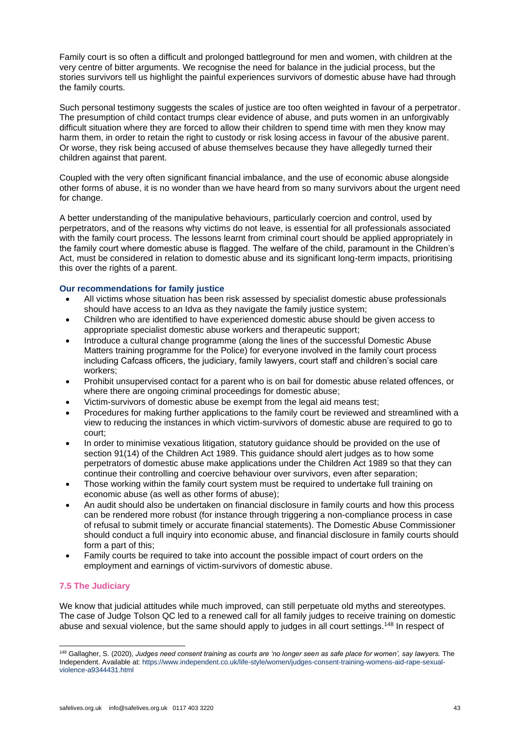Family court is so often a difficult and prolonged battleground for men and women, with children at the very centre of bitter arguments. We recognise the need for balance in the judicial process, but the stories survivors tell us highlight the painful experiences survivors of domestic abuse have had through the family courts.

Such personal testimony suggests the scales of justice are too often weighted in favour of a perpetrator. The presumption of child contact trumps clear evidence of abuse, and puts women in an unforgivably difficult situation where they are forced to allow their children to spend time with men they know may harm them, in order to retain the right to custody or risk losing access in favour of the abusive parent. Or worse, they risk being accused of abuse themselves because they have allegedly turned their children against that parent.

Coupled with the very often significant financial imbalance, and the use of economic abuse alongside other forms of abuse, it is no wonder than we have heard from so many survivors about the urgent need for change.

A better understanding of the manipulative behaviours, particularly coercion and control, used by perpetrators, and of the reasons why victims do not leave, is essential for all professionals associated with the family court process. The lessons learnt from criminal court should be applied appropriately in the family court where domestic abuse is flagged. The welfare of the child, paramount in the Children's Act, must be considered in relation to domestic abuse and its significant long-term impacts, prioritising this over the rights of a parent.

#### Our recommendations for family justice

- All victims whose situation has been risk assessed by specialist domestic abuse professionals should have access to an Idva as they navigate the family justice system;
- Children who are identified to have experienced domestic abuse should be given access to appropriate specialist domestic abuse workers and therapeutic support;
- Introduce a cultural change programme (along the lines of the successful Domestic Abuse Matters training programme for the Police) for everyone involved in the family court process including Cafcass officers, the judiciary, family lawyers, court staff and children's social care workers;
- Prohibit unsupervised contact for a parent who is on bail for domestic abuse related offences, or where there are ongoing criminal proceedings for domestic abuse;
- Victim-survivors of domestic abuse be exempt from the legal aid means test;
- Procedures for making further applications to the family court be reviewed and streamlined with a view to reducing the instances in which victim-survivors of domestic abuse are required to go to court;
- In order to minimise vexatious litigation, statutory guidance should be provided on the use of section 91(14) of the Children Act 1989. This guidance should alert judges as to how some perpetrators of domestic abuse make applications under the Children Act 1989 so that they can continue their controlling and coercive behaviour over survivors, even after separation;
- Those working within the family court system must be required to undertake full training on economic abuse (as well as other forms of abuse);
- An audit should also be undertaken on financial disclosure in family courts and how this process can be rendered more robust (for instance through triggering a non-compliance process in case of refusal to submit timely or accurate financial statements). The Domestic Abuse Commissioner should conduct a full inquiry into economic abuse, and financial disclosure in family courts should form a part of this;
- Family courts be required to take into account the possible impact of court orders on the employment and earnings of victim-survivors of domestic abuse.

### 7.5 The Judiciary

We know that judicial attitudes while much improved, can still perpetuate old myths and stereotypes. The case of Judge Tolson QC led to a renewed call for all family judges to receive training on domestic abuse and sexual violence, but the same should apply to judges in all court settings.[148] In respect of

[148] Gallagher, S. (2020), *Judges need consent training as courts are 'no longer seen as safe place for women', say lawyers.* The Independent. Available at: https://www.independent.co.uk/life-style/women/judges-consent-training-womens-aid-rape-sexual-violence-a9344431.html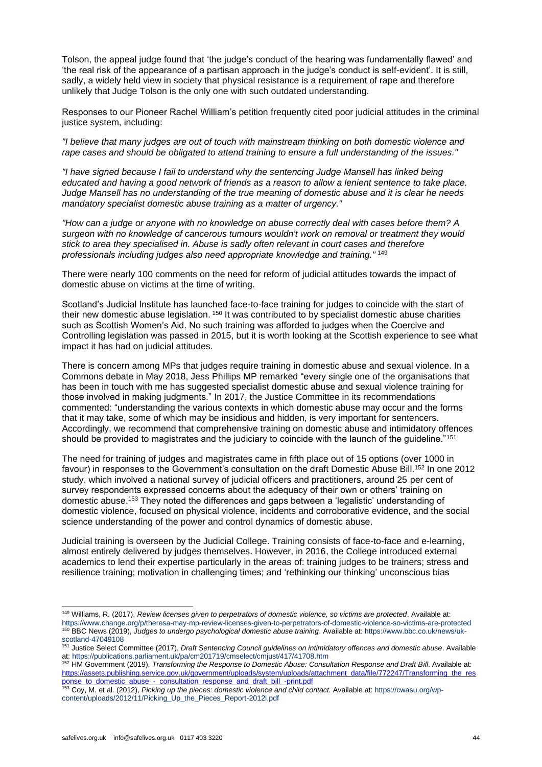Tolson, the appeal judge found that 'the judge's conduct of the hearing was fundamentally flawed' and 'the real risk of the appearance of a partisan approach in the judge's conduct is self-evident'. It is still, sadly, a widely held view in society that physical resistance is a requirement of rape and therefore unlikely that Judge Tolson is the only one with such outdated understanding.

Responses to our Pioneer Rachel William's petition frequently cited poor judicial attitudes in the criminal justice system, including:

*"I believe that many judges are out of touch with mainstream thinking on both domestic violence and rape cases and should be obligated to attend training to ensure a full understanding of the issues."*

*"I have signed because I fail to understand why the sentencing Judge Mansell has linked being educated and having a good network of friends as a reason to allow a lenient sentence to take place. Judge Mansell has no understanding of the true meaning of domestic abuse and it is clear he needs mandatory specialist domestic abuse training as a matter of urgency."*

*"How can a judge or anyone with no knowledge on abuse correctly deal with cases before them? A surgeon with no knowledge of cancerous tumours wouldn't work on removal or treatment they would stick to area they specialised in. Abuse is sadly often relevant in court cases and therefore professionals including judges also need appropriate knowledge and training."* [149]

There were nearly 100 comments on the need for reform of judicial attitudes towards the impact of domestic abuse on victims at the time of writing.

Scotland's Judicial Institute has launched face-to-face training for judges to coincide with the start of their new domestic abuse legislation. [150] It was contributed to by specialist domestic abuse charities such as Scottish Women's Aid. No such training was afforded to judges when the Coercive and Controlling legislation was passed in 2015, but it is worth looking at the Scottish experience to see what impact it has had on judicial attitudes.

There is concern among MPs that judges require training in domestic abuse and sexual violence. In a Commons debate in May 2018, Jess Phillips MP remarked "every single one of the organisations that has been in touch with me has suggested specialist domestic abuse and sexual violence training for those involved in making judgments." In 2017, the Justice Committee in its recommendations commented: "understanding the various contexts in which domestic abuse may occur and the forms that it may take, some of which may be insidious and hidden, is very important for sentencers. Accordingly, we recommend that comprehensive training on domestic abuse and intimidatory offences should be provided to magistrates and the judiciary to coincide with the launch of the guideline."[151]

The need for training of judges and magistrates came in fifth place out of 15 options (over 1000 in favour) in responses to the Government's consultation on the draft Domestic Abuse Bill.[152] In one 2012 study, which involved a national survey of judicial officers and practitioners, around 25 per cent of survey respondents expressed concerns about the adequacy of their own or others' training on domestic abuse.[153] They noted the differences and gaps between a 'legalistic' understanding of domestic violence, focused on physical violence, incidents and corroborative evidence, and the social science understanding of the power and control dynamics of domestic abuse.

Judicial training is overseen by the Judicial College. Training consists of face-to-face and e-learning, almost entirely delivered by judges themselves. However, in 2016, the College introduced external academics to lend their expertise particularly in the areas of: training judges to be trainers; stress and resilience training; motivation in challenging times; and 'rethinking our thinking' unconscious bias

---

[149] Williams, R. (2017), *Review licenses given to perpetrators of domestic violence, so victims are protected*. Available at: https://www.change.org/p/theresa-may-mp-review-licenses-given-to-perpetrators-of-domestic-violence-so-victims-are-protected

[150] BBC News (2019), *Judges to undergo psychological domestic abuse training*. Available at: https://www.bbc.co.uk/news/uk-scotland-47049108

[151] Justice Select Committee (2017), *Draft Sentencing Council guidelines on intimidatory offences and domestic abuse*. Available at: https://publications.parliament.uk/pa/cm201719/cmselect/cmjust/417/41708.htm

[152] HM Government (2019), *Transforming the Response to Domestic Abuse: Consultation Response and Draft Bill*. Available at: https://assets.publishing.service.gov.uk/government/uploads/system/uploads/attachment_data/file/772247/Transforming_the_response_to_domestic_abuse_-_consultation_response_and_draft_bill_-print.pdf

[153] Coy, M. et al. (2012), *Picking up the pieces: domestic violence and child contact.* Available at: https://cwasu.org/wp-content/uploads/2012/11/Picking_Up_the_Pieces_Report-2012l.pdf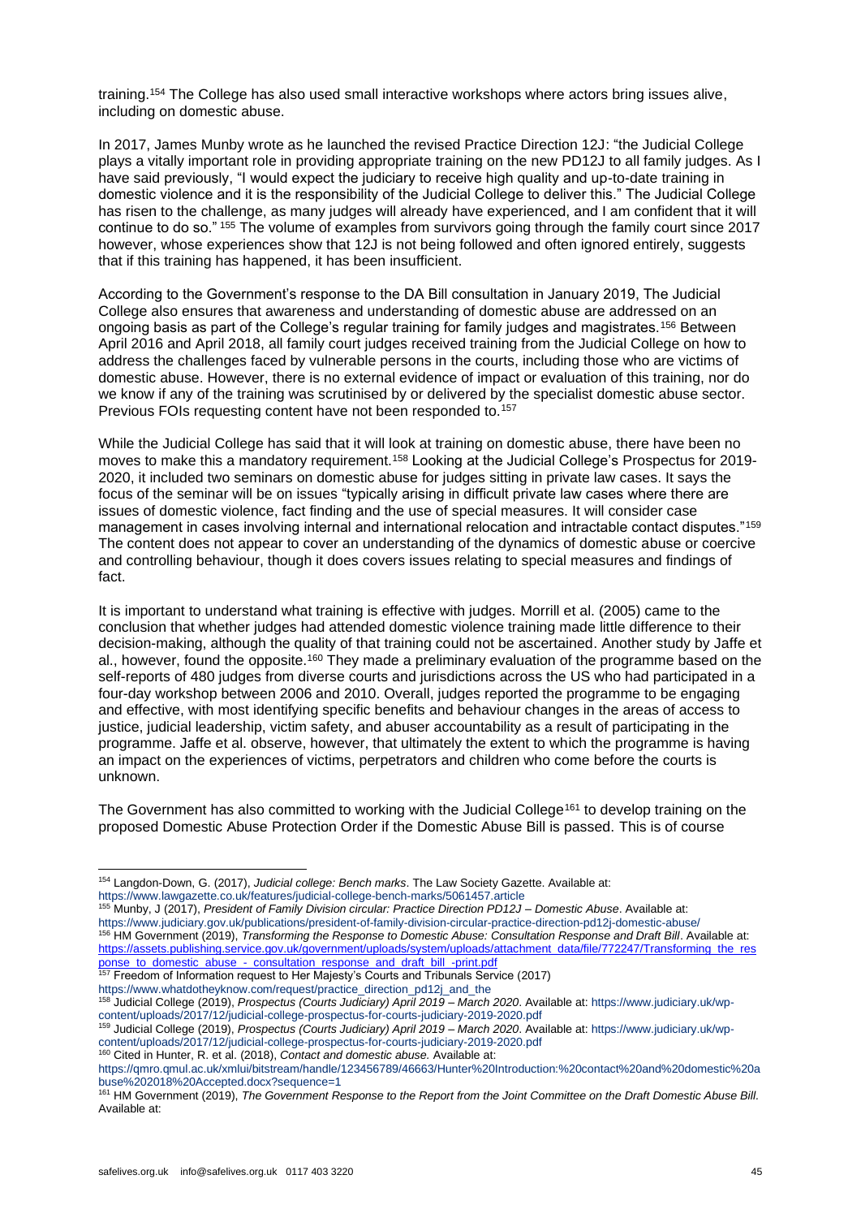training.[154] The College has also used small interactive workshops where actors bring issues alive, including on domestic abuse.

In 2017, James Munby wrote as he launched the revised Practice Direction 12J: "the Judicial College plays a vitally important role in providing appropriate training on the new PD12J to all family judges. As I have said previously, "I would expect the judiciary to receive high quality and up-to-date training in domestic violence and it is the responsibility of the Judicial College to deliver this." The Judicial College has risen to the challenge, as many judges will already have experienced, and I am confident that it will continue to do so." [155] The volume of examples from survivors going through the family court since 2017 however, whose experiences show that 12J is not being followed and often ignored entirely, suggests that if this training has happened, it has been insufficient.

According to the Government's response to the DA Bill consultation in January 2019, The Judicial College also ensures that awareness and understanding of domestic abuse are addressed on an ongoing basis as part of the College's regular training for family judges and magistrates.[156] Between April 2016 and April 2018, all family court judges received training from the Judicial College on how to address the challenges faced by vulnerable persons in the courts, including those who are victims of domestic abuse. However, there is no external evidence of impact or evaluation of this training, nor do we know if any of the training was scrutinised by or delivered by the specialist domestic abuse sector. Previous FOIs requesting content have not been responded to.[157]

While the Judicial College has said that it will look at training on domestic abuse, there have been no moves to make this a mandatory requirement.[158] Looking at the Judicial College's Prospectus for 2019-2020, it included two seminars on domestic abuse for judges sitting in private law cases. It says the focus of the seminar will be on issues "typically arising in difficult private law cases where there are issues of domestic violence, fact finding and the use of special measures. It will consider case management in cases involving internal and international relocation and intractable contact disputes."[159] The content does not appear to cover an understanding of the dynamics of domestic abuse or coercive and controlling behaviour, though it does covers issues relating to special measures and findings of fact.

It is important to understand what training is effective with judges. Morrill et al. (2005) came to the conclusion that whether judges had attended domestic violence training made little difference to their decision-making, although the quality of that training could not be ascertained. Another study by Jaffe et al., however, found the opposite.[160] They made a preliminary evaluation of the programme based on the self-reports of 480 judges from diverse courts and jurisdictions across the US who had participated in a four-day workshop between 2006 and 2010. Overall, judges reported the programme to be engaging and effective, with most identifying specific benefits and behaviour changes in the areas of access to justice, judicial leadership, victim safety, and abuser accountability as a result of participating in the programme. Jaffe et al. observe, however, that ultimately the extent to which the programme is having an impact on the experiences of victims, perpetrators and children who come before the courts is unknown.

The Government has also committed to working with the Judicial College[161] to develop training on the proposed Domestic Abuse Protection Order if the Domestic Abuse Bill is passed. This is of course

---

[154] Langdon-Down, G. (2017), *Judicial college: Bench marks*. The Law Society Gazette. Available at: https://www.lawgazette.co.uk/features/judicial-college-bench-marks/5061457.article

[155] Munby, J (2017), *President of Family Division circular: Practice Direction PD12J – Domestic Abuse*. Available at: https://www.judiciary.gov.uk/publications/president-of-family-division-circular-practice-direction-pd12j-domestic-abuse/

[156] HM Government (2019), *Transforming the Response to Domestic Abuse: Consultation Response and Draft Bill*. Available at: https://assets.publishing.service.gov.uk/government/uploads/system/uploads/attachment_data/file/772247/Transforming_the_response_to_domestic_abuse_-_consultation_response_and_draft_bill_-print.pdf

[157] Freedom of Information request to Her Majesty's Courts and Tribunals Service (2017) https://www.whatdotheyknow.com/request/practice_direction_pd12j_and_the

[158] Judicial College (2019), *Prospectus (Courts Judiciary) April 2019 – March 2020*. Available at: https://www.judiciary.uk/wp-content/uploads/2017/12/judicial-college-prospectus-for-courts-judiciary-2019-2020.pdf

[159] Judicial College (2019), *Prospectus (Courts Judiciary) April 2019 – March 2020*. Available at: https://www.judiciary.uk/wp-content/uploads/2017/12/judicial-college-prospectus-for-courts-judiciary-2019-2020.pdf

[160] Cited in Hunter, R. et al. (2018), *Contact and domestic abuse.* Available at: https://qmro.qmul.ac.uk/xmlui/bitstream/handle/123456789/46663/Hunter%20Introduction:%20contact%20and%20domestic%20abuse%202018%20Accepted.docx?sequence=1

[161] HM Government (2019), *The Government Response to the Report from the Joint Committee on the Draft Domestic Abuse Bill*. Available at: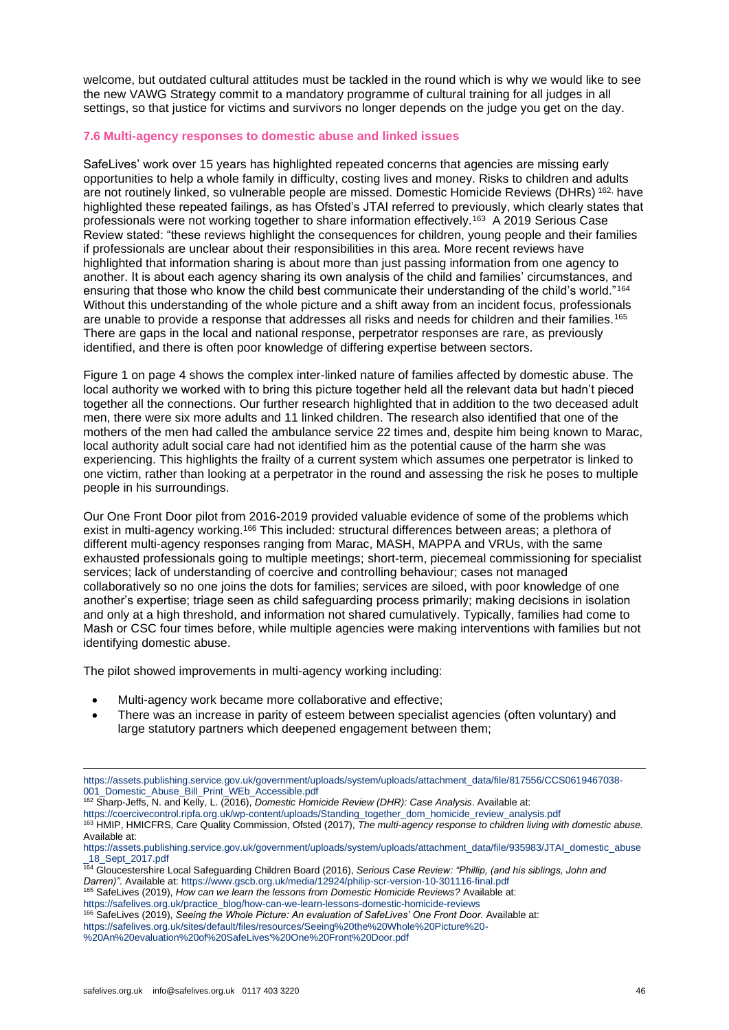welcome, but outdated cultural attitudes must be tackled in the round which is why we would like to see the new VAWG Strategy commit to a mandatory programme of cultural training for all judges in all settings, so that justice for victims and survivors no longer depends on the judge you get on the day.

### 7.6 Multi-agency responses to domestic abuse and linked issues

SafeLives' work over 15 years has highlighted repeated concerns that agencies are missing early opportunities to help a whole family in difficulty, costing lives and money. Risks to children and adults are not routinely linked, so vulnerable people are missed. Domestic Homicide Reviews (DHRs) [162], have highlighted these repeated failings, as has Ofsted's JTAI referred to previously, which clearly states that professionals were not working together to share information effectively.[163] A 2019 Serious Case Review stated: "these reviews highlight the consequences for children, young people and their families if professionals are unclear about their responsibilities in this area. More recent reviews have highlighted that information sharing is about more than just passing information from one agency to another. It is about each agency sharing its own analysis of the child and families' circumstances, and ensuring that those who know the child best communicate their understanding of the child's world."[164] Without this understanding of the whole picture and a shift away from an incident focus, professionals are unable to provide a response that addresses all risks and needs for children and their families.[165] There are gaps in the local and national response, perpetrator responses are rare, as previously identified, and there is often poor knowledge of differing expertise between sectors.

Figure 1 on page 4 shows the complex inter-linked nature of families affected by domestic abuse. The local authority we worked with to bring this picture together held all the relevant data but hadn't pieced together all the connections. Our further research highlighted that in addition to the two deceased adult men, there were six more adults and 11 linked children. The research also identified that one of the mothers of the men had called the ambulance service 22 times and, despite him being known to Marac, local authority adult social care had not identified him as the potential cause of the harm she was experiencing. This highlights the frailty of a current system which assumes one perpetrator is linked to one victim, rather than looking at a perpetrator in the round and assessing the risk he poses to multiple people in his surroundings.

Our One Front Door pilot from 2016-2019 provided valuable evidence of some of the problems which exist in multi-agency working.[166] This included: structural differences between areas; a plethora of different multi-agency responses ranging from Marac, MASH, MAPPA and VRUs, with the same exhausted professionals going to multiple meetings; short-term, piecemeal commissioning for specialist services; lack of understanding of coercive and controlling behaviour; cases not managed collaboratively so no one joins the dots for families; services are siloed, with poor knowledge of one another's expertise; triage seen as child safeguarding process primarily; making decisions in isolation and only at a high threshold, and information not shared cumulatively. Typically, families had come to Mash or CSC four times before, while multiple agencies were making interventions with families but not identifying domestic abuse.

The pilot showed improvements in multi-agency working including:

- Multi-agency work became more collaborative and effective;
- There was an increase in parity of esteem between specialist agencies (often voluntary) and large statutory partners which deepened engagement between them;

---

https://assets.publishing.service.gov.uk/government/uploads/system/uploads/attachment_data/file/817556/CCS0619467038-001_Domestic_Abuse_Bill_Print_WEb_Accessible.pdf

[162] Sharp-Jeffs, N. and Kelly, L. (2016), *Domestic Homicide Review (DHR): Case Analysis*. Available at: https://coercivecontrol.ripfa.org.uk/wp-content/uploads/Standing_together_dom_homicide_review_analysis.pdf

[163] HMIP, HMICFRS, Care Quality Commission, Ofsted (2017), *The multi-agency response to children living with domestic abuse.* Available at: https://assets.publishing.service.gov.uk/government/uploads/system/uploads/attachment_data/file/935983/JTAI_domestic_abuse_18_Sept_2017.pdf

[164] Gloucestershire Local Safeguarding Children Board (2016), *Serious Case Review: "Phillip, (and his siblings, John and Darren)".* Available at: https://www.gscb.org.uk/media/12924/philip-scr-version-10-301116-final.pdf

[165] SafeLives (2019), *How can we learn the lessons from Domestic Homicide Reviews?* Available at: https://safelives.org.uk/practice_blog/how-can-we-learn-lessons-domestic-homicide-reviews

[166] SafeLives (2019), *Seeing the Whole Picture: An evaluation of SafeLives' One Front Door.* Available at: https://safelives.org.uk/sites/default/files/resources/Seeing%20the%20Whole%20Picture%20-%20An%20evaluation%20of%20SafeLives'%20One%20Front%20Door.pdf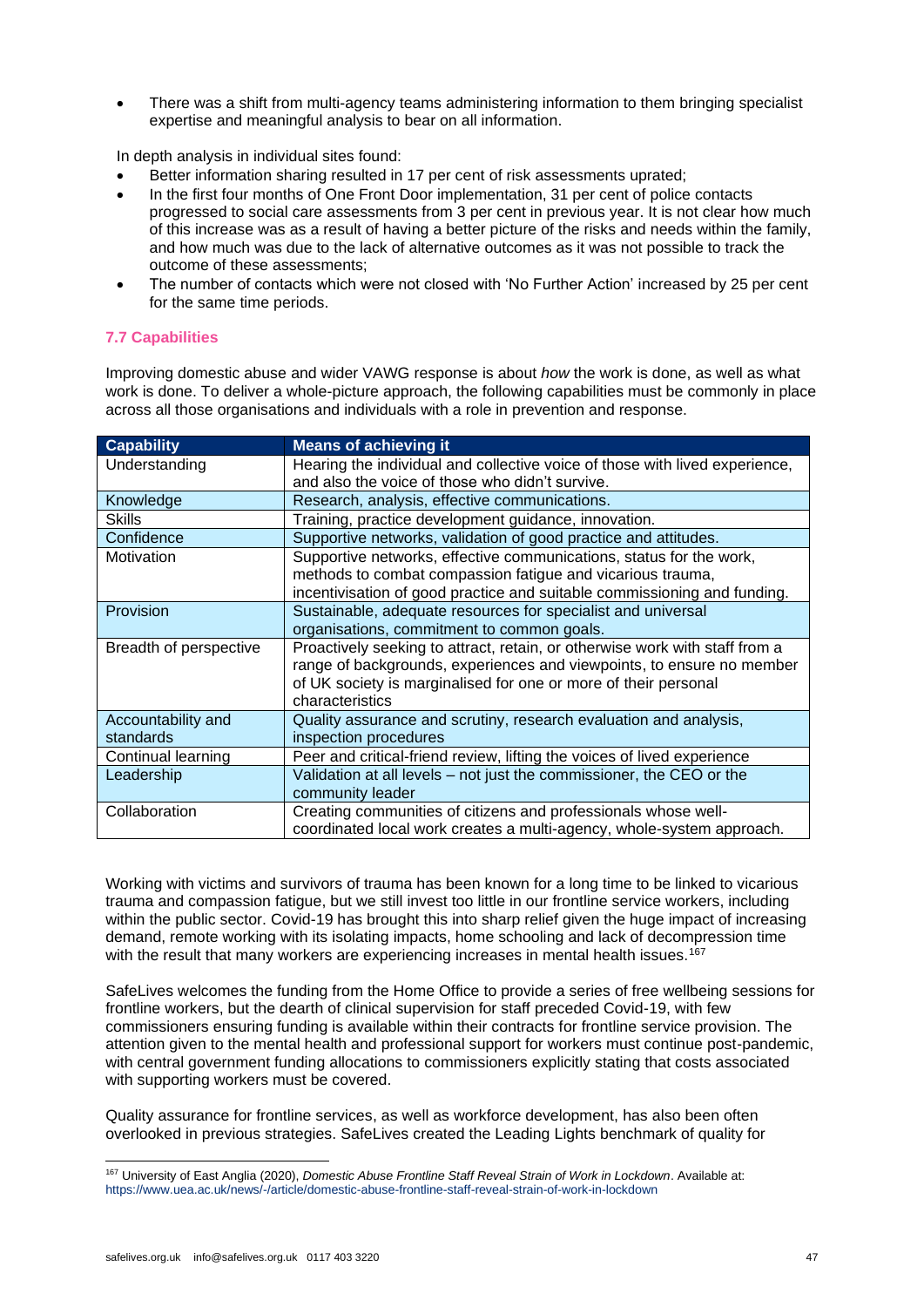- There was a shift from multi-agency teams administering information to them bringing specialist expertise and meaningful analysis to bear on all information.

In depth analysis in individual sites found:

- Better information sharing resulted in 17 per cent of risk assessments uprated;
- In the first four months of One Front Door implementation, 31 per cent of police contacts progressed to social care assessments from 3 per cent in previous year. It is not clear how much of this increase was as a result of having a better picture of the risks and needs within the family, and how much was due to the lack of alternative outcomes as it was not possible to track the outcome of these assessments;
- The number of contacts which were not closed with 'No Further Action' increased by 25 per cent for the same time periods.

### 7.7 Capabilities

Improving domestic abuse and wider VAWG response is about *how* the work is done, as well as what work is done. To deliver a whole-picture approach, the following capabilities must be commonly in place across all those organisations and individuals with a role in prevention and response.

| Capability | Means of achieving it |
| --- | --- |
| Understanding | Hearing the individual and collective voice of those with lived experience, and also the voice of those who didn't survive. |
| Knowledge | Research, analysis, effective communications. |
| Skills | Training, practice development guidance, innovation. |
| Confidence | Supportive networks, validation of good practice and attitudes. |
| Motivation | Supportive networks, effective communications, status for the work, methods to combat compassion fatigue and vicarious trauma, incentivisation of good practice and suitable commissioning and funding. |
| Provision | Sustainable, adequate resources for specialist and universal organisations, commitment to common goals. |
| Breadth of perspective | Proactively seeking to attract, retain, or otherwise work with staff from a range of backgrounds, experiences and viewpoints, to ensure no member of UK society is marginalised for one or more of their personal characteristics |
| Accountability and standards | Quality assurance and scrutiny, research evaluation and analysis, inspection procedures |
| Continual learning | Peer and critical-friend review, lifting the voices of lived experience |
| Leadership | Validation at all levels – not just the commissioner, the CEO or the community leader |
| Collaboration | Creating communities of citizens and professionals whose well-coordinated local work creates a multi-agency, whole-system approach. |

Working with victims and survivors of trauma has been known for a long time to be linked to vicarious trauma and compassion fatigue, but we still invest too little in our frontline service workers, including within the public sector. Covid-19 has brought this into sharp relief given the huge impact of increasing demand, remote working with its isolating impacts, home schooling and lack of decompression time with the result that many workers are experiencing increases in mental health issues.[167]

SafeLives welcomes the funding from the Home Office to provide a series of free wellbeing sessions for frontline workers, but the dearth of clinical supervision for staff preceded Covid-19, with few commissioners ensuring funding is available within their contracts for frontline service provision. The attention given to the mental health and professional support for workers must continue post-pandemic, with central government funding allocations to commissioners explicitly stating that costs associated with supporting workers must be covered.

Quality assurance for frontline services, as well as workforce development, has also been often overlooked in previous strategies. SafeLives created the Leading Lights benchmark of quality for

[167] University of East Anglia (2020), *Domestic Abuse Frontline Staff Reveal Strain of Work in Lockdown*. Available at: https://www.uea.ac.uk/news/-/article/domestic-abuse-frontline-staff-reveal-strain-of-work-in-lockdown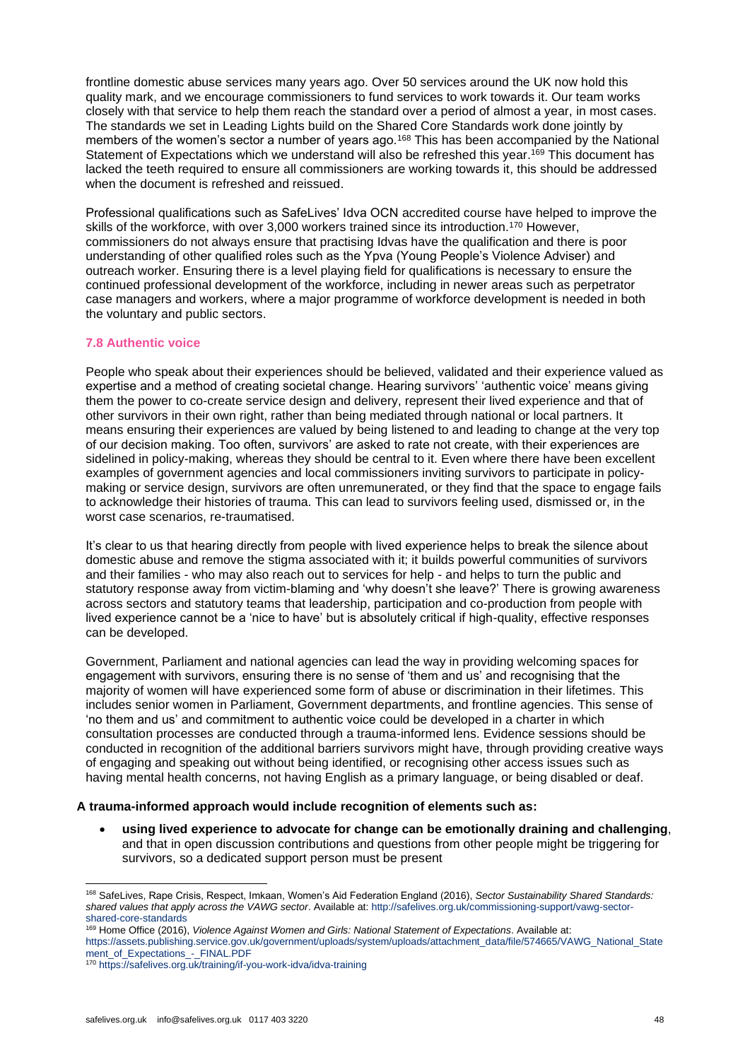frontline domestic abuse services many years ago. Over 50 services around the UK now hold this quality mark, and we encourage commissioners to fund services to work towards it. Our team works closely with that service to help them reach the standard over a period of almost a year, in most cases. The standards we set in Leading Lights build on the Shared Core Standards work done jointly by members of the women's sector a number of years ago.[168] This has been accompanied by the National Statement of Expectations which we understand will also be refreshed this year.[169] This document has lacked the teeth required to ensure all commissioners are working towards it, this should be addressed when the document is refreshed and reissued.

Professional qualifications such as SafeLives' Idva OCN accredited course have helped to improve the skills of the workforce, with over 3,000 workers trained since its introduction.[170] However, commissioners do not always ensure that practising Idvas have the qualification and there is poor understanding of other qualified roles such as the Ypva (Young People's Violence Adviser) and outreach worker. Ensuring there is a level playing field for qualifications is necessary to ensure the continued professional development of the workforce, including in newer areas such as perpetrator case managers and workers, where a major programme of workforce development is needed in both the voluntary and public sectors.

### 7.8 Authentic voice

People who speak about their experiences should be believed, validated and their experience valued as expertise and a method of creating societal change. Hearing survivors' 'authentic voice' means giving them the power to co-create service design and delivery, represent their lived experience and that of other survivors in their own right, rather than being mediated through national or local partners. It means ensuring their experiences are valued by being listened to and leading to change at the very top of our decision making. Too often, survivors' are asked to rate not create, with their experiences are sidelined in policy-making, whereas they should be central to it. Even where there have been excellent examples of government agencies and local commissioners inviting survivors to participate in policy-making or service design, survivors are often unremunerated, or they find that the space to engage fails to acknowledge their histories of trauma. This can lead to survivors feeling used, dismissed or, in the worst case scenarios, re-traumatised.

It's clear to us that hearing directly from people with lived experience helps to break the silence about domestic abuse and remove the stigma associated with it; it builds powerful communities of survivors and their families - who may also reach out to services for help - and helps to turn the public and statutory response away from victim-blaming and 'why doesn't she leave?' There is growing awareness across sectors and statutory teams that leadership, participation and co-production from people with lived experience cannot be a 'nice to have' but is absolutely critical if high-quality, effective responses can be developed.

Government, Parliament and national agencies can lead the way in providing welcoming spaces for engagement with survivors, ensuring there is no sense of 'them and us' and recognising that the majority of women will have experienced some form of abuse or discrimination in their lifetimes. This includes senior women in Parliament, Government departments, and frontline agencies. This sense of 'no them and us' and commitment to authentic voice could be developed in a charter in which consultation processes are conducted through a trauma-informed lens. Evidence sessions should be conducted in recognition of the additional barriers survivors might have, through providing creative ways of engaging and speaking out without being identified, or recognising other access issues such as having mental health concerns, not having English as a primary language, or being disabled or deaf.

**A trauma-informed approach would include recognition of elements such as:**

- **using lived experience to advocate for change can be emotionally draining and challenging**, and that in open discussion contributions and questions from other people might be triggering for survivors, so a dedicated support person must be present

---

[168] SafeLives, Rape Crisis, Respect, Imkaan, Women's Aid Federation England (2016), *Sector Sustainability Shared Standards: shared values that apply across the VAWG sector*. Available at: http://safelives.org.uk/commissioning-support/vawg-sector-shared-core-standards

[169] Home Office (2016), *Violence Against Women and Girls: National Statement of Expectations*. Available at: https://assets.publishing.service.gov.uk/government/uploads/system/uploads/attachment_data/file/574665/VAWG_National_Statement_of_Expectations_-_FINAL.PDF

[170] https://safelives.org.uk/training/if-you-work-idva/idva-training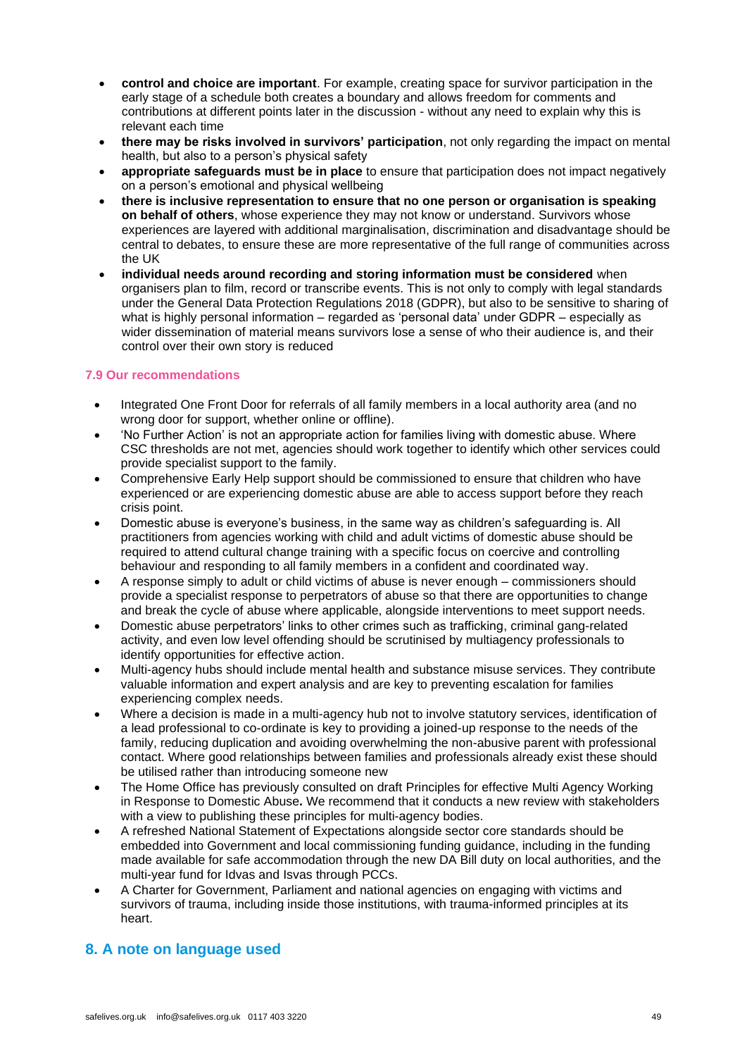- **control and choice are important**. For example, creating space for survivor participation in the early stage of a schedule both creates a boundary and allows freedom for comments and contributions at different points later in the discussion - without any need to explain why this is relevant each time
- **there may be risks involved in survivors' participation**, not only regarding the impact on mental health, but also to a person's physical safety
- **appropriate safeguards must be in place** to ensure that participation does not impact negatively on a person's emotional and physical wellbeing
- **there is inclusive representation to ensure that no one person or organisation is speaking on behalf of others**, whose experience they may not know or understand. Survivors whose experiences are layered with additional marginalisation, discrimination and disadvantage should be central to debates, to ensure these are more representative of the full range of communities across the UK
- **individual needs around recording and storing information must be considered** when organisers plan to film, record or transcribe events. This is not only to comply with legal standards under the General Data Protection Regulations 2018 (GDPR), but also to be sensitive to sharing of what is highly personal information – regarded as 'personal data' under GDPR – especially as wider dissemination of material means survivors lose a sense of who their audience is, and their control over their own story is reduced

### 7.9 Our recommendations

- Integrated One Front Door for referrals of all family members in a local authority area (and no wrong door for support, whether online or offline).
- 'No Further Action' is not an appropriate action for families living with domestic abuse. Where CSC thresholds are not met, agencies should work together to identify which other services could provide specialist support to the family.
- Comprehensive Early Help support should be commissioned to ensure that children who have experienced or are experiencing domestic abuse are able to access support before they reach crisis point.
- Domestic abuse is everyone's business, in the same way as children's safeguarding is. All practitioners from agencies working with child and adult victims of domestic abuse should be required to attend cultural change training with a specific focus on coercive and controlling behaviour and responding to all family members in a confident and coordinated way.
- A response simply to adult or child victims of abuse is never enough – commissioners should provide a specialist response to perpetrators of abuse so that there are opportunities to change and break the cycle of abuse where applicable, alongside interventions to meet support needs.
- Domestic abuse perpetrators' links to other crimes such as trafficking, criminal gang-related activity, and even low level offending should be scrutinised by multiagency professionals to identify opportunities for effective action.
- Multi-agency hubs should include mental health and substance misuse services. They contribute valuable information and expert analysis and are key to preventing escalation for families experiencing complex needs.
- Where a decision is made in a multi-agency hub not to involve statutory services, identification of a lead professional to co-ordinate is key to providing a joined-up response to the needs of the family, reducing duplication and avoiding overwhelming the non-abusive parent with professional contact. Where good relationships between families and professionals already exist these should be utilised rather than introducing someone new
- The Home Office has previously consulted on draft Principles for effective Multi Agency Working in Response to Domestic Abuse**.** We recommend that it conducts a new review with stakeholders with a view to publishing these principles for multi-agency bodies.
- A refreshed National Statement of Expectations alongside sector core standards should be embedded into Government and local commissioning funding guidance, including in the funding made available for safe accommodation through the new DA Bill duty on local authorities, and the multi-year fund for Idvas and Isvas through PCCs.
- A Charter for Government, Parliament and national agencies on engaging with victims and survivors of trauma, including inside those institutions, with trauma-informed principles at its heart.

## 8. A note on language used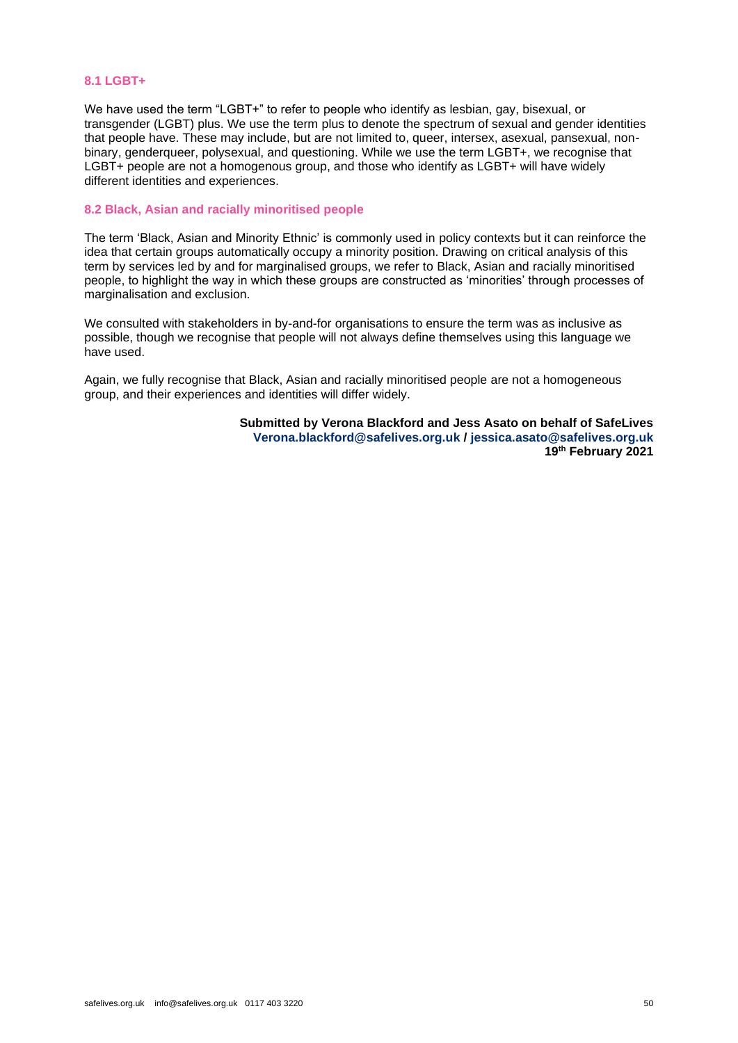### 8.1 LGBT+

We have used the term "LGBT+" to refer to people who identify as lesbian, gay, bisexual, or transgender (LGBT) plus. We use the term plus to denote the spectrum of sexual and gender identities that people have. These may include, but are not limited to, queer, intersex, asexual, pansexual, non-binary, genderqueer, polysexual, and questioning. While we use the term LGBT+, we recognise that LGBT+ people are not a homogenous group, and those who identify as LGBT+ will have widely different identities and experiences.

### 8.2 Black, Asian and racially minoritised people

The term 'Black, Asian and Minority Ethnic' is commonly used in policy contexts but it can reinforce the idea that certain groups automatically occupy a minority position. Drawing on critical analysis of this term by services led by and for marginalised groups, we refer to Black, Asian and racially minoritised people, to highlight the way in which these groups are constructed as 'minorities' through processes of marginalisation and exclusion.

We consulted with stakeholders in by-and-for organisations to ensure the term was as inclusive as possible, though we recognise that people will not always define themselves using this language we have used.

Again, we fully recognise that Black, Asian and racially minoritised people are not a homogeneous group, and their experiences and identities will differ widely.

**Submitted by Verona Blackford and Jess Asato on behalf of SafeLives**
**Verona.blackford@safelives.org.uk / jessica.asato@safelives.org.uk**
**19th February 2021**